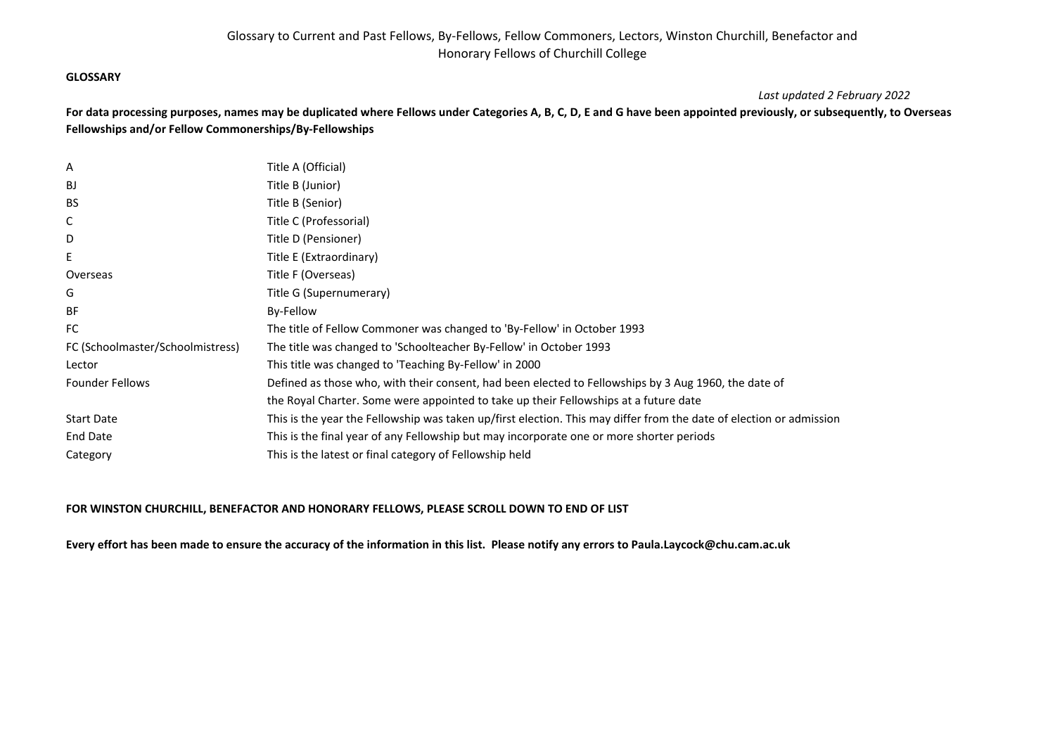Glossary to Current and Past Fellows, By-Fellows, Fellow Commoners, Lectors, Winston Churchill, Benefactor and Honorary Fellows of Churchill College

**GLOSSARY**

*Last updated 2 February 2022*

**For data processing purposes, names may be duplicated where Fellows under Categories A, B, C, D, E and G have been appointed previously, or subsequently, to Overseas Fellowships and/or Fellow Commonerships/By-Fellowships**

| | |
|---|---|
| A | Title A (Official) |
| BJ | Title B (Junior) |
| BS | Title B (Senior) |
| C | Title C (Professorial) |
| D | Title D (Pensioner) |
| E | Title E (Extraordinary) |
| Overseas | Title F (Overseas) |
| G | Title G (Supernumerary) |
| BF | By-Fellow |
| FC | The title of Fellow Commoner was changed to 'By-Fellow' in October 1993 |
| FC (Schoolmaster/Schoolmistress) | The title was changed to 'Schoolteacher By-Fellow' in October 1993 |
| Lector | This title was changed to 'Teaching By-Fellow' in 2000 |
| Founder Fellows | Defined as those who, with their consent, had been elected to Fellowships by 3 Aug 1960, the date of the Royal Charter. Some were appointed to take up their Fellowships at a future date |
| Start Date | This is the year the Fellowship was taken up/first election. This may differ from the date of election or admission |
| End Date | This is the final year of any Fellowship but may incorporate one or more shorter periods |
| Category | This is the latest or final category of Fellowship held |

**FOR WINSTON CHURCHILL, BENEFACTOR AND HONORARY FELLOWS, PLEASE SCROLL DOWN TO END OF LIST**

**Every effort has been made to ensure the accuracy of the information in this list. Please notify any errors to Paula.Laycock@chu.cam.ac.uk**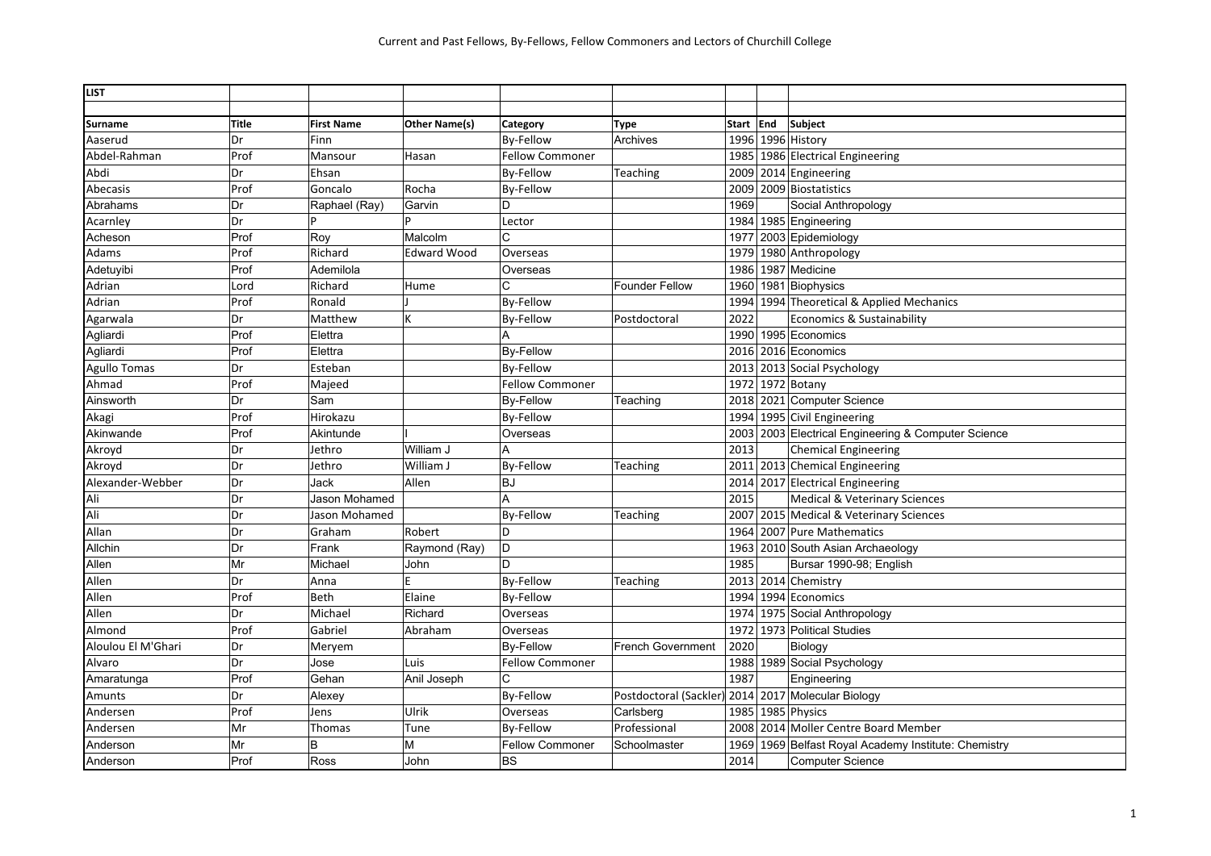# Current and Past Fellows, By-Fellows, Fellow Commoners and Lectors of Churchill College

| LIST | | | | | | | | |
|---|---|---|---|---|---|---|---|---|
| | | | | | | | | |
| **Surname** | **Title** | **First Name** | **Other Name(s)** | **Category** | **Type** | **Start** | **End** | **Subject** |
| Aaserud | Dr | Finn | | By-Fellow | Archives | 1996 | 1996 | History |
| Abdel-Rahman | Prof | Mansour | Hasan | Fellow Commoner | | 1985 | 1986 | Electrical Engineering |
| Abdi | Dr | Ehsan | | By-Fellow | Teaching | 2009 | 2014 | Engineering |
| Abecasis | Prof | Goncalo | Rocha | By-Fellow | | 2009 | 2009 | Biostatistics |
| Abrahams | Dr | Raphael (Ray) | Garvin | D | | 1969 | | Social Anthropology |
| Acarnley | Dr | P | P | Lector | | 1984 | 1985 | Engineering |
| Acheson | Prof | Roy | Malcolm | C | | 1977 | 2003 | Epidemiology |
| Adams | Prof | Richard | Edward Wood | Overseas | | 1979 | 1980 | Anthropology |
| Adetuyibi | Prof | Ademilola | | Overseas | | 1986 | 1987 | Medicine |
| Adrian | Lord | Richard | Hume | C | Founder Fellow | 1960 | 1981 | Biophysics |
| Adrian | Prof | Ronald | J | By-Fellow | | 1994 | 1994 | Theoretical & Applied Mechanics |
| Agarwala | Dr | Matthew | K | By-Fellow | Postdoctoral | 2022 | | Economics & Sustainability |
| Agliardi | Prof | Elettra | | A | | 1990 | 1995 | Economics |
| Agliardi | Prof | Elettra | | By-Fellow | | 2016 | 2016 | Economics |
| Agullo Tomas | Dr | Esteban | | By-Fellow | | 2013 | 2013 | Social Psychology |
| Ahmad | Prof | Majeed | | Fellow Commoner | | 1972 | 1972 | Botany |
| Ainsworth | Dr | Sam | | By-Fellow | Teaching | 2018 | 2021 | Computer Science |
| Akagi | Prof | Hirokazu | | By-Fellow | | 1994 | 1995 | Civil Engineering |
| Akinwande | Prof | Akintunde | I | Overseas | | 2003 | 2003 | Electrical Engineering & Computer Science |
| Akroyd | Dr | Jethro | William J | A | | 2013 | | Chemical Engineering |
| Akroyd | Dr | Jethro | William J | By-Fellow | Teaching | 2011 | 2013 | Chemical Engineering |
| Alexander-Webber | Dr | Jack | Allen | BJ | | 2014 | 2017 | Electrical Engineering |
| Ali | Dr | Jason Mohamed | | A | | 2015 | | Medical & Veterinary Sciences |
| Ali | Dr | Jason Mohamed | | By-Fellow | Teaching | 2007 | 2015 | Medical & Veterinary Sciences |
| Allan | Dr | Graham | Robert | D | | 1964 | 2007 | Pure Mathematics |
| Allchin | Dr | Frank | Raymond (Ray) | D | | 1963 | 2010 | South Asian Archaeology |
| Allen | Mr | Michael | John | D | | 1985 | | Bursar 1990-98; English |
| Allen | Dr | Anna | E | By-Fellow | Teaching | 2013 | 2014 | Chemistry |
| Allen | Prof | Beth | Elaine | By-Fellow | | 1994 | 1994 | Economics |
| Allen | Dr | Michael | Richard | Overseas | | 1974 | 1975 | Social Anthropology |
| Almond | Prof | Gabriel | Abraham | Overseas | | 1972 | 1973 | Political Studies |
| Aloulou El M'Ghari | Dr | Meryem | | By-Fellow | French Government | 2020 | | Biology |
| Alvaro | Dr | Jose | Luis | Fellow Commoner | | 1988 | 1989 | Social Psychology |
| Amaratunga | Prof | Gehan | Anil Joseph | C | | 1987 | | Engineering |
| Amunts | Dr | Alexey | | By-Fellow | Postdoctoral (Sackler) | 2014 | 2017 | Molecular Biology |
| Andersen | Prof | Jens | Ulrik | Overseas | Carlsberg | 1985 | 1985 | Physics |
| Andersen | Mr | Thomas | Tune | By-Fellow | Professional | 2008 | 2014 | Moller Centre Board Member |
| Anderson | Mr | B | M | Fellow Commoner | Schoolmaster | 1969 | 1969 | Belfast Royal Academy Institute: Chemistry |
| Anderson | Prof | Ross | John | BS | | 2014 | | Computer Science |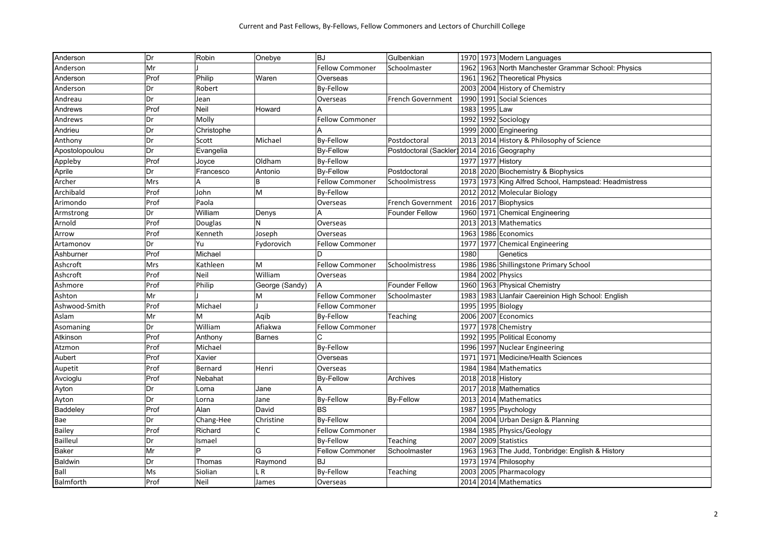| | | | | | | | | |
|---|---|---|---|---|---|---|---|---|
| Anderson | Dr | Robin | Onebye | BJ | Gulbenkian | 1970 | 1973 | Modern Languages |
| Anderson | Mr | J | | Fellow Commoner | Schoolmaster | 1962 | 1963 | North Manchester Grammar School: Physics |
| Anderson | Prof | Philip | Waren | Overseas | | 1961 | 1962 | Theoretical Physics |
| Anderson | Dr | Robert | | By-Fellow | | 2003 | 2004 | History of Chemistry |
| Andreau | Dr | Jean | | Overseas | French Government | 1990 | 1991 | Social Sciences |
| Andrews | Prof | Neil | Howard | A | | 1983 | 1995 | Law |
| Andrews | Dr | Molly | | Fellow Commoner | | 1992 | 1992 | Sociology |
| Andrieu | Dr | Christophe | | A | | 1999 | 2000 | Engineering |
| Anthony | Dr | Scott | Michael | By-Fellow | Postdoctoral | 2013 | 2014 | History & Philosophy of Science |
| Apostolopoulou | Dr | Evangelia | | By-Fellow | Postdoctoral (Sackler) | 2014 | 2016 | Geography |
| Appleby | Prof | Joyce | Oldham | By-Fellow | | 1977 | 1977 | History |
| Aprile | Dr | Francesco | Antonio | By-Fellow | Postdoctoral | 2018 | 2020 | Biochemistry & Biophysics |
| Archer | Mrs | A | B | Fellow Commoner | Schoolmistress | 1973 | 1973 | King Alfred School, Hampstead: Headmistress |
| Archibald | Prof | John | M | By-Fellow | | 2012 | 2012 | Molecular Biology |
| Arimondo | Prof | Paola | | Overseas | French Government | 2016 | 2017 | Biophysics |
| Armstrong | Dr | William | Denys | A | Founder Fellow | 1960 | 1971 | Chemical Engineering |
| Arnold | Prof | Douglas | N | Overseas | | 2013 | 2013 | Mathematics |
| Arrow | Prof | Kenneth | Joseph | Overseas | | 1963 | 1986 | Economics |
| Artamonov | Dr | Yu | Fydorovich | Fellow Commoner | | 1977 | 1977 | Chemical Engineering |
| Ashburner | Prof | Michael | | D | | 1980 | | Genetics |
| Ashcroft | Mrs | Kathleen | M | Fellow Commoner | Schoolmistress | 1986 | 1986 | Shillingstone Primary School |
| Ashcroft | Prof | Neil | William | Overseas | | 1984 | 2002 | Physics |
| Ashmore | Prof | Philip | George (Sandy) | A | Founder Fellow | 1960 | 1963 | Physical Chemistry |
| Ashton | Mr | J | M | Fellow Commoner | Schoolmaster | 1983 | 1983 | Llanfair Caereinion High School: English |
| Ashwood-Smith | Prof | Michael | J | Fellow Commoner | | 1995 | 1995 | Biology |
| Aslam | Mr | M | Aqib | By-Fellow | Teaching | 2006 | 2007 | Economics |
| Asomaning | Dr | William | Afiakwa | Fellow Commoner | | 1977 | 1978 | Chemistry |
| Atkinson | Prof | Anthony | Barnes | C | | 1992 | 1995 | Political Economy |
| Atzmon | Prof | Michael | | By-Fellow | | 1996 | 1997 | Nuclear Engineering |
| Aubert | Prof | Xavier | | Overseas | | 1971 | 1971 | Medicine/Health Sciences |
| Aupetit | Prof | Bernard | Henri | Overseas | | 1984 | 1984 | Mathematics |
| Avcioglu | Prof | Nebahat | | By-Fellow | Archives | 2018 | 2018 | History |
| Ayton | Dr | Lorna | Jane | A | | 2017 | 2018 | Mathematics |
| Ayton | Dr | Lorna | Jane | By-Fellow | By-Fellow | 2013 | 2014 | Mathematics |
| Baddeley | Prof | Alan | David | BS | | 1987 | 1995 | Psychology |
| Bae | Dr | Chang-Hee | Christine | By-Fellow | | 2004 | 2004 | Urban Design & Planning |
| Bailey | Prof | Richard | C | Fellow Commoner | | 1984 | 1985 | Physics/Geology |
| Bailleul | Dr | Ismael | | By-Fellow | Teaching | 2007 | 2009 | Statistics |
| Baker | Mr | P | G | Fellow Commoner | Schoolmaster | 1963 | 1963 | The Judd, Tonbridge: English & History |
| Baldwin | Dr | Thomas | Raymond | BJ | | 1973 | 1974 | Philosophy |
| Ball | Ms | Siolian | L R | By-Fellow | Teaching | 2003 | 2005 | Pharmacology |
| Balmforth | Prof | Neil | James | Overseas | | 2014 | 2014 | Mathematics |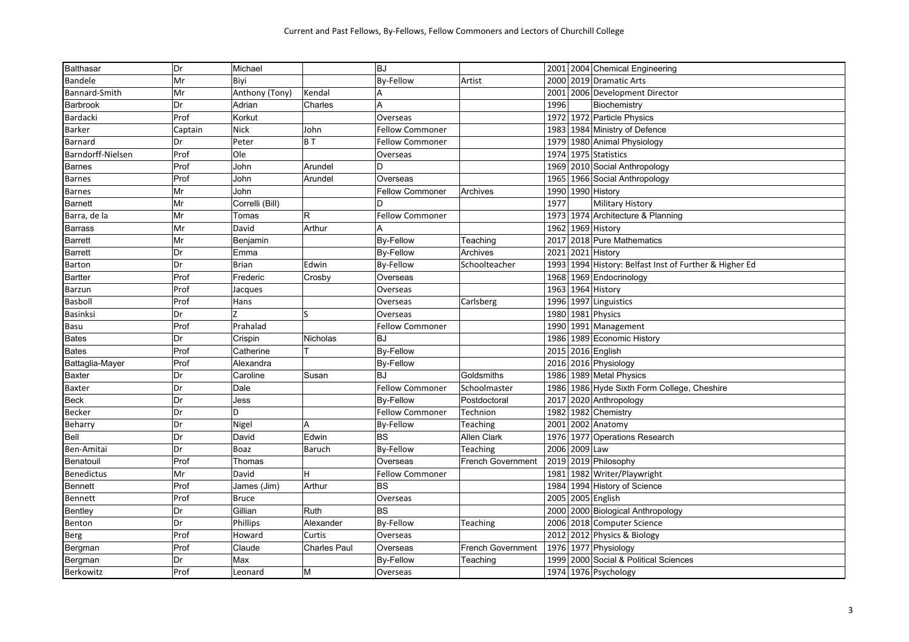| | | | | | | | | |
|---|---|---|---|---|---|---|---|---|
| Balthasar | Dr | Michael | | BJ | | 2001 | 2004 | Chemical Engineering |
| Bandele | Mr | Biyi | | By-Fellow | Artist | 2000 | 2019 | Dramatic Arts |
| Bannard-Smith | Mr | Anthony (Tony) | Kendal | A | | 2001 | 2006 | Development Director |
| Barbrook | Dr | Adrian | Charles | A | | 1996 | | Biochemistry |
| Bardacki | Prof | Korkut | | Overseas | | 1972 | 1972 | Particle Physics |
| Barker | Captain | Nick | John | Fellow Commoner | | 1983 | 1984 | Ministry of Defence |
| Barnard | Dr | Peter | B T | Fellow Commoner | | 1979 | 1980 | Animal Physiology |
| Barndorff-Nielsen | Prof | Ole | | Overseas | | 1974 | 1975 | Statistics |
| Barnes | Prof | John | Arundel | D | | 1969 | 2010 | Social Anthropology |
| Barnes | Prof | John | Arundel | Overseas | | 1965 | 1966 | Social Anthropology |
| Barnes | Mr | John | | Fellow Commoner | Archives | 1990 | 1990 | History |
| Barnett | Mr | Correlli (Bill) | | D | | 1977 | | Military History |
| Barra, de la | Mr | Tomas | R | Fellow Commoner | | 1973 | 1974 | Architecture & Planning |
| Barrass | Mr | David | Arthur | A | | 1962 | 1969 | History |
| Barrett | Mr | Benjamin | | By-Fellow | Teaching | 2017 | 2018 | Pure Mathematics |
| Barrett | Dr | Emma | | By-Fellow | Archives | 2021 | 2021 | History |
| Barton | Dr | Brian | Edwin | By-Fellow | Schoolteacher | 1993 | 1994 | History: Belfast Inst of Further & Higher Ed |
| Bartter | Prof | Frederic | Crosby | Overseas | | 1968 | 1969 | Endocrinology |
| Barzun | Prof | Jacques | | Overseas | | 1963 | 1964 | History |
| Basboll | Prof | Hans | | Overseas | Carlsberg | 1996 | 1997 | Linguistics |
| Basinksi | Dr | Z | S | Overseas | | 1980 | 1981 | Physics |
| Basu | Prof | Prahalad | | Fellow Commoner | | 1990 | 1991 | Management |
| Bates | Dr | Crispin | Nicholas | BJ | | 1986 | 1989 | Economic History |
| Bates | Prof | Catherine | T | By-Fellow | | 2015 | 2016 | English |
| Battaglia-Mayer | Prof | Alexandra | | By-Fellow | | 2016 | 2016 | Physiology |
| Baxter | Dr | Caroline | Susan | BJ | Goldsmiths | 1986 | 1989 | Metal Physics |
| Baxter | Dr | Dale | | Fellow Commoner | Schoolmaster | 1986 | 1986 | Hyde Sixth Form College, Cheshire |
| Beck | Dr | Jess | | By-Fellow | Postdoctoral | 2017 | 2020 | Anthropology |
| Becker | Dr | D | | Fellow Commoner | Technion | 1982 | 1982 | Chemistry |
| Beharry | Dr | Nigel | A | By-Fellow | Teaching | 2001 | 2002 | Anatomy |
| Bell | Dr | David | Edwin | BS | Allen Clark | 1976 | 1977 | Operations Research |
| Ben-Amitai | Dr | Boaz | Baruch | By-Fellow | Teaching | 2006 | 2009 | Law |
| Benatouil | Prof | Thomas | | Overseas | French Government | 2019 | 2019 | Philosophy |
| Benedictus | Mr | David | H | Fellow Commoner | | 1981 | 1982 | Writer/Playwright |
| Bennett | Prof | James (Jim) | Arthur | BS | | 1984 | 1994 | History of Science |
| Bennett | Prof | Bruce | | Overseas | | 2005 | 2005 | English |
| Bentley | Dr | Gillian | Ruth | BS | | 2000 | 2000 | Biological Anthropology |
| Benton | Dr | Phillips | Alexander | By-Fellow | Teaching | 2006 | 2018 | Computer Science |
| Berg | Prof | Howard | Curtis | Overseas | | 2012 | 2012 | Physics & Biology |
| Bergman | Prof | Claude | Charles Paul | Overseas | French Government | 1976 | 1977 | Physiology |
| Bergman | Dr | Max | | By-Fellow | Teaching | 1999 | 2000 | Social & Political Sciences |
| Berkowitz | Prof | Leonard | M | Overseas | | 1974 | 1976 | Psychology |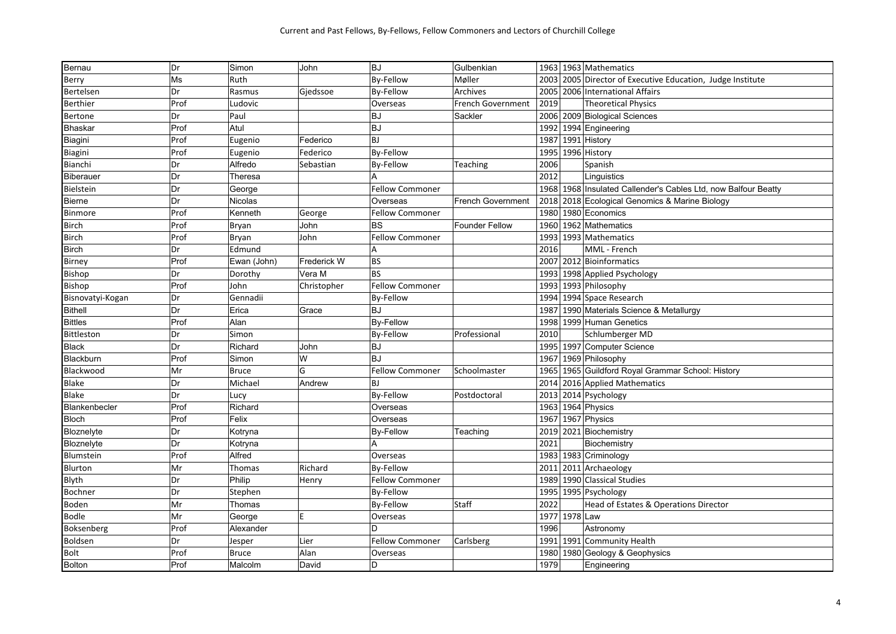# Current and Past Fellows, By-Fellows, Fellow Commoners and Lectors of Churchill College

| | | | | | | | | |
|---|---|---|---|---|---|---|---|---|
| Bernau | Dr | Simon | John | BJ | Gulbenkian | 1963 | 1963 | Mathematics |
| Berry | Ms | Ruth | | By-Fellow | Møller | 2003 | 2005 | Director of Executive Education, Judge Institute |
| Bertelsen | Dr | Rasmus | Gjedssoe | By-Fellow | Archives | 2005 | 2006 | International Affairs |
| Berthier | Prof | Ludovic | | Overseas | French Government | 2019 | | Theoretical Physics |
| Bertone | Dr | Paul | | BJ | Sackler | 2006 | 2009 | Biological Sciences |
| Bhaskar | Prof | Atul | | BJ | | 1992 | 1994 | Engineering |
| Biagini | Prof | Eugenio | Federico | BJ | | 1987 | 1991 | History |
| Biagini | Prof | Eugenio | Federico | By-Fellow | | 1995 | 1996 | History |
| Bianchi | Dr | Alfredo | Sebastian | By-Fellow | Teaching | 2006 | | Spanish |
| Biberauer | Dr | Theresa | | A | | 2012 | | Linguistics |
| Bielstein | Dr | George | | Fellow Commoner | | 1968 | 1968 | Insulated Callender's Cables Ltd, now Balfour Beatty |
| Bierne | Dr | Nicolas | | Overseas | French Government | 2018 | 2018 | Ecological Genomics & Marine Biology |
| Binmore | Prof | Kenneth | George | Fellow Commoner | | 1980 | 1980 | Economics |
| Birch | Prof | Bryan | John | BS | Founder Fellow | 1960 | 1962 | Mathematics |
| Birch | Prof | Bryan | John | Fellow Commoner | | 1993 | 1993 | Mathematics |
| Birch | Dr | Edmund | | A | | 2016 | | MML - French |
| Birney | Prof | Ewan (John) | Frederick W | BS | | 2007 | 2012 | Bioinformatics |
| Bishop | Dr | Dorothy | Vera M | BS | | 1993 | 1998 | Applied Psychology |
| Bishop | Prof | John | Christopher | Fellow Commoner | | 1993 | 1993 | Philosophy |
| Bisnovatyi-Kogan | Dr | Gennadii | | By-Fellow | | 1994 | 1994 | Space Research |
| Bithell | Dr | Erica | Grace | BJ | | 1987 | 1990 | Materials Science & Metallurgy |
| Bittles | Prof | Alan | | By-Fellow | | 1998 | 1999 | Human Genetics |
| Bittleston | Dr | Simon | | By-Fellow | Professional | 2010 | | Schlumberger MD |
| Black | Dr | Richard | John | BJ | | 1995 | 1997 | Computer Science |
| Blackburn | Prof | Simon | W | BJ | | 1967 | 1969 | Philosophy |
| Blackwood | Mr | Bruce | G | Fellow Commoner | Schoolmaster | 1965 | 1965 | Guildford Royal Grammar School: History |
| Blake | Dr | Michael | Andrew | BJ | | 2014 | 2016 | Applied Mathematics |
| Blake | Dr | Lucy | | By-Fellow | Postdoctoral | 2013 | 2014 | Psychology |
| Blankenbecler | Prof | Richard | | Overseas | | 1963 | 1964 | Physics |
| Bloch | Prof | Felix | | Overseas | | 1967 | 1967 | Physics |
| Bloznelyte | Dr | Kotryna | | By-Fellow | Teaching | 2019 | 2021 | Biochemistry |
| Bloznelyte | Dr | Kotryna | | A | | 2021 | | Biochemistry |
| Blumstein | Prof | Alfred | | Overseas | | 1983 | 1983 | Criminology |
| Blurton | Mr | Thomas | Richard | By-Fellow | | 2011 | 2011 | Archaeology |
| Blyth | Dr | Philip | Henry | Fellow Commoner | | 1989 | 1990 | Classical Studies |
| Bochner | Dr | Stephen | | By-Fellow | | 1995 | 1995 | Psychology |
| Boden | Mr | Thomas | | By-Fellow | Staff | 2022 | | Head of Estates & Operations Director |
| Bodle | Mr | George | E | Overseas | | 1977 | 1978 | Law |
| Boksenberg | Prof | Alexander | | D | | 1996 | | Astronomy |
| Boldsen | Dr | Jesper | Lier | Fellow Commoner | Carlsberg | 1991 | 1991 | Community Health |
| Bolt | Prof | Bruce | Alan | Overseas | | 1980 | 1980 | Geology & Geophysics |
| Bolton | Prof | Malcolm | David | D | | 1979 | | Engineering |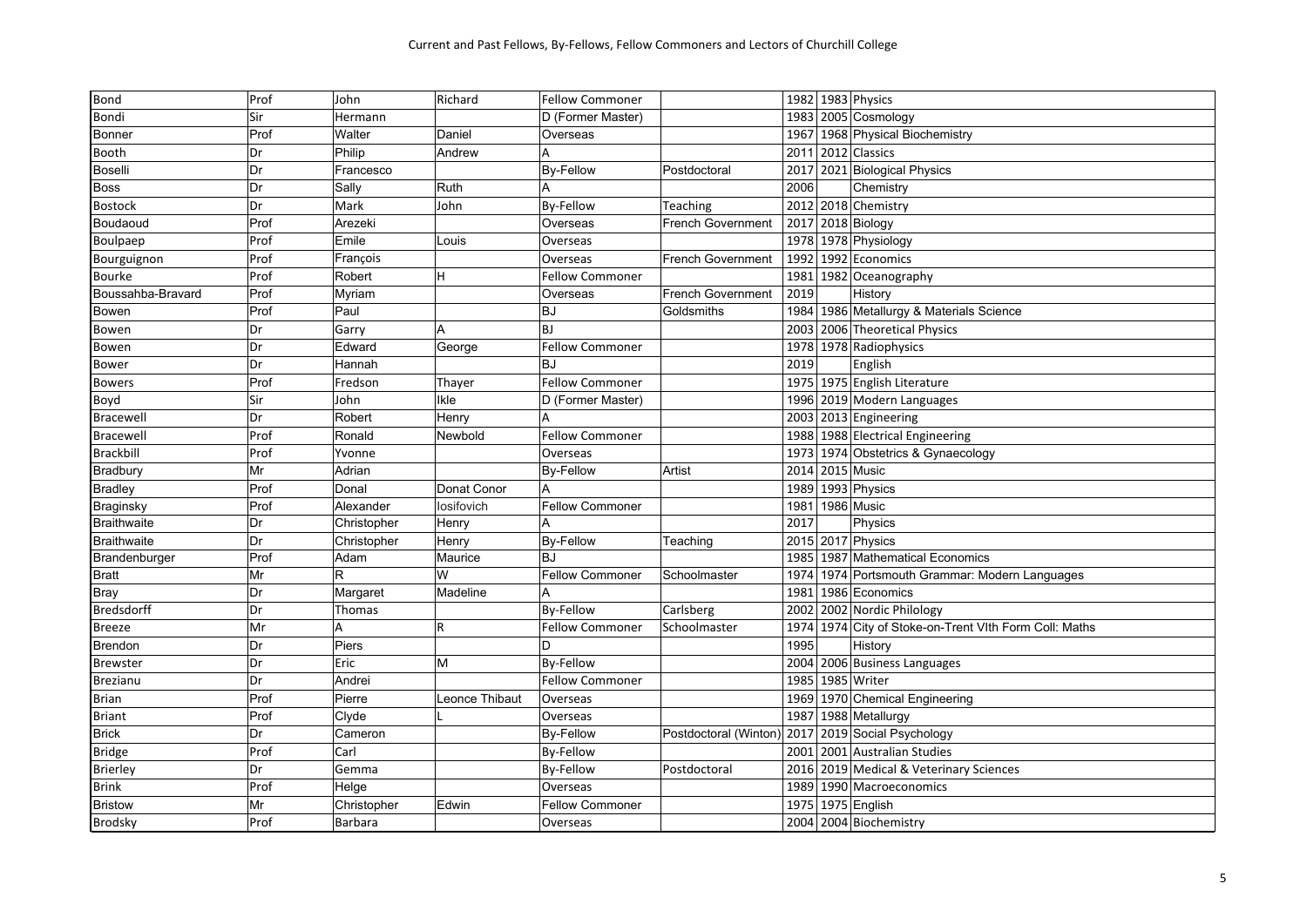# Current and Past Fellows, By-Fellows, Fellow Commoners and Lectors of Churchill College

| | | | | | | | | |
|---|---|---|---|---|---|---|---|---|
| Bond | Prof | John | Richard | Fellow Commoner | | 1982 | 1983 | Physics |
| Bondi | Sir | Hermann | | D (Former Master) | | 1983 | 2005 | Cosmology |
| Bonner | Prof | Walter | Daniel | Overseas | | 1967 | 1968 | Physical Biochemistry |
| Booth | Dr | Philip | Andrew | A | | 2011 | 2012 | Classics |
| Boselli | Dr | Francesco | | By-Fellow | Postdoctoral | 2017 | 2021 | Biological Physics |
| Boss | Dr | Sally | Ruth | A | | 2006 | | Chemistry |
| Bostock | Dr | Mark | John | By-Fellow | Teaching | 2012 | 2018 | Chemistry |
| Boudaoud | Prof | Arezeki | | Overseas | French Government | 2017 | 2018 | Biology |
| Boulpaep | Prof | Emile | Louis | Overseas | | 1978 | 1978 | Physiology |
| Bourguignon | Prof | François | | Overseas | French Government | 1992 | 1992 | Economics |
| Bourke | Prof | Robert | H | Fellow Commoner | | 1981 | 1982 | Oceanography |
| Boussahba-Bravard | Prof | Myriam | | Overseas | French Government | 2019 | | History |
| Bowen | Prof | Paul | | BJ | Goldsmiths | 1984 | 1986 | Metallurgy & Materials Science |
| Bowen | Dr | Garry | A | BJ | | 2003 | 2006 | Theoretical Physics |
| Bowen | Dr | Edward | George | Fellow Commoner | | 1978 | 1978 | Radiophysics |
| Bower | Dr | Hannah | | BJ | | 2019 | | English |
| Bowers | Prof | Fredson | Thayer | Fellow Commoner | | 1975 | 1975 | English Literature |
| Boyd | Sir | John | Ikle | D (Former Master) | | 1996 | 2019 | Modern Languages |
| Bracewell | Dr | Robert | Henry | A | | 2003 | 2013 | Engineering |
| Bracewell | Prof | Ronald | Newbold | Fellow Commoner | | 1988 | 1988 | Electrical Engineering |
| Brackbill | Prof | Yvonne | | Overseas | | 1973 | 1974 | Obstetrics & Gynaecology |
| Bradbury | Mr | Adrian | | By-Fellow | Artist | 2014 | 2015 | Music |
| Bradley | Prof | Donal | Donat Conor | A | | 1989 | 1993 | Physics |
| Braginsky | Prof | Alexander | Iosifovich | Fellow Commoner | | 1981 | 1986 | Music |
| Braithwaite | Dr | Christopher | Henry | A | | 2017 | | Physics |
| Braithwaite | Dr | Christopher | Henry | By-Fellow | Teaching | 2015 | 2017 | Physics |
| Brandenburger | Prof | Adam | Maurice | BJ | | 1985 | 1987 | Mathematical Economics |
| Bratt | Mr | R | W | Fellow Commoner | Schoolmaster | 1974 | 1974 | Portsmouth Grammar: Modern Languages |
| Bray | Dr | Margaret | Madeline | A | | 1981 | 1986 | Economics |
| Bredsdorff | Dr | Thomas | | By-Fellow | Carlsberg | 2002 | 2002 | Nordic Philology |
| Breeze | Mr | A | R | Fellow Commoner | Schoolmaster | 1974 | 1974 | City of Stoke-on-Trent VIth Form Coll: Maths |
| Brendon | Dr | Piers | | D | | 1995 | | History |
| Brewster | Dr | Eric | M | By-Fellow | | 2004 | 2006 | Business Languages |
| Brezianu | Dr | Andrei | | Fellow Commoner | | 1985 | 1985 | Writer |
| Brian | Prof | Pierre | Leonce Thibaut | Overseas | | 1969 | 1970 | Chemical Engineering |
| Briant | Prof | Clyde | L | Overseas | | 1987 | 1988 | Metallurgy |
| Brick | Dr | Cameron | | By-Fellow | Postdoctoral (Winton) | 2017 | 2019 | Social Psychology |
| Bridge | Prof | Carl | | By-Fellow | | 2001 | 2001 | Australian Studies |
| Brierley | Dr | Gemma | | By-Fellow | Postdoctoral | 2016 | 2019 | Medical & Veterinary Sciences |
| Brink | Prof | Helge | | Overseas | | 1989 | 1990 | Macroeconomics |
| Bristow | Mr | Christopher | Edwin | Fellow Commoner | | 1975 | 1975 | English |
| Brodsky | Prof | Barbara | | Overseas | | 2004 | 2004 | Biochemistry |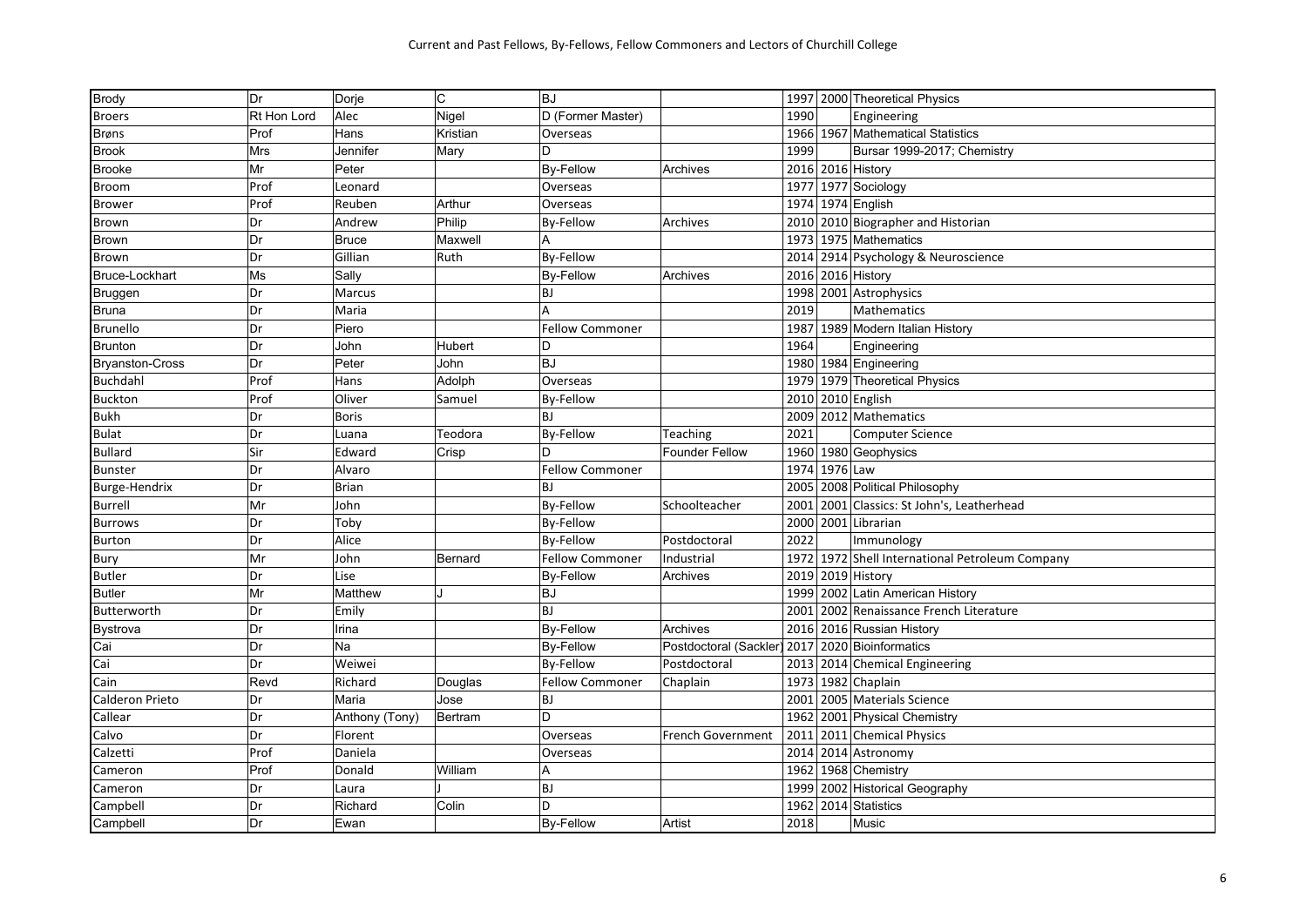| | | | | | | | | |
|---|---|---|---|---|---|---|---|---|
| Brody | Dr | Dorje | C | BJ | | 1997 | 2000 | Theoretical Physics |
| Broers | Rt Hon Lord | Alec | Nigel | D (Former Master) | | 1990 | | Engineering |
| Brøns | Prof | Hans | Kristian | Overseas | | 1966 | 1967 | Mathematical Statistics |
| Brook | Mrs | Jennifer | Mary | D | | 1999 | | Bursar 1999-2017; Chemistry |
| Brooke | Mr | Peter | | By-Fellow | Archives | 2016 | 2016 | History |
| Broom | Prof | Leonard | | Overseas | | 1977 | 1977 | Sociology |
| Brower | Prof | Reuben | Arthur | Overseas | | 1974 | 1974 | English |
| Brown | Dr | Andrew | Philip | By-Fellow | Archives | 2010 | 2010 | Biographer and Historian |
| Brown | Dr | Bruce | Maxwell | A | | 1973 | 1975 | Mathematics |
| Brown | Dr | Gillian | Ruth | By-Fellow | | 2014 | 2914 | Psychology & Neuroscience |
| Bruce-Lockhart | Ms | Sally | | By-Fellow | Archives | 2016 | 2016 | History |
| Bruggen | Dr | Marcus | | BJ | | 1998 | 2001 | Astrophysics |
| Bruna | Dr | Maria | | A | | 2019 | | Mathematics |
| Brunello | Dr | Piero | | Fellow Commoner | | 1987 | 1989 | Modern Italian History |
| Brunton | Dr | John | Hubert | D | | 1964 | | Engineering |
| Bryanston-Cross | Dr | Peter | John | BJ | | 1980 | 1984 | Engineering |
| Buchdahl | Prof | Hans | Adolph | Overseas | | 1979 | 1979 | Theoretical Physics |
| Buckton | Prof | Oliver | Samuel | By-Fellow | | 2010 | 2010 | English |
| Bukh | Dr | Boris | | BJ | | 2009 | 2012 | Mathematics |
| Bulat | Dr | Luana | Teodora | By-Fellow | Teaching | 2021 | | Computer Science |
| Bullard | Sir | Edward | Crisp | D | Founder Fellow | 1960 | 1980 | Geophysics |
| Bunster | Dr | Alvaro | | Fellow Commoner | | 1974 | 1976 | Law |
| Burge-Hendrix | Dr | Brian | | BJ | | 2005 | 2008 | Political Philosophy |
| Burrell | Mr | John | | By-Fellow | Schoolteacher | 2001 | 2001 | Classics: St John's, Leatherhead |
| Burrows | Dr | Toby | | By-Fellow | | 2000 | 2001 | Librarian |
| Burton | Dr | Alice | | By-Fellow | Postdoctoral | 2022 | | Immunology |
| Bury | Mr | John | Bernard | Fellow Commoner | Industrial | 1972 | 1972 | Shell International Petroleum Company |
| Butler | Dr | Lise | | By-Fellow | Archives | 2019 | 2019 | History |
| Butler | Mr | Matthew | J | BJ | | 1999 | 2002 | Latin American History |
| Butterworth | Dr | Emily | | BJ | | 2001 | 2002 | Renaissance French Literature |
| Bystrova | Dr | Irina | | By-Fellow | Archives | 2016 | 2016 | Russian History |
| Cai | Dr | Na | | By-Fellow | Postdoctoral (Sackler) | 2017 | 2020 | Bioinformatics |
| Cai | Dr | Weiwei | | By-Fellow | Postdoctoral | 2013 | 2014 | Chemical Engineering |
| Cain | Revd | Richard | Douglas | Fellow Commoner | Chaplain | 1973 | 1982 | Chaplain |
| Calderon Prieto | Dr | Maria | Jose | BJ | | 2001 | 2005 | Materials Science |
| Callear | Dr | Anthony (Tony) | Bertram | D | | 1962 | 2001 | Physical Chemistry |
| Calvo | Dr | Florent | | Overseas | French Government | 2011 | 2011 | Chemical Physics |
| Calzetti | Prof | Daniela | | Overseas | | 2014 | 2014 | Astronomy |
| Cameron | Prof | Donald | William | A | | 1962 | 1968 | Chemistry |
| Cameron | Dr | Laura | J | BJ | | 1999 | 2002 | Historical Geography |
| Campbell | Dr | Richard | Colin | D | | 1962 | 2014 | Statistics |
| Campbell | Dr | Ewan | | By-Fellow | Artist | 2018 | | Music |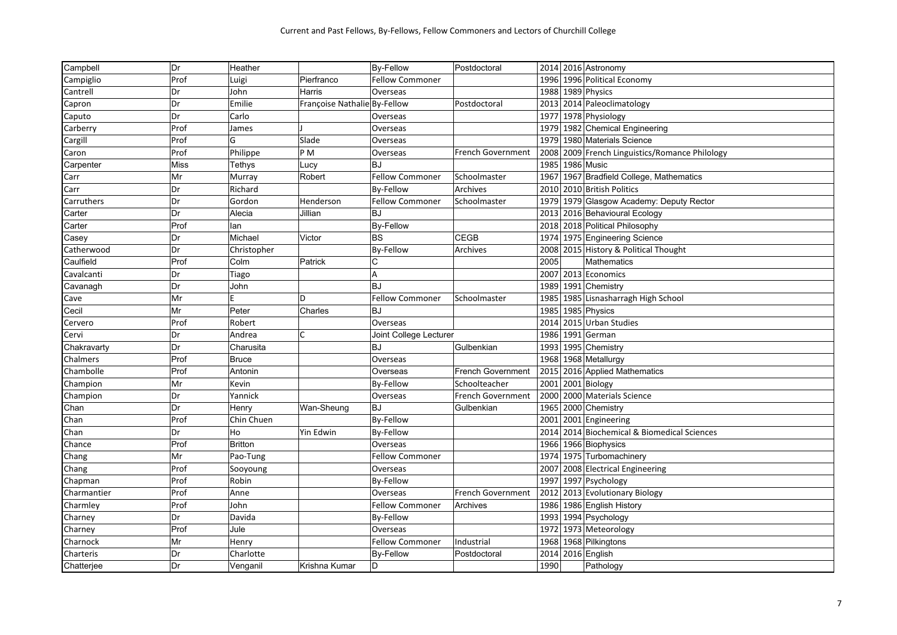| | | | | | | | | |
|---|---|---|---|---|---|---|---|---|
| Campbell | Dr | Heather | | By-Fellow | Postdoctoral | 2014 | 2016 | Astronomy |
| Campiglio | Prof | Luigi | Pierfranco | Fellow Commoner | | 1996 | 1996 | Political Economy |
| Cantrell | Dr | John | Harris | Overseas | | 1988 | 1989 | Physics |
| Capron | Dr | Emilie | Françoise Nathalie | By-Fellow | Postdoctoral | 2013 | 2014 | Paleoclimatology |
| Caputo | Dr | Carlo | | Overseas | | 1977 | 1978 | Physiology |
| Carberry | Prof | James | J | Overseas | | 1979 | 1982 | Chemical Engineering |
| Cargill | Prof | G | Slade | Overseas | | 1979 | 1980 | Materials Science |
| Caron | Prof | Philippe | P M | Overseas | French Government | 2008 | 2009 | French Linguistics/Romance Philology |
| Carpenter | Miss | Tethys | Lucy | BJ | | 1985 | 1986 | Music |
| Carr | Mr | Murray | Robert | Fellow Commoner | Schoolmaster | 1967 | 1967 | Bradfield College, Mathematics |
| Carr | Dr | Richard | | By-Fellow | Archives | 2010 | 2010 | British Politics |
| Carruthers | Dr | Gordon | Henderson | Fellow Commoner | Schoolmaster | 1979 | 1979 | Glasgow Academy: Deputy Rector |
| Carter | Dr | Alecia | Jillian | BJ | | 2013 | 2016 | Behavioural Ecology |
| Carter | Prof | Ian | | By-Fellow | | 2018 | 2018 | Political Philosophy |
| Casey | Dr | Michael | Victor | BS | CEGB | 1974 | 1975 | Engineering Science |
| Catherwood | Dr | Christopher | | By-Fellow | Archives | 2008 | 2015 | History & Political Thought |
| Caulfield | Prof | Colm | Patrick | C | | 2005 | | Mathematics |
| Cavalcanti | Dr | Tiago | | A | | 2007 | 2013 | Economics |
| Cavanagh | Dr | John | | BJ | | 1989 | 1991 | Chemistry |
| Cave | Mr | E | D | Fellow Commoner | Schoolmaster | 1985 | 1985 | Lisnasharragh High School |
| Cecil | Mr | Peter | Charles | BJ | | 1985 | 1985 | Physics |
| Cervero | Prof | Robert | | Overseas | | 2014 | 2015 | Urban Studies |
| Cervi | Dr | Andrea | C | Joint College Lecturer | | 1986 | 1991 | German |
| Chakravarty | Dr | Charusita | | BJ | Gulbenkian | 1993 | 1995 | Chemistry |
| Chalmers | Prof | Bruce | | Overseas | | 1968 | 1968 | Metallurgy |
| Chambolle | Prof | Antonin | | Overseas | French Government | 2015 | 2016 | Applied Mathematics |
| Champion | Mr | Kevin | | By-Fellow | Schoolteacher | 2001 | 2001 | Biology |
| Champion | Dr | Yannick | | Overseas | French Government | 2000 | 2000 | Materials Science |
| Chan | Dr | Henry | Wan-Sheung | BJ | Gulbenkian | 1965 | 2000 | Chemistry |
| Chan | Prof | Chin Chuen | | By-Fellow | | 2001 | 2001 | Engineering |
| Chan | Dr | Ho | Yin Edwin | By-Fellow | | 2014 | 2014 | Biochemical & Biomedical Sciences |
| Chance | Prof | Britton | | Overseas | | 1966 | 1966 | Biophysics |
| Chang | Mr | Pao-Tung | | Fellow Commoner | | 1974 | 1975 | Turbomachinery |
| Chang | Prof | Sooyoung | | Overseas | | 2007 | 2008 | Electrical Engineering |
| Chapman | Prof | Robin | | By-Fellow | | 1997 | 1997 | Psychology |
| Charmantier | Prof | Anne | | Overseas | French Government | 2012 | 2013 | Evolutionary Biology |
| Charmley | Prof | John | | Fellow Commoner | Archives | 1986 | 1986 | English History |
| Charney | Dr | Davida | | By-Fellow | | 1993 | 1994 | Psychology |
| Charney | Prof | Jule | | Overseas | | 1972 | 1973 | Meteorology |
| Charnock | Mr | Henry | | Fellow Commoner | Industrial | 1968 | 1968 | Pilkingtons |
| Charteris | Dr | Charlotte | | By-Fellow | Postdoctoral | 2014 | 2016 | English |
| Chatterjee | Dr | Venganil | Krishna Kumar | D | | 1990 | | Pathology |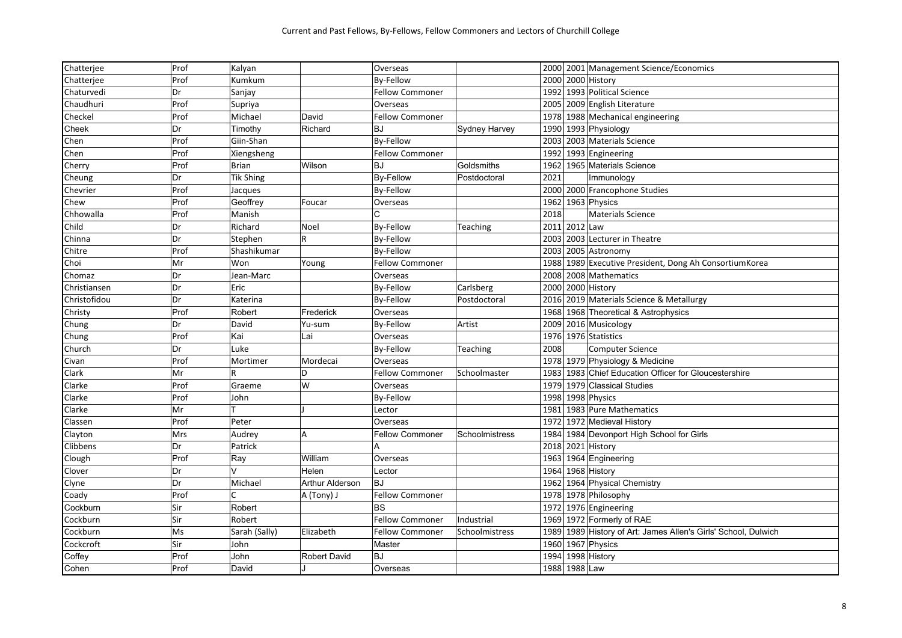| | | | | | | | | |
|---|---|---|---|---|---|---|---|---|
| Chatterjee | Prof | Kalyan | | Overseas | | 2000 | 2001 | Management Science/Economics |
| Chatterjee | Prof | Kumkum | | By-Fellow | | 2000 | 2000 | History |
| Chaturvedi | Dr | Sanjay | | Fellow Commoner | | 1992 | 1993 | Political Science |
| Chaudhuri | Prof | Supriya | | Overseas | | 2005 | 2009 | English Literature |
| Checkel | Prof | Michael | David | Fellow Commoner | | 1978 | 1988 | Mechanical engineering |
| Cheek | Dr | Timothy | Richard | BJ | Sydney Harvey | 1990 | 1993 | Physiology |
| Chen | Prof | Giin-Shan | | By-Fellow | | 2003 | 2003 | Materials Science |
| Chen | Prof | Xiengsheng | | Fellow Commoner | | 1992 | 1993 | Engineering |
| Cherry | Prof | Brian | Wilson | BJ | Goldsmiths | 1962 | 1965 | Materials Science |
| Cheung | Dr | Tik Shing | | By-Fellow | Postdoctoral | 2021 | | Immunology |
| Chevrier | Prof | Jacques | | By-Fellow | | 2000 | 2000 | Francophone Studies |
| Chew | Prof | Geoffrey | Foucar | Overseas | | 1962 | 1963 | Physics |
| Chhowalla | Prof | Manish | | C | | 2018 | | Materials Science |
| Child | Dr | Richard | Noel | By-Fellow | Teaching | 2011 | 2012 | Law |
| Chinna | Dr | Stephen | R | By-Fellow | | 2003 | 2003 | Lecturer in Theatre |
| Chitre | Prof | Shashikumar | | By-Fellow | | 2003 | 2005 | Astronomy |
| Choi | Mr | Won | Young | Fellow Commoner | | 1988 | 1989 | Executive President, Dong Ah ConsortiumKorea |
| Chomaz | Dr | Jean-Marc | | Overseas | | 2008 | 2008 | Mathematics |
| Christiansen | Dr | Eric | | By-Fellow | Carlsberg | 2000 | 2000 | History |
| Christofidou | Dr | Katerina | | By-Fellow | Postdoctoral | 2016 | 2019 | Materials Science & Metallurgy |
| Christy | Prof | Robert | Frederick | Overseas | | 1968 | 1968 | Theoretical & Astrophysics |
| Chung | Dr | David | Yu-sum | By-Fellow | Artist | 2009 | 2016 | Musicology |
| Chung | Prof | Kai | Lai | Overseas | | 1976 | 1976 | Statistics |
| Church | Dr | Luke | | By-Fellow | Teaching | 2008 | | Computer Science |
| Civan | Prof | Mortimer | Mordecai | Overseas | | 1978 | 1979 | Physiology & Medicine |
| Clark | Mr | R | D | Fellow Commoner | Schoolmaster | 1983 | 1983 | Chief Education Officer for Gloucestershire |
| Clarke | Prof | Graeme | W | Overseas | | 1979 | 1979 | Classical Studies |
| Clarke | Prof | John | | By-Fellow | | 1998 | 1998 | Physics |
| Clarke | Mr | T | J | Lector | | 1981 | 1983 | Pure Mathematics |
| Classen | Prof | Peter | | Overseas | | 1972 | 1972 | Medieval History |
| Clayton | Mrs | Audrey | A | Fellow Commoner | Schoolmistress | 1984 | 1984 | Devonport High School for Girls |
| Clibbens | Dr | Patrick | | A | | 2018 | 2021 | History |
| Clough | Prof | Ray | William | Overseas | | 1963 | 1964 | Engineering |
| Clover | Dr | V | Helen | Lector | | 1964 | 1968 | History |
| Clyne | Dr | Michael | Arthur Alderson | BJ | | 1962 | 1964 | Physical Chemistry |
| Coady | Prof | C | A (Tony) J | Fellow Commoner | | 1978 | 1978 | Philosophy |
| Cockburn | Sir | Robert | | BS | | 1972 | 1976 | Engineering |
| Cockburn | Sir | Robert | | Fellow Commoner | Industrial | 1969 | 1972 | Formerly of RAE |
| Cockburn | Ms | Sarah (Sally) | Elizabeth | Fellow Commoner | Schoolmistress | 1989 | 1989 | History of Art: James Allen's Girls' School, Dulwich |
| Cockcroft | Sir | John | | Master | | 1960 | 1967 | Physics |
| Coffey | Prof | John | Robert David | BJ | | 1994 | 1998 | History |
| Cohen | Prof | David | J | Overseas | | 1988 | 1988 | Law |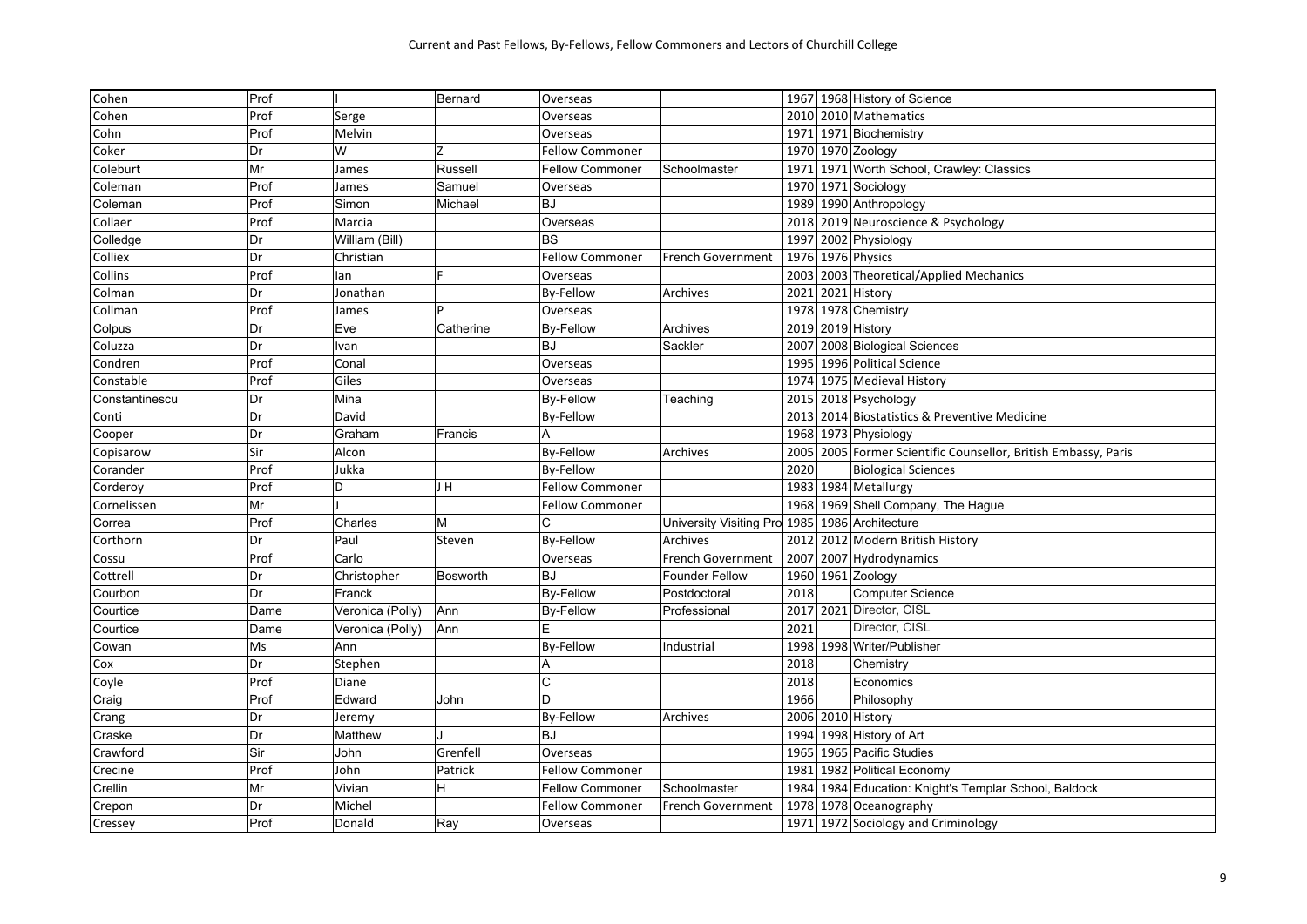| | | | | | | | | |
|---|---|---|---|---|---|---|---|---|
| Cohen | Prof | I | Bernard | Overseas | | 1967 | 1968 | History of Science |
| Cohen | Prof | Serge | | Overseas | | 2010 | 2010 | Mathematics |
| Cohn | Prof | Melvin | | Overseas | | 1971 | 1971 | Biochemistry |
| Coker | Dr | W | Z | Fellow Commoner | | 1970 | 1970 | Zoology |
| Coleburt | Mr | James | Russell | Fellow Commoner | Schoolmaster | 1971 | 1971 | Worth School, Crawley: Classics |
| Coleman | Prof | James | Samuel | Overseas | | 1970 | 1971 | Sociology |
| Coleman | Prof | Simon | Michael | BJ | | 1989 | 1990 | Anthropology |
| Collaer | Prof | Marcia | | Overseas | | 2018 | 2019 | Neuroscience & Psychology |
| Colledge | Dr | William (Bill) | | BS | | 1997 | 2002 | Physiology |
| Colliex | Dr | Christian | | Fellow Commoner | French Government | 1976 | 1976 | Physics |
| Collins | Prof | Ian | F | Overseas | | 2003 | 2003 | Theoretical/Applied Mechanics |
| Colman | Dr | Jonathan | | By-Fellow | Archives | 2021 | 2021 | History |
| Collman | Prof | James | P | Overseas | | 1978 | 1978 | Chemistry |
| Colpus | Dr | Eve | Catherine | By-Fellow | Archives | 2019 | 2019 | History |
| Coluzza | Dr | Ivan | | BJ | Sackler | 2007 | 2008 | Biological Sciences |
| Condren | Prof | Conal | | Overseas | | 1995 | 1996 | Political Science |
| Constable | Prof | Giles | | Overseas | | 1974 | 1975 | Medieval History |
| Constantinescu | Dr | Miha | | By-Fellow | Teaching | 2015 | 2018 | Psychology |
| Conti | Dr | David | | By-Fellow | | 2013 | 2014 | Biostatistics & Preventive Medicine |
| Cooper | Dr | Graham | Francis | A | | 1968 | 1973 | Physiology |
| Copisarow | Sir | Alcon | | By-Fellow | Archives | 2005 | 2005 | Former Scientific Counsellor, British Embassy, Paris |
| Corander | Prof | Jukka | | By-Fellow | | 2020 | | Biological Sciences |
| Corderoy | Prof | D | J H | Fellow Commoner | | 1983 | 1984 | Metallurgy |
| Cornelissen | Mr | J | | Fellow Commoner | | 1968 | 1969 | Shell Company, The Hague |
| Correa | Prof | Charles | M | C | University Visiting Pro | 1985 | 1986 | Architecture |
| Corthorn | Dr | Paul | Steven | By-Fellow | Archives | 2012 | 2012 | Modern British History |
| Cossu | Prof | Carlo | | Overseas | French Government | 2007 | 2007 | Hydrodynamics |
| Cottrell | Dr | Christopher | Bosworth | BJ | Founder Fellow | 1960 | 1961 | Zoology |
| Courbon | Dr | Franck | | By-Fellow | Postdoctoral | 2018 | | Computer Science |
| Courtice | Dame | Veronica (Polly) | Ann | By-Fellow | Professional | 2017 | 2021 | Director, CISL |
| Courtice | Dame | Veronica (Polly) | Ann | E | | 2021 | | Director, CISL |
| Cowan | Ms | Ann | | By-Fellow | Industrial | 1998 | 1998 | Writer/Publisher |
| Cox | Dr | Stephen | | A | | 2018 | | Chemistry |
| Coyle | Prof | Diane | | C | | 2018 | | Economics |
| Craig | Prof | Edward | John | D | | 1966 | | Philosophy |
| Crang | Dr | Jeremy | | By-Fellow | Archives | 2006 | 2010 | History |
| Craske | Dr | Matthew | J | BJ | | 1994 | 1998 | History of Art |
| Crawford | Sir | John | Grenfell | Overseas | | 1965 | 1965 | Pacific Studies |
| Crecine | Prof | John | Patrick | Fellow Commoner | | 1981 | 1982 | Political Economy |
| Crellin | Mr | Vivian | H | Fellow Commoner | Schoolmaster | 1984 | 1984 | Education: Knight's Templar School, Baldock |
| Crepon | Dr | Michel | | Fellow Commoner | French Government | 1978 | 1978 | Oceanography |
| Cressey | Prof | Donald | Ray | Overseas | | 1971 | 1972 | Sociology and Criminology |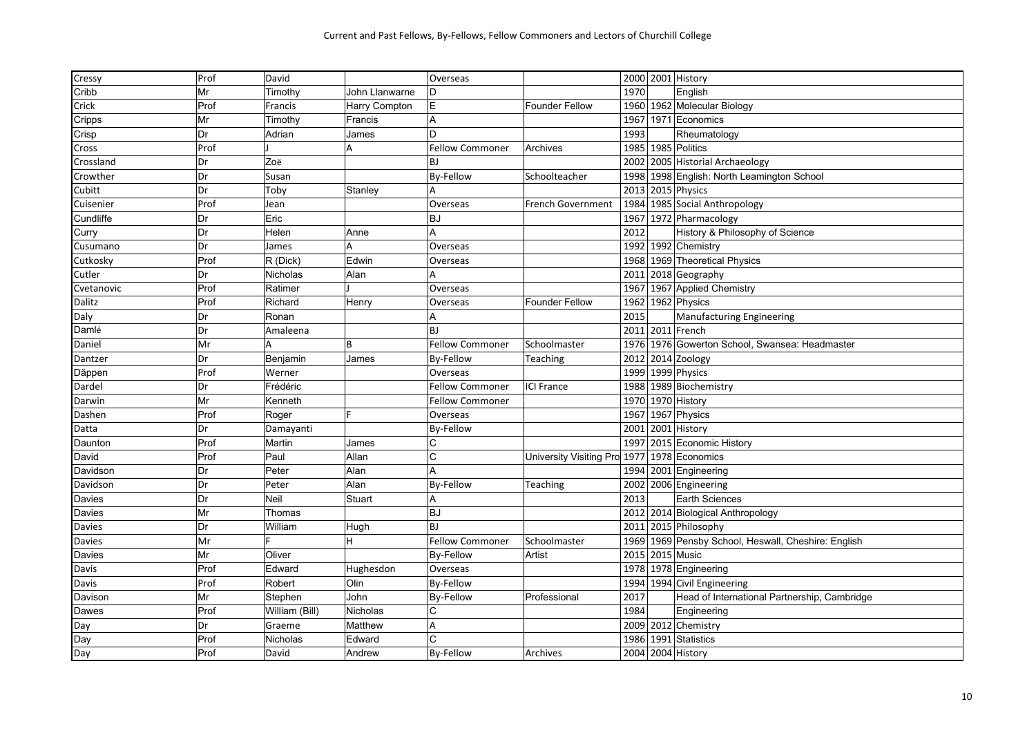| | | | | | | | | |
|---|---|---|---|---|---|---|---|---|
| Cressy | Prof | David | | Overseas | | 2000 | 2001 | History |
| Cribb | Mr | Timothy | John Llanwarne | D | | 1970 | | English |
| Crick | Prof | Francis | Harry Compton | E | Founder Fellow | 1960 | 1962 | Molecular Biology |
| Cripps | Mr | Timothy | Francis | A | | 1967 | 1971 | Economics |
| Crisp | Dr | Adrian | James | D | | 1993 | | Rheumatology |
| Cross | Prof | J | A | Fellow Commoner | Archives | 1985 | 1985 | Politics |
| Crossland | Dr | Zoë | | BJ | | 2002 | 2005 | Historial Archaeology |
| Crowther | Dr | Susan | | By-Fellow | Schoolteacher | 1998 | 1998 | English: North Leamington School |
| Cubitt | Dr | Toby | Stanley | A | | 2013 | 2015 | Physics |
| Cuisenier | Prof | Jean | | Overseas | French Government | 1984 | 1985 | Social Anthropology |
| Cundliffe | Dr | Eric | | BJ | | 1967 | 1972 | Pharmacology |
| Curry | Dr | Helen | Anne | A | | 2012 | | History & Philosophy of Science |
| Cusumano | Dr | James | A | Overseas | | 1992 | 1992 | Chemistry |
| Cutkosky | Prof | R (Dick) | Edwin | Overseas | | 1968 | 1969 | Theoretical Physics |
| Cutler | Dr | Nicholas | Alan | A | | 2011 | 2018 | Geography |
| Cvetanovic | Prof | Ratimer | J | Overseas | | 1967 | 1967 | Applied Chemistry |
| Dalitz | Prof | Richard | Henry | Overseas | Founder Fellow | 1962 | 1962 | Physics |
| Daly | Dr | Ronan | | A | | 2015 | | Manufacturing Engineering |
| Damlé | Dr | Amaleena | | BJ | | 2011 | 2011 | French |
| Daniel | Mr | A | B | Fellow Commoner | Schoolmaster | 1976 | 1976 | Gowerton School, Swansea: Headmaster |
| Dantzer | Dr | Benjamin | James | By-Fellow | Teaching | 2012 | 2014 | Zoology |
| Däppen | Prof | Werner | | Overseas | | 1999 | 1999 | Physics |
| Dardel | Dr | Frédéric | | Fellow Commoner | ICI France | 1988 | 1989 | Biochemistry |
| Darwin | Mr | Kenneth | | Fellow Commoner | | 1970 | 1970 | History |
| Dashen | Prof | Roger | F | Overseas | | 1967 | 1967 | Physics |
| Datta | Dr | Damayanti | | By-Fellow | | 2001 | 2001 | History |
| Daunton | Prof | Martin | James | C | | 1997 | 2015 | Economic History |
| David | Prof | Paul | Allan | C | University Visiting Pro | 1977 | 1978 | Economics |
| Davidson | Dr | Peter | Alan | A | | 1994 | 2001 | Engineering |
| Davidson | Dr | Peter | Alan | By-Fellow | Teaching | 2002 | 2006 | Engineering |
| Davies | Dr | Neil | Stuart | A | | 2013 | | Earth Sciences |
| Davies | Mr | Thomas | | BJ | | 2012 | 2014 | Biological Anthropology |
| Davies | Dr | William | Hugh | BJ | | 2011 | 2015 | Philosophy |
| Davies | Mr | F | H | Fellow Commoner | Schoolmaster | 1969 | 1969 | Pensby School, Heswall, Cheshire: English |
| Davies | Mr | Oliver | | By-Fellow | Artist | 2015 | 2015 | Music |
| Davis | Prof | Edward | Hughesdon | Overseas | | 1978 | 1978 | Engineering |
| Davis | Prof | Robert | Olin | By-Fellow | | 1994 | 1994 | Civil Engineering |
| Davison | Mr | Stephen | John | By-Fellow | Professional | 2017 | | Head of International Partnership, Cambridge |
| Dawes | Prof | William (Bill) | Nicholas | C | | 1984 | | Engineering |
| Day | Dr | Graeme | Matthew | A | | 2009 | 2012 | Chemistry |
| Day | Prof | Nicholas | Edward | C | | 1986 | 1991 | Statistics |
| Day | Prof | David | Andrew | By-Fellow | Archives | 2004 | 2004 | History |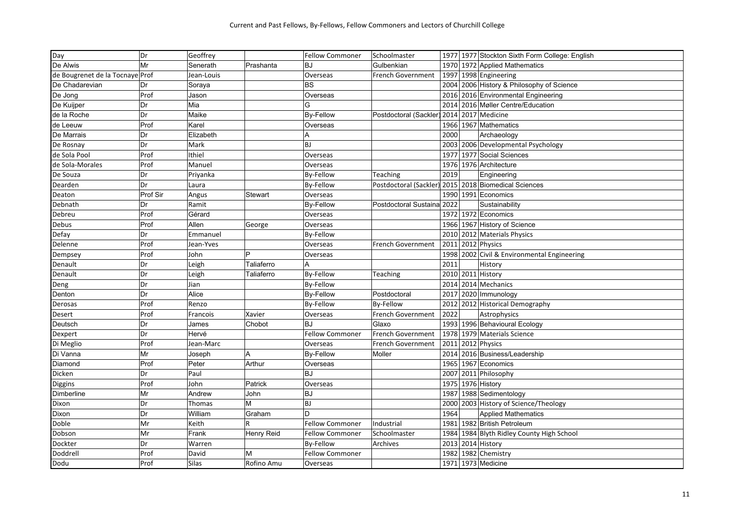| | | | | | | | | |
|---|---|---|---|---|---|---|---|---|
| Day | Dr | Geoffrey | | Fellow Commoner | Schoolmaster | 1977 | 1977 | Stockton Sixth Form College: English |
| De Alwis | Mr | Senerath | Prashanta | BJ | Gulbenkian | 1970 | 1972 | Applied Mathematics |
| de Bougrenet de la Tocnaye | Prof | Jean-Louis | | Overseas | French Government | 1997 | 1998 | Engineering |
| De Chadarevian | Dr | Soraya | | BS | | 2004 | 2006 | History & Philosophy of Science |
| De Jong | Prof | Jason | | Overseas | | 2016 | 2016 | Environmental Engineering |
| De Kuijper | Dr | Mia | | G | | 2014 | 2016 | Møller Centre/Education |
| de la Roche | Dr | Maike | | By-Fellow | Postdoctoral (Sackler) | 2014 | 2017 | Medicine |
| de Leeuw | Prof | Karel | | Overseas | | 1966 | 1967 | Mathematics |
| De Marrais | Dr | Elizabeth | | A | | 2000 | | Archaeology |
| De Rosnay | Dr | Mark | | BJ | | 2003 | 2006 | Developmental Psychology |
| de Sola Pool | Prof | Ithiel | | Overseas | | 1977 | 1977 | Social Sciences |
| de Sola-Morales | Prof | Manuel | | Overseas | | 1976 | 1976 | Architecture |
| De Souza | Dr | Priyanka | | By-Fellow | Teaching | 2019 | | Engineering |
| Dearden | Dr | Laura | | By-Fellow | Postdoctoral (Sackler) | 2015 | 2018 | Biomedical Sciences |
| Deaton | Prof Sir | Angus | Stewart | Overseas | | 1990 | 1991 | Economics |
| Debnath | Dr | Ramit | | By-Fellow | Postdoctoral Sustaina | 2022 | | Sustainability |
| Debreu | Prof | Gérard | | Overseas | | 1972 | 1972 | Economics |
| Debus | Prof | Allen | George | Overseas | | 1966 | 1967 | History of Science |
| Defay | Dr | Emmanuel | | By-Fellow | | 2010 | 2012 | Materials Physics |
| Delenne | Prof | Jean-Yves | | Overseas | French Government | 2011 | 2012 | Physics |
| Dempsey | Prof | John | P | Overseas | | 1998 | 2002 | Civil & Environmental Engineering |
| Denault | Dr | Leigh | Taliaferro | A | | 2011 | | History |
| Denault | Dr | Leigh | Taliaferro | By-Fellow | Teaching | 2010 | 2011 | History |
| Deng | Dr | Jian | | By-Fellow | | 2014 | 2014 | Mechanics |
| Denton | Dr | Alice | | By-Fellow | Postdoctoral | 2017 | 2020 | Immunology |
| Derosas | Prof | Renzo | | By-Fellow | By-Fellow | 2012 | 2012 | Historical Demography |
| Desert | Prof | Francois | Xavier | Overseas | French Government | 2022 | | Astrophysics |
| Deutsch | Dr | James | Chobot | BJ | Glaxo | 1993 | 1996 | Behavioural Ecology |
| Dexpert | Dr | Hervé | | Fellow Commoner | French Government | 1978 | 1979 | Materials Science |
| Di Meglio | Prof | Jean-Marc | | Overseas | French Government | 2011 | 2012 | Physics |
| Di Vanna | Mr | Joseph | A | By-Fellow | Moller | 2014 | 2016 | Business/Leadership |
| Diamond | Prof | Peter | Arthur | Overseas | | 1965 | 1967 | Economics |
| Dicken | Dr | Paul | | BJ | | 2007 | 2011 | Philosophy |
| Diggins | Prof | John | Patrick | Overseas | | 1975 | 1976 | History |
| Dimberline | Mr | Andrew | John | BJ | | 1987 | 1988 | Sedimentology |
| Dixon | Dr | Thomas | M | BJ | | 2000 | 2003 | History of Science/Theology |
| Dixon | Dr | William | Graham | D | | 1964 | | Applied Mathematics |
| Doble | Mr | Keith | R | Fellow Commoner | Industrial | 1981 | 1982 | British Petroleum |
| Dobson | Mr | Frank | Henry Reid | Fellow Commoner | Schoolmaster | 1984 | 1984 | Blyth Ridley County High School |
| Dockter | Dr | Warren | | By-Fellow | Archives | 2013 | 2014 | History |
| Doddrell | Prof | David | M | Fellow Commoner | | 1982 | 1982 | Chemistry |
| Dodu | Prof | Silas | Rofino Amu | Overseas | | 1971 | 1973 | Medicine |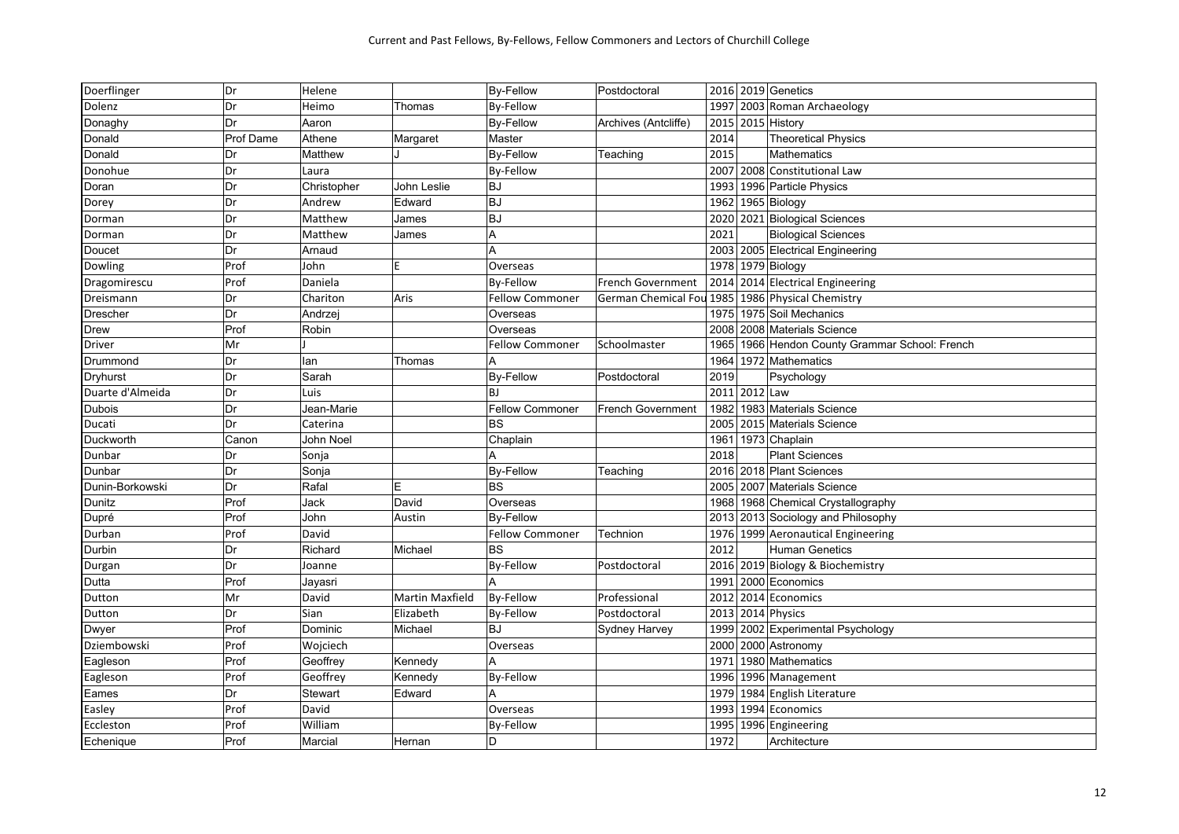| | | | | | | | | |
|---|---|---|---|---|---|---|---|---|
| Doerflinger | Dr | Helene | | By-Fellow | Postdoctoral | 2016 | 2019 | Genetics |
| Dolenz | Dr | Heimo | Thomas | By-Fellow | | 1997 | 2003 | Roman Archaeology |
| Donaghy | Dr | Aaron | | By-Fellow | Archives (Antcliffe) | 2015 | 2015 | History |
| Donald | Prof Dame | Athene | Margaret | Master | | 2014 | | Theoretical Physics |
| Donald | Dr | Matthew | J | By-Fellow | Teaching | 2015 | | Mathematics |
| Donohue | Dr | Laura | | By-Fellow | | 2007 | 2008 | Constitutional Law |
| Doran | Dr | Christopher | John Leslie | BJ | | 1993 | 1996 | Particle Physics |
| Dorey | Dr | Andrew | Edward | BJ | | 1962 | 1965 | Biology |
| Dorman | Dr | Matthew | James | BJ | | 2020 | 2021 | Biological Sciences |
| Dorman | Dr | Matthew | James | A | | 2021 | | Biological Sciences |
| Doucet | Dr | Arnaud | | A | | 2003 | 2005 | Electrical Engineering |
| Dowling | Prof | John | E | Overseas | | 1978 | 1979 | Biology |
| Dragomirescu | Prof | Daniela | | By-Fellow | French Government | 2014 | 2014 | Electrical Engineering |
| Dreismann | Dr | Chariton | Aris | Fellow Commoner | German Chemical Fou | 1985 | 1986 | Physical Chemistry |
| Drescher | Dr | Andrzej | | Overseas | | 1975 | 1975 | Soil Mechanics |
| Drew | Prof | Robin | | Overseas | | 2008 | 2008 | Materials Science |
| Driver | Mr | J | | Fellow Commoner | Schoolmaster | 1965 | 1966 | Hendon County Grammar School: French |
| Drummond | Dr | Ian | Thomas | A | | 1964 | 1972 | Mathematics |
| Dryhurst | Dr | Sarah | | By-Fellow | Postdoctoral | 2019 | | Psychology |
| Duarte d'Almeida | Dr | Luis | | BJ | | 2011 | 2012 | Law |
| Dubois | Dr | Jean-Marie | | Fellow Commoner | French Government | 1982 | 1983 | Materials Science |
| Ducati | Dr | Caterina | | BS | | 2005 | 2015 | Materials Science |
| Duckworth | Canon | John Noel | | Chaplain | | 1961 | 1973 | Chaplain |
| Dunbar | Dr | Sonja | | A | | 2018 | | Plant Sciences |
| Dunbar | Dr | Sonja | | By-Fellow | Teaching | 2016 | 2018 | Plant Sciences |
| Dunin-Borkowski | Dr | Rafal | E | BS | | 2005 | 2007 | Materials Science |
| Dunitz | Prof | Jack | David | Overseas | | 1968 | 1968 | Chemical Crystallography |
| Dupré | Prof | John | Austin | By-Fellow | | 2013 | 2013 | Sociology and Philosophy |
| Durban | Prof | David | | Fellow Commoner | Technion | 1976 | 1999 | Aeronautical Engineering |
| Durbin | Dr | Richard | Michael | BS | | 2012 | | Human Genetics |
| Durgan | Dr | Joanne | | By-Fellow | Postdoctoral | 2016 | 2019 | Biology & Biochemistry |
| Dutta | Prof | Jayasri | | A | | 1991 | 2000 | Economics |
| Dutton | Mr | David | Martin Maxfield | By-Fellow | Professional | 2012 | 2014 | Economics |
| Dutton | Dr | Sian | Elizabeth | By-Fellow | Postdoctoral | 2013 | 2014 | Physics |
| Dwyer | Prof | Dominic | Michael | BJ | Sydney Harvey | 1999 | 2002 | Experimental Psychology |
| Dziembowski | Prof | Wojciech | | Overseas | | 2000 | 2000 | Astronomy |
| Eagleson | Prof | Geoffrey | Kennedy | A | | 1971 | 1980 | Mathematics |
| Eagleson | Prof | Geoffrey | Kennedy | By-Fellow | | 1996 | 1996 | Management |
| Eames | Dr | Stewart | Edward | A | | 1979 | 1984 | English Literature |
| Easley | Prof | David | | Overseas | | 1993 | 1994 | Economics |
| Eccleston | Prof | William | | By-Fellow | | 1995 | 1996 | Engineering |
| Echenique | Prof | Marcial | Hernan | D | | 1972 | | Architecture |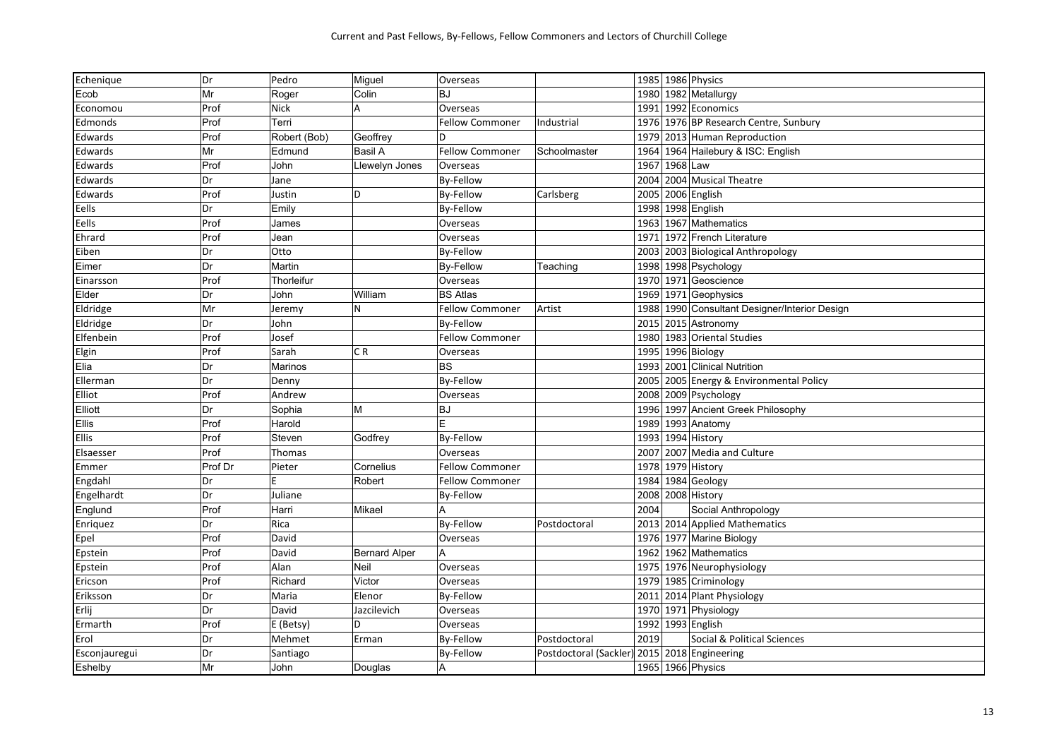| | | | | | | | | |
|---|---|---|---|---|---|---|---|---|
| Echenique | Dr | Pedro | Miguel | Overseas | | 1985 | 1986 | Physics |
| Ecob | Mr | Roger | Colin | BJ | | 1980 | 1982 | Metallurgy |
| Economou | Prof | Nick | A | Overseas | | 1991 | 1992 | Economics |
| Edmonds | Prof | Terri | | Fellow Commoner | Industrial | 1976 | 1976 | BP Research Centre, Sunbury |
| Edwards | Prof | Robert (Bob) | Geoffrey | D | | 1979 | 2013 | Human Reproduction |
| Edwards | Mr | Edmund | Basil A | Fellow Commoner | Schoolmaster | 1964 | 1964 | Hailebury & ISC: English |
| Edwards | Prof | John | Llewelyn Jones | Overseas | | 1967 | 1968 | Law |
| Edwards | Dr | Jane | | By-Fellow | | 2004 | 2004 | Musical Theatre |
| Edwards | Prof | Justin | D | By-Fellow | Carlsberg | 2005 | 2006 | English |
| Eells | Dr | Emily | | By-Fellow | | 1998 | 1998 | English |
| Eells | Prof | James | | Overseas | | 1963 | 1967 | Mathematics |
| Ehrard | Prof | Jean | | Overseas | | 1971 | 1972 | French Literature |
| Eiben | Dr | Otto | | By-Fellow | | 2003 | 2003 | Biological Anthropology |
| Eimer | Dr | Martin | | By-Fellow | Teaching | 1998 | 1998 | Psychology |
| Einarsson | Prof | Thorleifur | | Overseas | | 1970 | 1971 | Geoscience |
| Elder | Dr | John | William | BS Atlas | | 1969 | 1971 | Geophysics |
| Eldridge | Mr | Jeremy | N | Fellow Commoner | Artist | 1988 | 1990 | Consultant Designer/Interior Design |
| Eldridge | Dr | John | | By-Fellow | | 2015 | 2015 | Astronomy |
| Elfenbein | Prof | Josef | | Fellow Commoner | | 1980 | 1983 | Oriental Studies |
| Elgin | Prof | Sarah | C R | Overseas | | 1995 | 1996 | Biology |
| Elia | Dr | Marinos | | BS | | 1993 | 2001 | Clinical Nutrition |
| Ellerman | Dr | Denny | | By-Fellow | | 2005 | 2005 | Energy & Environmental Policy |
| Elliot | Prof | Andrew | | Overseas | | 2008 | 2009 | Psychology |
| Elliott | Dr | Sophia | M | BJ | | 1996 | 1997 | Ancient Greek Philosophy |
| Ellis | Prof | Harold | | E | | 1989 | 1993 | Anatomy |
| Ellis | Prof | Steven | Godfrey | By-Fellow | | 1993 | 1994 | History |
| Elsaesser | Prof | Thomas | | Overseas | | 2007 | 2007 | Media and Culture |
| Emmer | Prof Dr | Pieter | Cornelius | Fellow Commoner | | 1978 | 1979 | History |
| Engdahl | Dr | E | Robert | Fellow Commoner | | 1984 | 1984 | Geology |
| Engelhardt | Dr | Juliane | | By-Fellow | | 2008 | 2008 | History |
| Englund | Prof | Harri | Mikael | A | | 2004 | | Social Anthropology |
| Enriquez | Dr | Rica | | By-Fellow | Postdoctoral | 2013 | 2014 | Applied Mathematics |
| Epel | Prof | David | | Overseas | | 1976 | 1977 | Marine Biology |
| Epstein | Prof | David | Bernard Alper | A | | 1962 | 1962 | Mathematics |
| Epstein | Prof | Alan | Neil | Overseas | | 1975 | 1976 | Neurophysiology |
| Ericson | Prof | Richard | Victor | Overseas | | 1979 | 1985 | Criminology |
| Eriksson | Dr | Maria | Elenor | By-Fellow | | 2011 | 2014 | Plant Physiology |
| Erlij | Dr | David | Jazcilevich | Overseas | | 1970 | 1971 | Physiology |
| Ermarth | Prof | E (Betsy) | D | Overseas | | 1992 | 1993 | English |
| Erol | Dr | Mehmet | Erman | By-Fellow | Postdoctoral | 2019 | | Social & Political Sciences |
| Esconjauregui | Dr | Santiago | | By-Fellow | Postdoctoral (Sackler) | 2015 | 2018 | Engineering |
| Eshelby | Mr | John | Douglas | A | | 1965 | 1966 | Physics |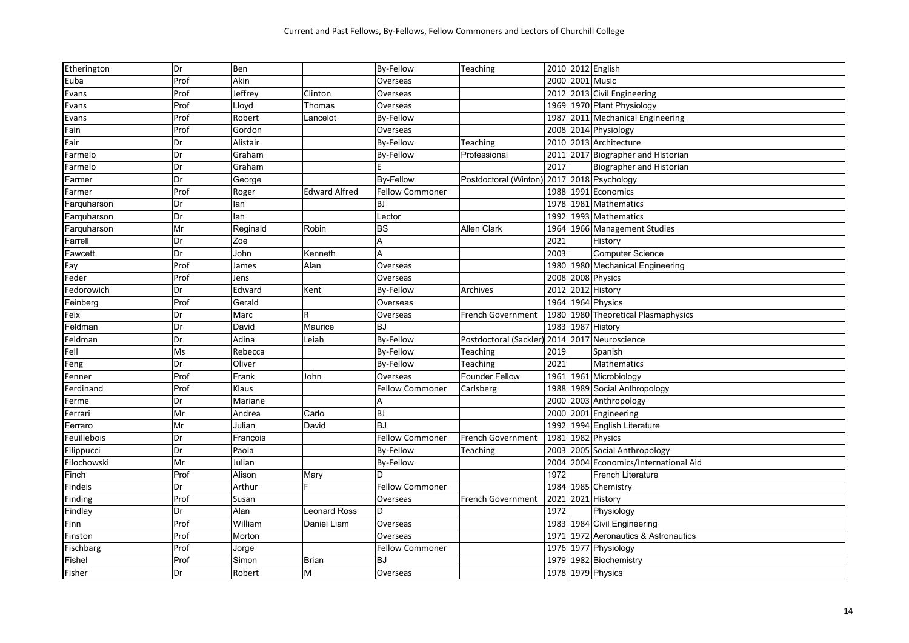| | | | | | | | | |
|---|---|---|---|---|---|---|---|---|
| Etherington | Dr | Ben | | By-Fellow | Teaching | 2010 | 2012 | English |
| Euba | Prof | Akin | | Overseas | | 2000 | 2001 | Music |
| Evans | Prof | Jeffrey | Clinton | Overseas | | 2012 | 2013 | Civil Engineering |
| Evans | Prof | Lloyd | Thomas | Overseas | | 1969 | 1970 | Plant Physiology |
| Evans | Prof | Robert | Lancelot | By-Fellow | | 1987 | 2011 | Mechanical Engineering |
| Fain | Prof | Gordon | | Overseas | | 2008 | 2014 | Physiology |
| Fair | Dr | Alistair | | By-Fellow | Teaching | 2010 | 2013 | Architecture |
| Farmelo | Dr | Graham | | By-Fellow | Professional | 2011 | 2017 | Biographer and Historian |
| Farmelo | Dr | Graham | | E | | 2017 | | Biographer and Historian |
| Farmer | Dr | George | | By-Fellow | Postdoctoral (Winton) | 2017 | 2018 | Psychology |
| Farmer | Prof | Roger | Edward Alfred | Fellow Commoner | | 1988 | 1991 | Economics |
| Farquharson | Dr | Ian | | BJ | | 1978 | 1981 | Mathematics |
| Farquharson | Dr | Ian | | Lector | | 1992 | 1993 | Mathematics |
| Farquharson | Mr | Reginald | Robin | BS | Allen Clark | 1964 | 1966 | Management Studies |
| Farrell | Dr | Zoe | | A | | 2021 | | History |
| Fawcett | Dr | John | Kenneth | A | | 2003 | | Computer Science |
| Fay | Prof | James | Alan | Overseas | | 1980 | 1980 | Mechanical Engineering |
| Feder | Prof | Jens | | Overseas | | 2008 | 2008 | Physics |
| Fedorowich | Dr | Edward | Kent | By-Fellow | Archives | 2012 | 2012 | History |
| Feinberg | Prof | Gerald | | Overseas | | 1964 | 1964 | Physics |
| Feix | Dr | Marc | R | Overseas | French Government | 1980 | 1980 | Theoretical Plasmaphysics |
| Feldman | Dr | David | Maurice | BJ | | 1983 | 1987 | History |
| Feldman | Dr | Adina | Leiah | By-Fellow | Postdoctoral (Sackler) | 2014 | 2017 | Neuroscience |
| Fell | Ms | Rebecca | | By-Fellow | Teaching | 2019 | | Spanish |
| Feng | Dr | Oliver | | By-Fellow | Teaching | 2021 | | Mathematics |
| Fenner | Prof | Frank | John | Overseas | Founder Fellow | 1961 | 1961 | Microbiology |
| Ferdinand | Prof | Klaus | | Fellow Commoner | Carlsberg | 1988 | 1989 | Social Anthropology |
| Ferme | Dr | Mariane | | A | | 2000 | 2003 | Anthropology |
| Ferrari | Mr | Andrea | Carlo | BJ | | 2000 | 2001 | Engineering |
| Ferraro | Mr | Julian | David | BJ | | 1992 | 1994 | English Literature |
| Feuillebois | Dr | François | | Fellow Commoner | French Government | 1981 | 1982 | Physics |
| Filippucci | Dr | Paola | | By-Fellow | Teaching | 2003 | 2005 | Social Anthropology |
| Filochowski | Mr | Julian | | By-Fellow | | 2004 | 2004 | Economics/International Aid |
| Finch | Prof | Alison | Mary | D | | 1972 | | French Literature |
| Findeis | Dr | Arthur | F | Fellow Commoner | | 1984 | 1985 | Chemistry |
| Finding | Prof | Susan | | Overseas | French Government | 2021 | 2021 | History |
| Findlay | Dr | Alan | Leonard Ross | D | | 1972 | | Physiology |
| Finn | Prof | William | Daniel Liam | Overseas | | 1983 | 1984 | Civil Engineering |
| Finston | Prof | Morton | | Overseas | | 1971 | 1972 | Aeronautics & Astronautics |
| Fischbarg | Prof | Jorge | | Fellow Commoner | | 1976 | 1977 | Physiology |
| Fishel | Prof | Simon | Brian | BJ | | 1979 | 1982 | Biochemistry |
| Fisher | Dr | Robert | M | Overseas | | 1978 | 1979 | Physics |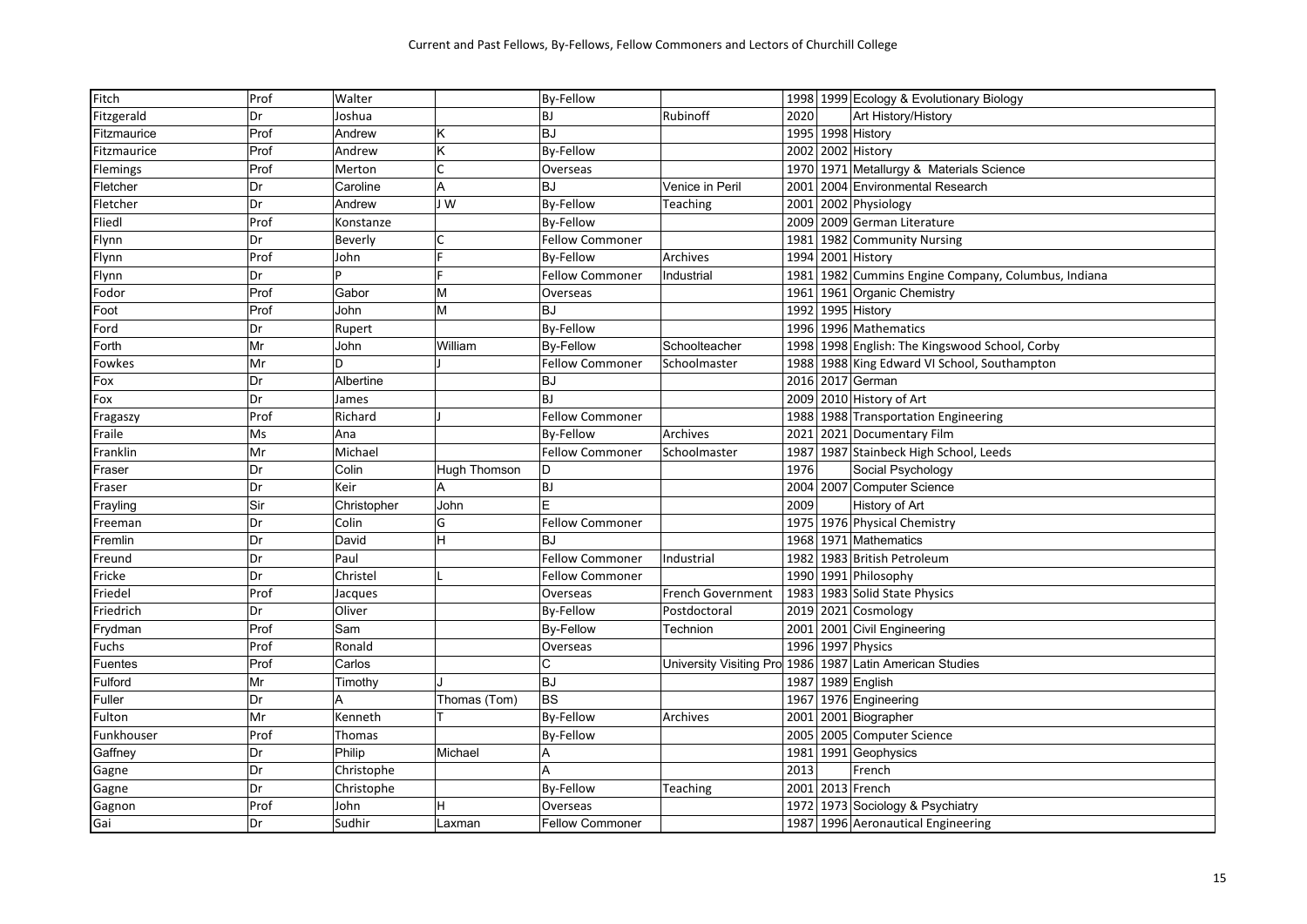Current and Past Fellows, By-Fellows, Fellow Commoners and Lectors of Churchill College

| | | | | | | | | |
|---|---|---|---|---|---|---|---|---|
| Fitch | Prof | Walter | | By-Fellow | | 1998 | 1999 | Ecology & Evolutionary Biology |
| Fitzgerald | Dr | Joshua | | BJ | Rubinoff | 2020 | | Art History/History |
| Fitzmaurice | Prof | Andrew | K | BJ | | 1995 | 1998 | History |
| Fitzmaurice | Prof | Andrew | K | By-Fellow | | 2002 | 2002 | History |
| Flemings | Prof | Merton | C | Overseas | | 1970 | 1971 | Metallurgy & Materials Science |
| Fletcher | Dr | Caroline | A | BJ | Venice in Peril | 2001 | 2004 | Environmental Research |
| Fletcher | Dr | Andrew | J W | By-Fellow | Teaching | 2001 | 2002 | Physiology |
| Fliedl | Prof | Konstanze | | By-Fellow | | 2009 | 2009 | German Literature |
| Flynn | Dr | Beverly | C | Fellow Commoner | | 1981 | 1982 | Community Nursing |
| Flynn | Prof | John | F | By-Fellow | Archives | 1994 | 2001 | History |
| Flynn | Dr | P | F | Fellow Commoner | Industrial | 1981 | 1982 | Cummins Engine Company, Columbus, Indiana |
| Fodor | Prof | Gabor | M | Overseas | | 1961 | 1961 | Organic Chemistry |
| Foot | Prof | John | M | BJ | | 1992 | 1995 | History |
| Ford | Dr | Rupert | | By-Fellow | | 1996 | 1996 | Mathematics |
| Forth | Mr | John | William | By-Fellow | Schoolteacher | 1998 | 1998 | English: The Kingswood School, Corby |
| Fowkes | Mr | D | J | Fellow Commoner | Schoolmaster | 1988 | 1988 | King Edward VI School, Southampton |
| Fox | Dr | Albertine | | BJ | | 2016 | 2017 | German |
| Fox | Dr | James | | BJ | | 2009 | 2010 | History of Art |
| Fragaszy | Prof | Richard | J | Fellow Commoner | | 1988 | 1988 | Transportation Engineering |
| Fraile | Ms | Ana | | By-Fellow | Archives | 2021 | 2021 | Documentary Film |
| Franklin | Mr | Michael | | Fellow Commoner | Schoolmaster | 1987 | 1987 | Stainbeck High School, Leeds |
| Fraser | Dr | Colin | Hugh Thomson | D | | 1976 | | Social Psychology |
| Fraser | Dr | Keir | A | BJ | | 2004 | 2007 | Computer Science |
| Frayling | Sir | Christopher | John | E | | 2009 | | History of Art |
| Freeman | Dr | Colin | G | Fellow Commoner | | 1975 | 1976 | Physical Chemistry |
| Fremlin | Dr | David | H | BJ | | 1968 | 1971 | Mathematics |
| Freund | Dr | Paul | | Fellow Commoner | Industrial | 1982 | 1983 | British Petroleum |
| Fricke | Dr | Christel | L | Fellow Commoner | | 1990 | 1991 | Philosophy |
| Friedel | Prof | Jacques | | Overseas | French Government | 1983 | 1983 | Solid State Physics |
| Friedrich | Dr | Oliver | | By-Fellow | Postdoctoral | 2019 | 2021 | Cosmology |
| Frydman | Prof | Sam | | By-Fellow | Technion | 2001 | 2001 | Civil Engineering |
| Fuchs | Prof | Ronald | | Overseas | | 1996 | 1997 | Physics |
| Fuentes | Prof | Carlos | | C | University Visiting Pro | 1986 | 1987 | Latin American Studies |
| Fulford | Mr | Timothy | J | BJ | | 1987 | 1989 | English |
| Fuller | Dr | A | Thomas (Tom) | BS | | 1967 | 1976 | Engineering |
| Fulton | Mr | Kenneth | T | By-Fellow | Archives | 2001 | 2001 | Biographer |
| Funkhouser | Prof | Thomas | | By-Fellow | | 2005 | 2005 | Computer Science |
| Gaffney | Dr | Philip | Michael | A | | 1981 | 1991 | Geophysics |
| Gagne | Dr | Christophe | | A | | 2013 | | French |
| Gagne | Dr | Christophe | | By-Fellow | Teaching | 2001 | 2013 | French |
| Gagnon | Prof | John | H | Overseas | | 1972 | 1973 | Sociology & Psychiatry |
| Gai | Dr | Sudhir | Laxman | Fellow Commoner | | 1987 | 1996 | Aeronautical Engineering |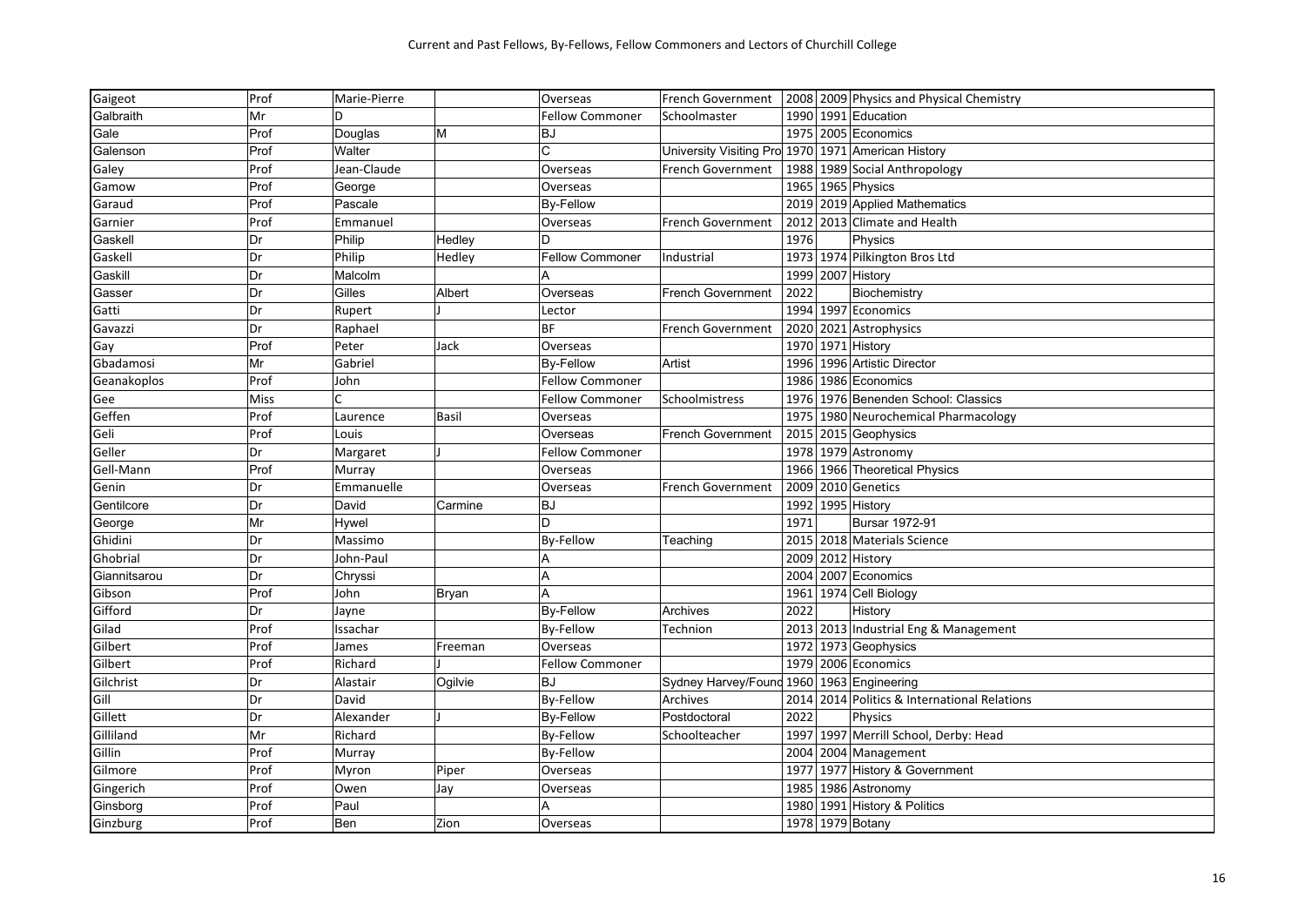| | | | | | | | | |
|---|---|---|---|---|---|---|---|---|
| Gaigeot | Prof | Marie-Pierre | | Overseas | French Government | 2008 | 2009 | Physics and Physical Chemistry |
| Galbraith | Mr | D | | Fellow Commoner | Schoolmaster | 1990 | 1991 | Education |
| Gale | Prof | Douglas | M | BJ | | 1975 | 2005 | Economics |
| Galenson | Prof | Walter | | C | University Visiting Pro | 1970 | 1971 | American History |
| Galey | Prof | Jean-Claude | | Overseas | French Government | 1988 | 1989 | Social Anthropology |
| Gamow | Prof | George | | Overseas | | 1965 | 1965 | Physics |
| Garaud | Prof | Pascale | | By-Fellow | | 2019 | 2019 | Applied Mathematics |
| Garnier | Prof | Emmanuel | | Overseas | French Government | 2012 | 2013 | Climate and Health |
| Gaskell | Dr | Philip | Hedley | D | | 1976 | | Physics |
| Gaskell | Dr | Philip | Hedley | Fellow Commoner | Industrial | 1973 | 1974 | Pilkington Bros Ltd |
| Gaskill | Dr | Malcolm | | A | | 1999 | 2007 | History |
| Gasser | Dr | Gilles | Albert | Overseas | French Government | 2022 | | Biochemistry |
| Gatti | Dr | Rupert | J | Lector | | 1994 | 1997 | Economics |
| Gavazzi | Dr | Raphael | | BF | French Government | 2020 | 2021 | Astrophysics |
| Gay | Prof | Peter | Jack | Overseas | | 1970 | 1971 | History |
| Gbadamosi | Mr | Gabriel | | By-Fellow | Artist | 1996 | 1996 | Artistic Director |
| Geanakoplos | Prof | John | | Fellow Commoner | | 1986 | 1986 | Economics |
| Gee | Miss | C | | Fellow Commoner | Schoolmistress | 1976 | 1976 | Benenden School: Classics |
| Geffen | Prof | Laurence | Basil | Overseas | | 1975 | 1980 | Neurochemical Pharmacology |
| Geli | Prof | Louis | | Overseas | French Government | 2015 | 2015 | Geophysics |
| Geller | Dr | Margaret | J | Fellow Commoner | | 1978 | 1979 | Astronomy |
| Gell-Mann | Prof | Murray | | Overseas | | 1966 | 1966 | Theoretical Physics |
| Genin | Dr | Emmanuelle | | Overseas | French Government | 2009 | 2010 | Genetics |
| Gentilcore | Dr | David | Carmine | BJ | | 1992 | 1995 | History |
| George | Mr | Hywel | | D | | 1971 | | Bursar 1972-91 |
| Ghidini | Dr | Massimo | | By-Fellow | Teaching | 2015 | 2018 | Materials Science |
| Ghobrial | Dr | John-Paul | | A | | 2009 | 2012 | History |
| Giannitsarou | Dr | Chryssi | | A | | 2004 | 2007 | Economics |
| Gibson | Prof | John | Bryan | A | | 1961 | 1974 | Cell Biology |
| Gifford | Dr | Jayne | | By-Fellow | Archives | 2022 | | History |
| Gilad | Prof | Issachar | | By-Fellow | Technion | 2013 | 2013 | Industrial Eng & Management |
| Gilbert | Prof | James | Freeman | Overseas | | 1972 | 1973 | Geophysics |
| Gilbert | Prof | Richard | J | Fellow Commoner | | 1979 | 2006 | Economics |
| Gilchrist | Dr | Alastair | Ogilvie | BJ | Sydney Harvey/Found | 1960 | 1963 | Engineering |
| Gill | Dr | David | | By-Fellow | Archives | 2014 | 2014 | Politics & International Relations |
| Gillett | Dr | Alexander | J | By-Fellow | Postdoctoral | 2022 | | Physics |
| Gilliland | Mr | Richard | | By-Fellow | Schoolteacher | 1997 | 1997 | Merrill School, Derby: Head |
| Gillin | Prof | Murray | | By-Fellow | | 2004 | 2004 | Management |
| Gilmore | Prof | Myron | Piper | Overseas | | 1977 | 1977 | History & Government |
| Gingerich | Prof | Owen | Jay | Overseas | | 1985 | 1986 | Astronomy |
| Ginsborg | Prof | Paul | | A | | 1980 | 1991 | History & Politics |
| Ginzburg | Prof | Ben | Zion | Overseas | | 1978 | 1979 | Botany |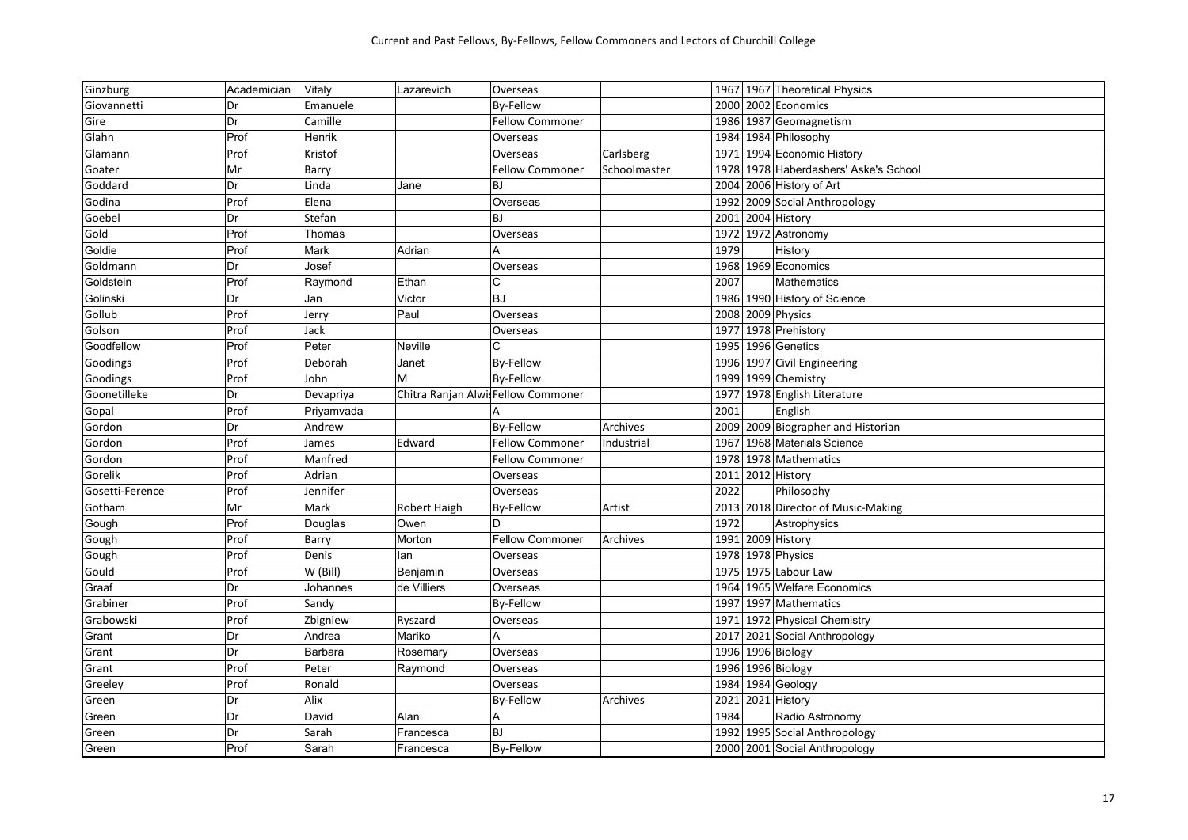| | | | | | | | | |
|---|---|---|---|---|---|---|---|---|
| Ginzburg | Academician | Vitaly | Lazarevich | Overseas | | 1967 | 1967 | Theoretical Physics |
| Giovannetti | Dr | Emanuele | | By-Fellow | | 2000 | 2002 | Economics |
| Gire | Dr | Camille | | Fellow Commoner | | 1986 | 1987 | Geomagnetism |
| Glahn | Prof | Henrik | | Overseas | | 1984 | 1984 | Philosophy |
| Glamann | Prof | Kristof | | Overseas | Carlsberg | 1971 | 1994 | Economic History |
| Goater | Mr | Barry | | Fellow Commoner | Schoolmaster | 1978 | 1978 | Haberdashers' Aske's School |
| Goddard | Dr | Linda | Jane | BJ | | 2004 | 2006 | History of Art |
| Godina | Prof | Elena | | Overseas | | 1992 | 2009 | Social Anthropology |
| Goebel | Dr | Stefan | | BJ | | 2001 | 2004 | History |
| Gold | Prof | Thomas | | Overseas | | 1972 | 1972 | Astronomy |
| Goldie | Prof | Mark | Adrian | A | | 1979 | | History |
| Goldmann | Dr | Josef | | Overseas | | 1968 | 1969 | Economics |
| Goldstein | Prof | Raymond | Ethan | C | | 2007 | | Mathematics |
| Golinski | Dr | Jan | Victor | BJ | | 1986 | 1990 | History of Science |
| Gollub | Prof | Jerry | Paul | Overseas | | 2008 | 2009 | Physics |
| Golson | Prof | Jack | | Overseas | | 1977 | 1978 | Prehistory |
| Goodfellow | Prof | Peter | Neville | C | | 1995 | 1996 | Genetics |
| Goodings | Prof | Deborah | Janet | By-Fellow | | 1996 | 1997 | Civil Engineering |
| Goodings | Prof | John | M | By-Fellow | | 1999 | 1999 | Chemistry |
| Goonetilleke | Dr | Devapriya | Chitra Ranjan Alwis | Fellow Commoner | | 1977 | 1978 | English Literature |
| Gopal | Prof | Priyamvada | | A | | 2001 | | English |
| Gordon | Dr | Andrew | | By-Fellow | Archives | 2009 | 2009 | Biographer and Historian |
| Gordon | Prof | James | Edward | Fellow Commoner | Industrial | 1967 | 1968 | Materials Science |
| Gordon | Prof | Manfred | | Fellow Commoner | | 1978 | 1978 | Mathematics |
| Gorelik | Prof | Adrian | | Overseas | | 2011 | 2012 | History |
| Gosetti-Ference | Prof | Jennifer | | Overseas | | 2022 | | Philosophy |
| Gotham | Mr | Mark | Robert Haigh | By-Fellow | Artist | 2013 | 2018 | Director of Music-Making |
| Gough | Prof | Douglas | Owen | D | | 1972 | | Astrophysics |
| Gough | Prof | Barry | Morton | Fellow Commoner | Archives | 1991 | 2009 | History |
| Gough | Prof | Denis | Ian | Overseas | | 1978 | 1978 | Physics |
| Gould | Prof | W (Bill) | Benjamin | Overseas | | 1975 | 1975 | Labour Law |
| Graaf | Dr | Johannes | de Villiers | Overseas | | 1964 | 1965 | Welfare Economics |
| Grabiner | Prof | Sandy | | By-Fellow | | 1997 | 1997 | Mathematics |
| Grabowski | Prof | Zbigniew | Ryszard | Overseas | | 1971 | 1972 | Physical Chemistry |
| Grant | Dr | Andrea | Mariko | A | | 2017 | 2021 | Social Anthropology |
| Grant | Dr | Barbara | Rosemary | Overseas | | 1996 | 1996 | Biology |
| Grant | Prof | Peter | Raymond | Overseas | | 1996 | 1996 | Biology |
| Greeley | Prof | Ronald | | Overseas | | 1984 | 1984 | Geology |
| Green | Dr | Alix | | By-Fellow | Archives | 2021 | 2021 | History |
| Green | Dr | David | Alan | A | | 1984 | | Radio Astronomy |
| Green | Dr | Sarah | Francesca | BJ | | 1992 | 1995 | Social Anthropology |
| Green | Prof | Sarah | Francesca | By-Fellow | | 2000 | 2001 | Social Anthropology |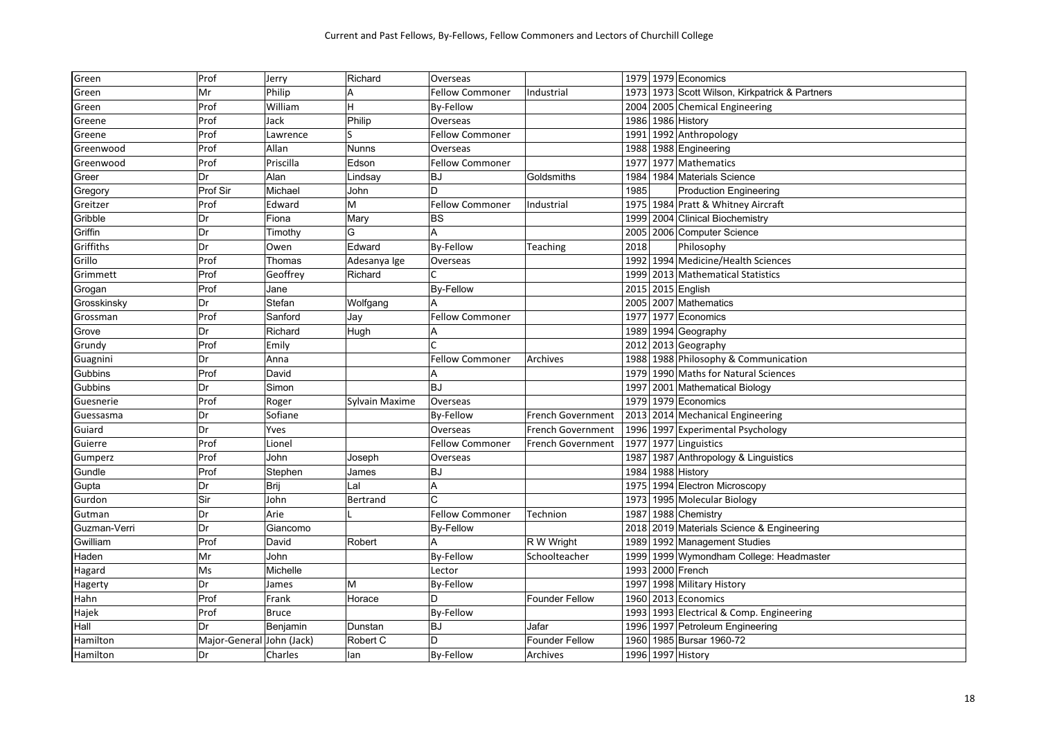| | | | | | | | | |
|---|---|---|---|---|---|---|---|---|
| Green | Prof | Jerry | Richard | Overseas | | 1979 | 1979 | Economics |
| Green | Mr | Philip | A | Fellow Commoner | Industrial | 1973 | 1973 | Scott Wilson, Kirkpatrick & Partners |
| Green | Prof | William | H | By-Fellow | | 2004 | 2005 | Chemical Engineering |
| Greene | Prof | Jack | Philip | Overseas | | 1986 | 1986 | History |
| Greene | Prof | Lawrence | S | Fellow Commoner | | 1991 | 1992 | Anthropology |
| Greenwood | Prof | Allan | Nunns | Overseas | | 1988 | 1988 | Engineering |
| Greenwood | Prof | Priscilla | Edson | Fellow Commoner | | 1977 | 1977 | Mathematics |
| Greer | Dr | Alan | Lindsay | BJ | Goldsmiths | 1984 | 1984 | Materials Science |
| Gregory | Prof Sir | Michael | John | D | | 1985 | | Production Engineering |
| Greitzer | Prof | Edward | M | Fellow Commoner | Industrial | 1975 | 1984 | Pratt & Whitney Aircraft |
| Gribble | Dr | Fiona | Mary | BS | | 1999 | 2004 | Clinical Biochemistry |
| Griffin | Dr | Timothy | G | A | | 2005 | 2006 | Computer Science |
| Griffiths | Dr | Owen | Edward | By-Fellow | Teaching | 2018 | | Philosophy |
| Grillo | Prof | Thomas | Adesanya Ige | Overseas | | 1992 | 1994 | Medicine/Health Sciences |
| Grimmett | Prof | Geoffrey | Richard | C | | 1999 | 2013 | Mathematical Statistics |
| Grogan | Prof | Jane | | By-Fellow | | 2015 | 2015 | English |
| Grosskinsky | Dr | Stefan | Wolfgang | A | | 2005 | 2007 | Mathematics |
| Grossman | Prof | Sanford | Jay | Fellow Commoner | | 1977 | 1977 | Economics |
| Grove | Dr | Richard | Hugh | A | | 1989 | 1994 | Geography |
| Grundy | Prof | Emily | | C | | 2012 | 2013 | Geography |
| Guagnini | Dr | Anna | | Fellow Commoner | Archives | 1988 | 1988 | Philosophy & Communication |
| Gubbins | Prof | David | | A | | 1979 | 1990 | Maths for Natural Sciences |
| Gubbins | Dr | Simon | | BJ | | 1997 | 2001 | Mathematical Biology |
| Guesnerie | Prof | Roger | Sylvain Maxime | Overseas | | 1979 | 1979 | Economics |
| Guessasma | Dr | Sofiane | | By-Fellow | French Government | 2013 | 2014 | Mechanical Engineering |
| Guiard | Dr | Yves | | Overseas | French Government | 1996 | 1997 | Experimental Psychology |
| Guierre | Prof | Lionel | | Fellow Commoner | French Government | 1977 | 1977 | Linguistics |
| Gumperz | Prof | John | Joseph | Overseas | | 1987 | 1987 | Anthropology & Linguistics |
| Gundle | Prof | Stephen | James | BJ | | 1984 | 1988 | History |
| Gupta | Dr | Brij | Lal | A | | 1975 | 1994 | Electron Microscopy |
| Gurdon | Sir | John | Bertrand | C | | 1973 | 1995 | Molecular Biology |
| Gutman | Dr | Arie | L | Fellow Commoner | Technion | 1987 | 1988 | Chemistry |
| Guzman-Verri | Dr | Giancomo | | By-Fellow | | 2018 | 2019 | Materials Science & Engineering |
| Gwilliam | Prof | David | Robert | A | R W Wright | 1989 | 1992 | Management Studies |
| Haden | Mr | John | | By-Fellow | Schoolteacher | 1999 | 1999 | Wymondham College: Headmaster |
| Hagard | Ms | Michelle | | Lector | | 1993 | 2000 | French |
| Hagerty | Dr | James | M | By-Fellow | | 1997 | 1998 | Military History |
| Hahn | Prof | Frank | Horace | D | Founder Fellow | 1960 | 2013 | Economics |
| Hajek | Prof | Bruce | | By-Fellow | | 1993 | 1993 | Electrical & Comp. Engineering |
| Hall | Dr | Benjamin | Dunstan | BJ | Jafar | 1996 | 1997 | Petroleum Engineering |
| Hamilton | Major-General | John (Jack) | Robert C | D | Founder Fellow | 1960 | 1985 | Bursar 1960-72 |
| Hamilton | Dr | Charles | Ian | By-Fellow | Archives | 1996 | 1997 | History |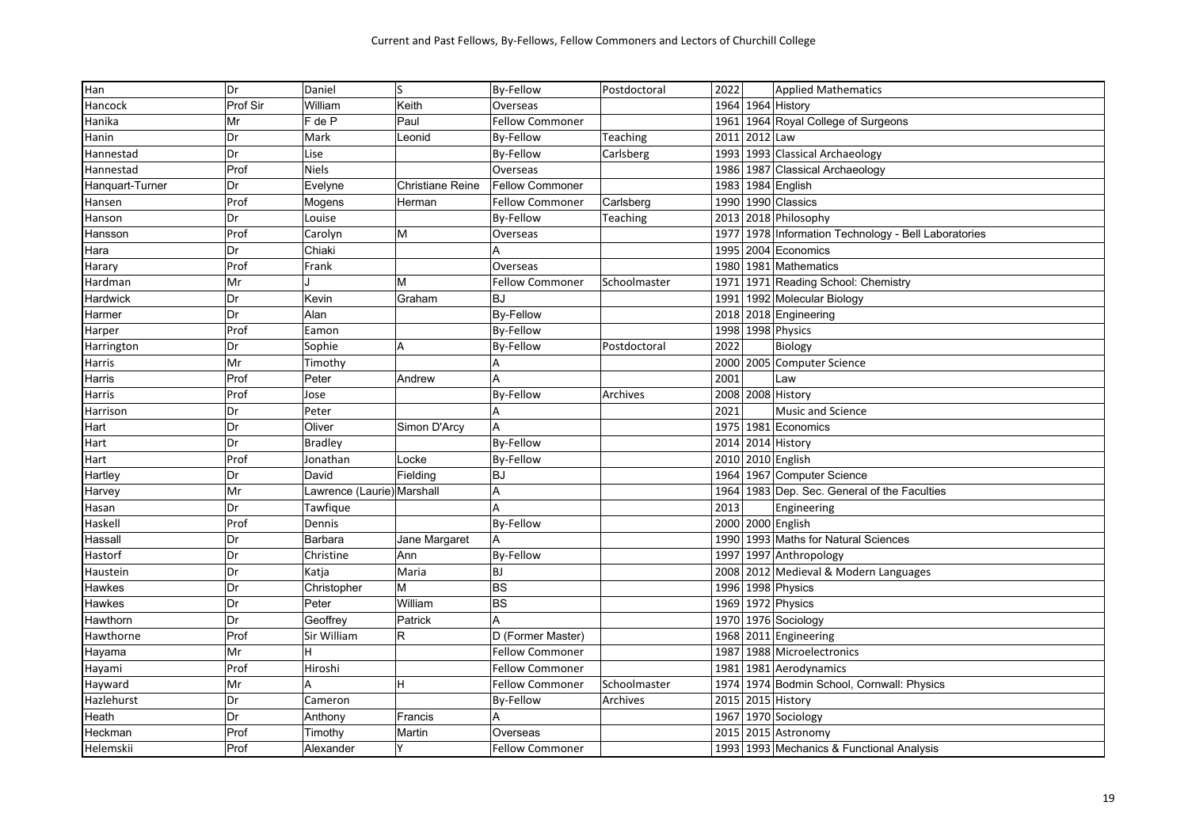| | | | | | | | | |
|---|---|---|---|---|---|---|---|---|
| Han | Dr | Daniel | S | By-Fellow | Postdoctoral | 2022 | | Applied Mathematics |
| Hancock | Prof Sir | William | Keith | Overseas | | 1964 | 1964 | History |
| Hanika | Mr | F de P | Paul | Fellow Commoner | | 1961 | 1964 | Royal College of Surgeons |
| Hanin | Dr | Mark | Leonid | By-Fellow | Teaching | 2011 | 2012 | Law |
| Hannestad | Dr | Lise | | By-Fellow | Carlsberg | 1993 | 1993 | Classical Archaeology |
| Hannestad | Prof | Niels | | Overseas | | 1986 | 1987 | Classical Archaeology |
| Hanquart-Turner | Dr | Evelyne | Christiane Reine | Fellow Commoner | | 1983 | 1984 | English |
| Hansen | Prof | Mogens | Herman | Fellow Commoner | Carlsberg | 1990 | 1990 | Classics |
| Hanson | Dr | Louise | | By-Fellow | Teaching | 2013 | 2018 | Philosophy |
| Hansson | Prof | Carolyn | M | Overseas | | 1977 | 1978 | Information Technology - Bell Laboratories |
| Hara | Dr | Chiaki | | A | | 1995 | 2004 | Economics |
| Harary | Prof | Frank | | Overseas | | 1980 | 1981 | Mathematics |
| Hardman | Mr | J | M | Fellow Commoner | Schoolmaster | 1971 | 1971 | Reading School: Chemistry |
| Hardwick | Dr | Kevin | Graham | BJ | | 1991 | 1992 | Molecular Biology |
| Harmer | Dr | Alan | | By-Fellow | | 2018 | 2018 | Engineering |
| Harper | Prof | Eamon | | By-Fellow | | 1998 | 1998 | Physics |
| Harrington | Dr | Sophie | A | By-Fellow | Postdoctoral | 2022 | | Biology |
| Harris | Mr | Timothy | | A | | 2000 | 2005 | Computer Science |
| Harris | Prof | Peter | Andrew | A | | 2001 | | Law |
| Harris | Prof | Jose | | By-Fellow | Archives | 2008 | 2008 | History |
| Harrison | Dr | Peter | | A | | 2021 | | Music and Science |
| Hart | Dr | Oliver | Simon D'Arcy | A | | 1975 | 1981 | Economics |
| Hart | Dr | Bradley | | By-Fellow | | 2014 | 2014 | History |
| Hart | Prof | Jonathan | Locke | By-Fellow | | 2010 | 2010 | English |
| Hartley | Dr | David | Fielding | BJ | | 1964 | 1967 | Computer Science |
| Harvey | Mr | Lawrence (Laurie) | Marshall | A | | 1964 | 1983 | Dep. Sec. General of the Faculties |
| Hasan | Dr | Tawfique | | A | | 2013 | | Engineering |
| Haskell | Prof | Dennis | | By-Fellow | | 2000 | 2000 | English |
| Hassall | Dr | Barbara | Jane Margaret | A | | 1990 | 1993 | Maths for Natural Sciences |
| Hastorf | Dr | Christine | Ann | By-Fellow | | 1997 | 1997 | Anthropology |
| Haustein | Dr | Katja | Maria | BJ | | 2008 | 2012 | Medieval & Modern Languages |
| Hawkes | Dr | Christopher | M | BS | | 1996 | 1998 | Physics |
| Hawkes | Dr | Peter | William | BS | | 1969 | 1972 | Physics |
| Hawthorn | Dr | Geoffrey | Patrick | A | | 1970 | 1976 | Sociology |
| Hawthorne | Prof | Sir William | R | D (Former Master) | | 1968 | 2011 | Engineering |
| Hayama | Mr | H | | Fellow Commoner | | 1987 | 1988 | Microelectronics |
| Hayami | Prof | Hiroshi | | Fellow Commoner | | 1981 | 1981 | Aerodynamics |
| Hayward | Mr | A | H | Fellow Commoner | Schoolmaster | 1974 | 1974 | Bodmin School, Cornwall: Physics |
| Hazlehurst | Dr | Cameron | | By-Fellow | Archives | 2015 | 2015 | History |
| Heath | Dr | Anthony | Francis | A | | 1967 | 1970 | Sociology |
| Heckman | Prof | Timothy | Martin | Overseas | | 2015 | 2015 | Astronomy |
| Helemskii | Prof | Alexander | Y | Fellow Commoner | | 1993 | 1993 | Mechanics & Functional Analysis |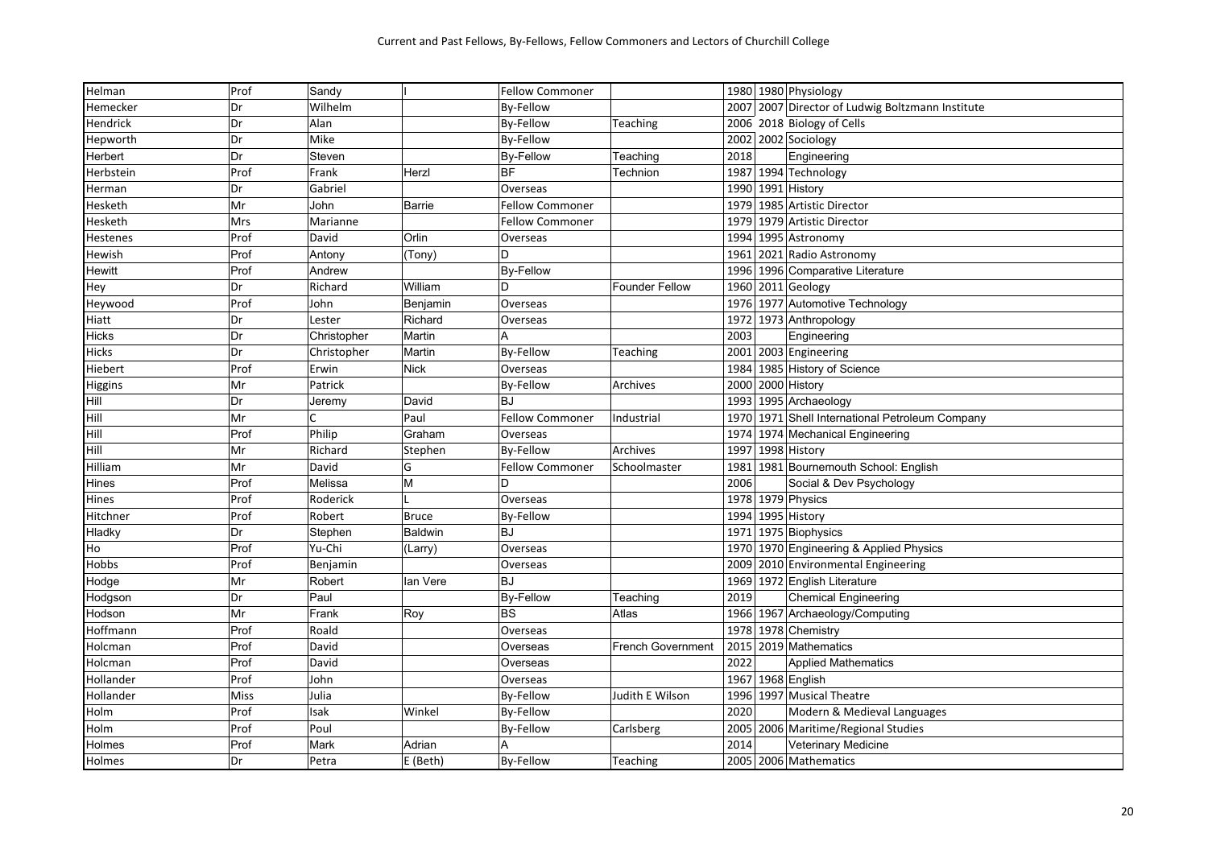| | | | | | | | | |
|---|---|---|---|---|---|---|---|---|
| Helman | Prof | Sandy | I | Fellow Commoner | | 1980 | 1980 | Physiology |
| Hemecker | Dr | Wilhelm | | By-Fellow | | 2007 | 2007 | Director of Ludwig Boltzmann Institute |
| Hendrick | Dr | Alan | | By-Fellow | Teaching | 2006 | 2018 | Biology of Cells |
| Hepworth | Dr | Mike | | By-Fellow | | 2002 | 2002 | Sociology |
| Herbert | Dr | Steven | | By-Fellow | Teaching | 2018 | | Engineering |
| Herbstein | Prof | Frank | Herzl | BF | Technion | 1987 | 1994 | Technology |
| Herman | Dr | Gabriel | | Overseas | | 1990 | 1991 | History |
| Hesketh | Mr | John | Barrie | Fellow Commoner | | 1979 | 1985 | Artistic Director |
| Hesketh | Mrs | Marianne | | Fellow Commoner | | 1979 | 1979 | Artistic Director |
| Hestenes | Prof | David | Orlin | Overseas | | 1994 | 1995 | Astronomy |
| Hewish | Prof | Antony | (Tony) | D | | 1961 | 2021 | Radio Astronomy |
| Hewitt | Prof | Andrew | | By-Fellow | | 1996 | 1996 | Comparative Literature |
| Hey | Dr | Richard | William | D | Founder Fellow | 1960 | 2011 | Geology |
| Heywood | Prof | John | Benjamin | Overseas | | 1976 | 1977 | Automotive Technology |
| Hiatt | Dr | Lester | Richard | Overseas | | 1972 | 1973 | Anthropology |
| Hicks | Dr | Christopher | Martin | A | | 2003 | | Engineering |
| Hicks | Dr | Christopher | Martin | By-Fellow | Teaching | 2001 | 2003 | Engineering |
| Hiebert | Prof | Erwin | Nick | Overseas | | 1984 | 1985 | History of Science |
| Higgins | Mr | Patrick | | By-Fellow | Archives | 2000 | 2000 | History |
| Hill | Dr | Jeremy | David | BJ | | 1993 | 1995 | Archaeology |
| Hill | Mr | C | Paul | Fellow Commoner | Industrial | 1970 | 1971 | Shell International Petroleum Company |
| Hill | Prof | Philip | Graham | Overseas | | 1974 | 1974 | Mechanical Engineering |
| Hill | Mr | Richard | Stephen | By-Fellow | Archives | 1997 | 1998 | History |
| Hilliam | Mr | David | G | Fellow Commoner | Schoolmaster | 1981 | 1981 | Bournemouth School: English |
| Hines | Prof | Melissa | M | D | | 2006 | | Social & Dev Psychology |
| Hines | Prof | Roderick | L | Overseas | | 1978 | 1979 | Physics |
| Hitchner | Prof | Robert | Bruce | By-Fellow | | 1994 | 1995 | History |
| Hladky | Dr | Stephen | Baldwin | BJ | | 1971 | 1975 | Biophysics |
| Ho | Prof | Yu-Chi | (Larry) | Overseas | | 1970 | 1970 | Engineering & Applied Physics |
| Hobbs | Prof | Benjamin | | Overseas | | 2009 | 2010 | Environmental Engineering |
| Hodge | Mr | Robert | Ian Vere | BJ | | 1969 | 1972 | English Literature |
| Hodgson | Dr | Paul | | By-Fellow | Teaching | 2019 | | Chemical Engineering |
| Hodson | Mr | Frank | Roy | BS | Atlas | 1966 | 1967 | Archaeology/Computing |
| Hoffmann | Prof | Roald | | Overseas | | 1978 | 1978 | Chemistry |
| Holcman | Prof | David | | Overseas | French Government | 2015 | 2019 | Mathematics |
| Holcman | Prof | David | | Overseas | | 2022 | | Applied Mathematics |
| Hollander | Prof | John | | Overseas | | 1967 | 1968 | English |
| Hollander | Miss | Julia | | By-Fellow | Judith E Wilson | 1996 | 1997 | Musical Theatre |
| Holm | Prof | Isak | Winkel | By-Fellow | | 2020 | | Modern & Medieval Languages |
| Holm | Prof | Poul | | By-Fellow | Carlsberg | 2005 | 2006 | Maritime/Regional Studies |
| Holmes | Prof | Mark | Adrian | A | | 2014 | | Veterinary Medicine |
| Holmes | Dr | Petra | E (Beth) | By-Fellow | Teaching | 2005 | 2006 | Mathematics |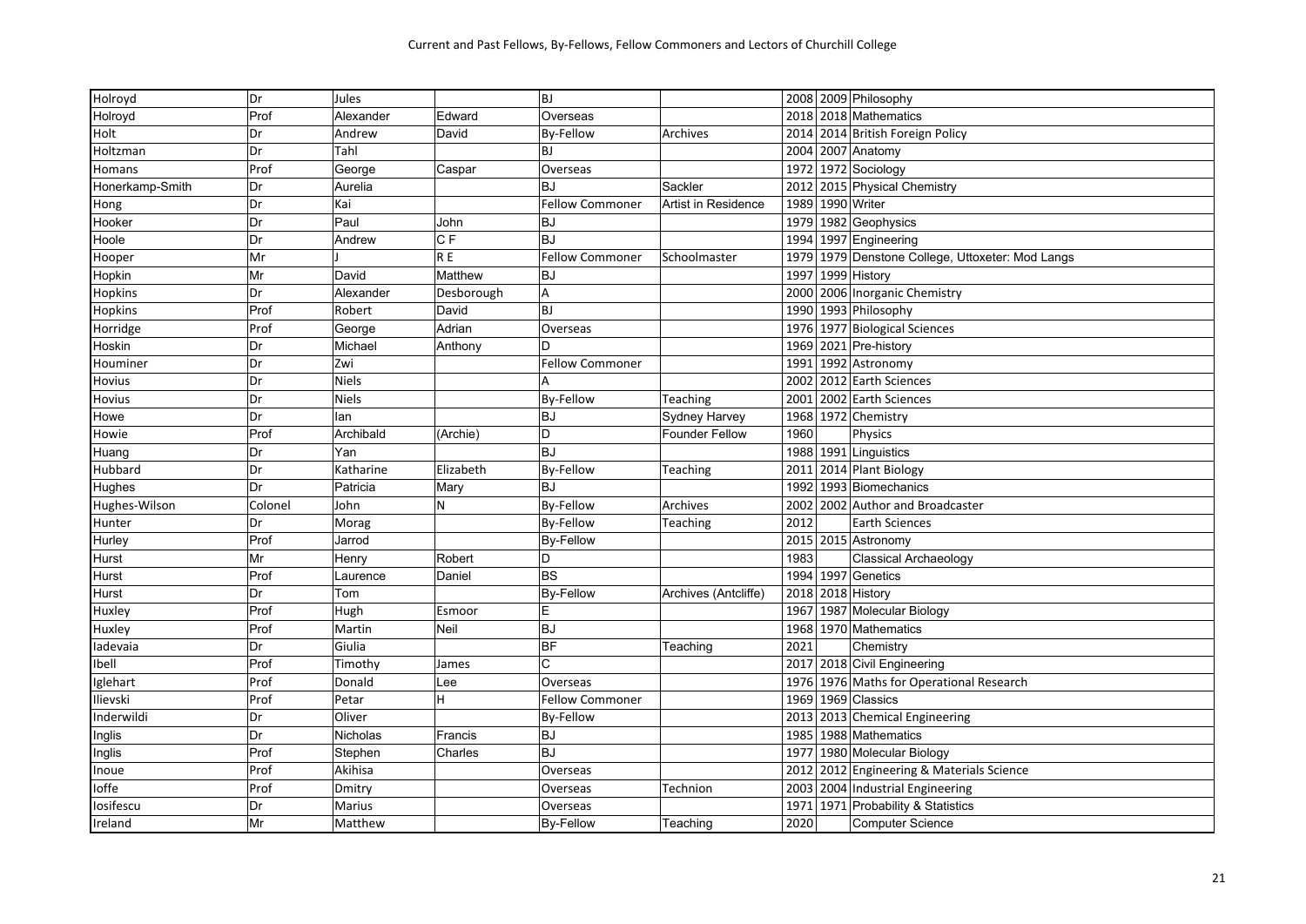| | | | | | | | | |
|---|---|---|---|---|---|---|---|---|
| Holroyd | Dr | Jules | | BJ | | 2008 | 2009 | Philosophy |
| Holroyd | Prof | Alexander | Edward | Overseas | | 2018 | 2018 | Mathematics |
| Holt | Dr | Andrew | David | By-Fellow | Archives | 2014 | 2014 | British Foreign Policy |
| Holtzman | Dr | Tahl | | BJ | | 2004 | 2007 | Anatomy |
| Homans | Prof | George | Caspar | Overseas | | 1972 | 1972 | Sociology |
| Honerkamp-Smith | Dr | Aurelia | | BJ | Sackler | 2012 | 2015 | Physical Chemistry |
| Hong | Dr | Kai | | Fellow Commoner | Artist in Residence | 1989 | 1990 | Writer |
| Hooker | Dr | Paul | John | BJ | | 1979 | 1982 | Geophysics |
| Hoole | Dr | Andrew | C F | BJ | | 1994 | 1997 | Engineering |
| Hooper | Mr | J | R E | Fellow Commoner | Schoolmaster | 1979 | 1979 | Denstone College, Uttoxeter: Mod Langs |
| Hopkin | Mr | David | Matthew | BJ | | 1997 | 1999 | History |
| Hopkins | Dr | Alexander | Desborough | A | | 2000 | 2006 | Inorganic Chemistry |
| Hopkins | Prof | Robert | David | BJ | | 1990 | 1993 | Philosophy |
| Horridge | Prof | George | Adrian | Overseas | | 1976 | 1977 | Biological Sciences |
| Hoskin | Dr | Michael | Anthony | D | | 1969 | 2021 | Pre-history |
| Houminer | Dr | Zwi | | Fellow Commoner | | 1991 | 1992 | Astronomy |
| Hovius | Dr | Niels | | A | | 2002 | 2012 | Earth Sciences |
| Hovius | Dr | Niels | | By-Fellow | Teaching | 2001 | 2002 | Earth Sciences |
| Howe | Dr | Ian | | BJ | Sydney Harvey | 1968 | 1972 | Chemistry |
| Howie | Prof | Archibald | (Archie) | D | Founder Fellow | 1960 | | Physics |
| Huang | Dr | Yan | | BJ | | 1988 | 1991 | Linguistics |
| Hubbard | Dr | Katharine | Elizabeth | By-Fellow | Teaching | 2011 | 2014 | Plant Biology |
| Hughes | Dr | Patricia | Mary | BJ | | 1992 | 1993 | Biomechanics |
| Hughes-Wilson | Colonel | John | N | By-Fellow | Archives | 2002 | 2002 | Author and Broadcaster |
| Hunter | Dr | Morag | | By-Fellow | Teaching | 2012 | | Earth Sciences |
| Hurley | Prof | Jarrod | | By-Fellow | | 2015 | 2015 | Astronomy |
| Hurst | Mr | Henry | Robert | D | | 1983 | | Classical Archaeology |
| Hurst | Prof | Laurence | Daniel | BS | | 1994 | 1997 | Genetics |
| Hurst | Dr | Tom | | By-Fellow | Archives (Antcliffe) | 2018 | 2018 | History |
| Huxley | Prof | Hugh | Esmoor | E | | 1967 | 1987 | Molecular Biology |
| Huxley | Prof | Martin | Neil | BJ | | 1968 | 1970 | Mathematics |
| Iadevaia | Dr | Giulia | | BF | Teaching | 2021 | | Chemistry |
| Ibell | Prof | Timothy | James | C | | 2017 | 2018 | Civil Engineering |
| Iglehart | Prof | Donald | Lee | Overseas | | 1976 | 1976 | Maths for Operational Research |
| Ilievski | Prof | Petar | H | Fellow Commoner | | 1969 | 1969 | Classics |
| Inderwildi | Dr | Oliver | | By-Fellow | | 2013 | 2013 | Chemical Engineering |
| Inglis | Dr | Nicholas | Francis | BJ | | 1985 | 1988 | Mathematics |
| Inglis | Prof | Stephen | Charles | BJ | | 1977 | 1980 | Molecular Biology |
| Inoue | Prof | Akihisa | | Overseas | | 2012 | 2012 | Engineering & Materials Science |
| Ioffe | Prof | Dmitry | | Overseas | Technion | 2003 | 2004 | Industrial Engineering |
| Iosifescu | Dr | Marius | | Overseas | | 1971 | 1971 | Probability & Statistics |
| Ireland | Mr | Matthew | | By-Fellow | Teaching | 2020 | | Computer Science |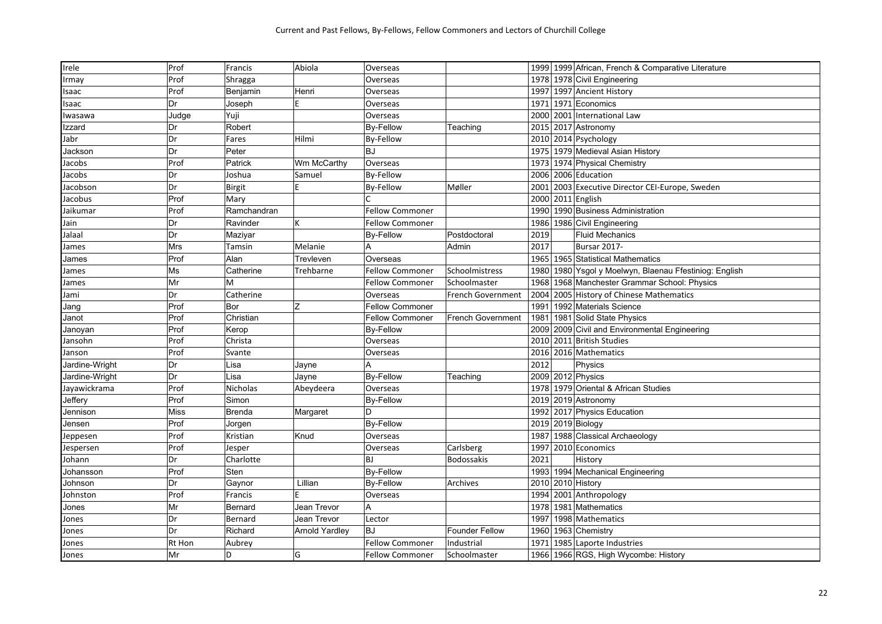| | | | | | | | | |
|---|---|---|---|---|---|---|---|---|
| Irele | Prof | Francis | Abiola | Overseas | | 1999 | 1999 | African, French & Comparative Literature |
| Irmay | Prof | Shragga | | Overseas | | 1978 | 1978 | Civil Engineering |
| Isaac | Prof | Benjamin | Henri | Overseas | | 1997 | 1997 | Ancient History |
| Isaac | Dr | Joseph | E | Overseas | | 1971 | 1971 | Economics |
| Iwasawa | Judge | Yuji | | Overseas | | 2000 | 2001 | International Law |
| Izzard | Dr | Robert | | By-Fellow | Teaching | 2015 | 2017 | Astronomy |
| Jabr | Dr | Fares | Hilmi | By-Fellow | | 2010 | 2014 | Psychology |
| Jackson | Dr | Peter | | BJ | | 1975 | 1979 | Medieval Asian History |
| Jacobs | Prof | Patrick | Wm McCarthy | Overseas | | 1973 | 1974 | Physical Chemistry |
| Jacobs | Dr | Joshua | Samuel | By-Fellow | | 2006 | 2006 | Education |
| Jacobson | Dr | Birgit | E | By-Fellow | Møller | 2001 | 2003 | Executive Director CEI-Europe, Sweden |
| Jacobus | Prof | Mary | | C | | 2000 | 2011 | English |
| Jaikumar | Prof | Ramchandran | | Fellow Commoner | | 1990 | 1990 | Business Administration |
| Jain | Dr | Ravinder | K | Fellow Commoner | | 1986 | 1986 | Civil Engineering |
| Jalaal | Dr | Maziyar | | By-Fellow | Postdoctoral | 2019 | | Fluid Mechanics |
| James | Mrs | Tamsin | Melanie | A | Admin | 2017 | | Bursar 2017- |
| James | Prof | Alan | Trevleven | Overseas | | 1965 | 1965 | Statistical Mathematics |
| James | Ms | Catherine | Trehbarne | Fellow Commoner | Schoolmistress | 1980 | 1980 | Ysgol y Moelwyn, Blaenau Ffestiniog: English |
| James | Mr | M | | Fellow Commoner | Schoolmaster | 1968 | 1968 | Manchester Grammar School: Physics |
| Jami | Dr | Catherine | | Overseas | French Government | 2004 | 2005 | History of Chinese Mathematics |
| Jang | Prof | Bor | Z | Fellow Commoner | | 1991 | 1992 | Materials Science |
| Janot | Prof | Christian | | Fellow Commoner | French Government | 1981 | 1981 | Solid State Physics |
| Janoyan | Prof | Kerop | | By-Fellow | | 2009 | 2009 | Civil and Environmental Engineering |
| Jansohn | Prof | Christa | | Overseas | | 2010 | 2011 | British Studies |
| Janson | Prof | Svante | | Overseas | | 2016 | 2016 | Mathematics |
| Jardine-Wright | Dr | Lisa | Jayne | A | | 2012 | | Physics |
| Jardine-Wright | Dr | Lisa | Jayne | By-Fellow | Teaching | 2009 | 2012 | Physics |
| Jayawickrama | Prof | Nicholas | Abeydeera | Overseas | | 1978 | 1979 | Oriental & African Studies |
| Jeffery | Prof | Simon | | By-Fellow | | 2019 | 2019 | Astronomy |
| Jennison | Miss | Brenda | Margaret | D | | 1992 | 2017 | Physics Education |
| Jensen | Prof | Jorgen | | By-Fellow | | 2019 | 2019 | Biology |
| Jeppesen | Prof | Kristian | Knud | Overseas | | 1987 | 1988 | Classical Archaeology |
| Jespersen | Prof | Jesper | | Overseas | Carlsberg | 1997 | 2010 | Economics |
| Johann | Dr | Charlotte | | BJ | Bodossakis | 2021 | | History |
| Johansson | Prof | Sten | | By-Fellow | | 1993 | 1994 | Mechanical Engineering |
| Johnson | Dr | Gaynor | Lillian | By-Fellow | Archives | 2010 | 2010 | History |
| Johnston | Prof | Francis | E | Overseas | | 1994 | 2001 | Anthropology |
| Jones | Mr | Bernard | Jean Trevor | A | | 1978 | 1981 | Mathematics |
| Jones | Dr | Bernard | Jean Trevor | Lector | | 1997 | 1998 | Mathematics |
| Jones | Dr | Richard | Arnold Yardley | BJ | Founder Fellow | 1960 | 1963 | Chemistry |
| Jones | Rt Hon | Aubrey | | Fellow Commoner | Industrial | 1971 | 1985 | Laporte Industries |
| Jones | Mr | D | G | Fellow Commoner | Schoolmaster | 1966 | 1966 | RGS, High Wycombe: History |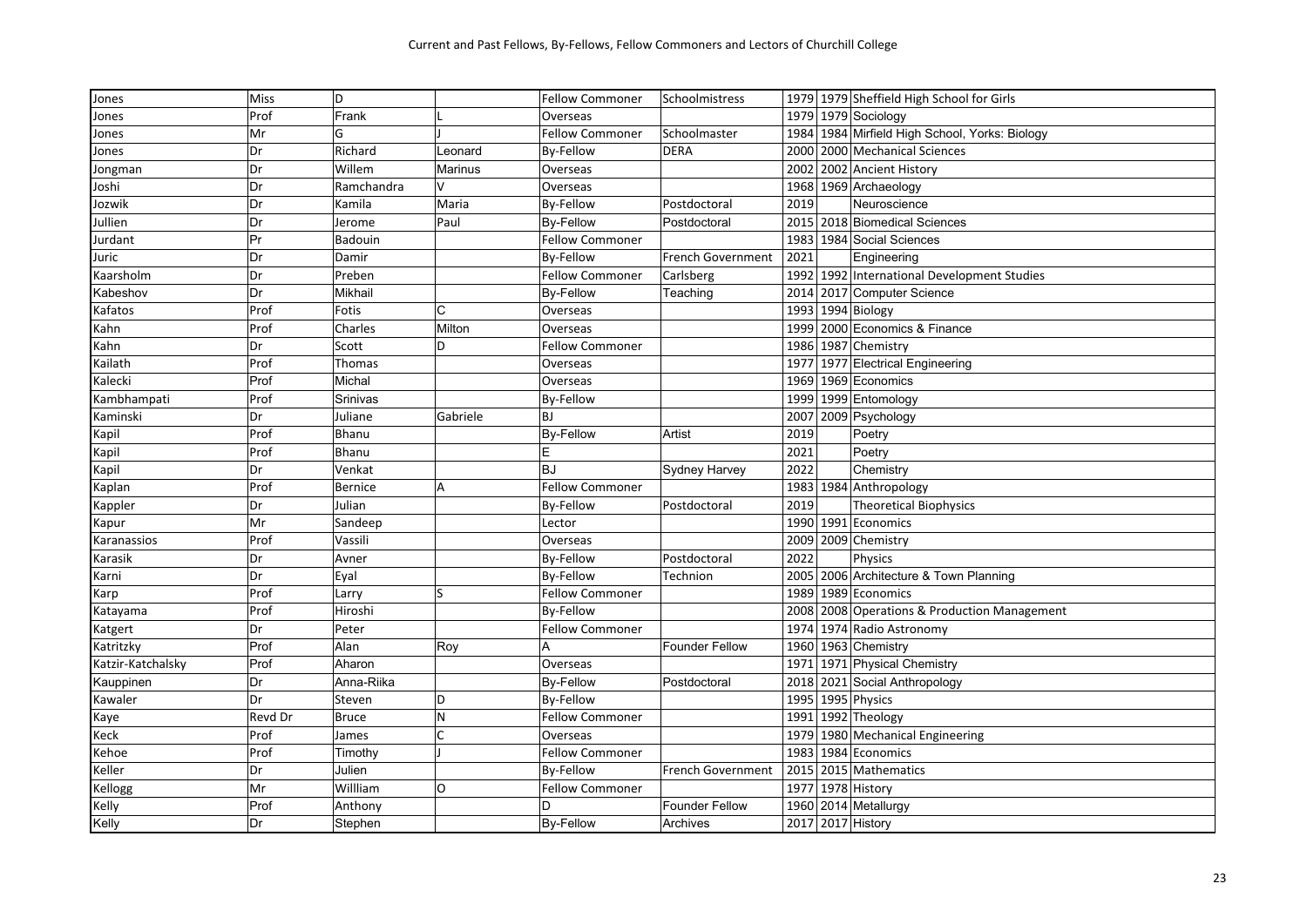| | | | | | | | | |
|---|---|---|---|---|---|---|---|---|
| Jones | Miss | D | | Fellow Commoner | Schoolmistress | 1979 | 1979 | Sheffield High School for Girls |
| Jones | Prof | Frank | L | Overseas | | 1979 | 1979 | Sociology |
| Jones | Mr | G | J | Fellow Commoner | Schoolmaster | 1984 | 1984 | Mirfield High School, Yorks: Biology |
| Jones | Dr | Richard | Leonard | By-Fellow | DERA | 2000 | 2000 | Mechanical Sciences |
| Jongman | Dr | Willem | Marinus | Overseas | | 2002 | 2002 | Ancient History |
| Joshi | Dr | Ramchandra | V | Overseas | | 1968 | 1969 | Archaeology |
| Jozwik | Dr | Kamila | Maria | By-Fellow | Postdoctoral | 2019 | | Neuroscience |
| Jullien | Dr | Jerome | Paul | By-Fellow | Postdoctoral | 2015 | 2018 | Biomedical Sciences |
| Jurdant | Pr | Badouin | | Fellow Commoner | | 1983 | 1984 | Social Sciences |
| Juric | Dr | Damir | | By-Fellow | French Government | 2021 | | Engineering |
| Kaarsholm | Dr | Preben | | Fellow Commoner | Carlsberg | 1992 | 1992 | International Development Studies |
| Kabeshov | Dr | Mikhail | | By-Fellow | Teaching | 2014 | 2017 | Computer Science |
| Kafatos | Prof | Fotis | C | Overseas | | 1993 | 1994 | Biology |
| Kahn | Prof | Charles | Milton | Overseas | | 1999 | 2000 | Economics & Finance |
| Kahn | Dr | Scott | D | Fellow Commoner | | 1986 | 1987 | Chemistry |
| Kailath | Prof | Thomas | | Overseas | | 1977 | 1977 | Electrical Engineering |
| Kalecki | Prof | Michal | | Overseas | | 1969 | 1969 | Economics |
| Kambhampati | Prof | Srinivas | | By-Fellow | | 1999 | 1999 | Entomology |
| Kaminski | Dr | Juliane | Gabriele | BJ | | 2007 | 2009 | Psychology |
| Kapil | Prof | Bhanu | | By-Fellow | Artist | 2019 | | Poetry |
| Kapil | Prof | Bhanu | | E | | 2021 | | Poetry |
| Kapil | Dr | Venkat | | BJ | Sydney Harvey | 2022 | | Chemistry |
| Kaplan | Prof | Bernice | A | Fellow Commoner | | 1983 | 1984 | Anthropology |
| Kappler | Dr | Julian | | By-Fellow | Postdoctoral | 2019 | | Theoretical Biophysics |
| Kapur | Mr | Sandeep | | Lector | | 1990 | 1991 | Economics |
| Karanassios | Prof | Vassili | | Overseas | | 2009 | 2009 | Chemistry |
| Karasik | Dr | Avner | | By-Fellow | Postdoctoral | 2022 | | Physics |
| Karni | Dr | Eyal | | By-Fellow | Technion | 2005 | 2006 | Architecture & Town Planning |
| Karp | Prof | Larry | S | Fellow Commoner | | 1989 | 1989 | Economics |
| Katayama | Prof | Hiroshi | | By-Fellow | | 2008 | 2008 | Operations & Production Management |
| Katgert | Dr | Peter | | Fellow Commoner | | 1974 | 1974 | Radio Astronomy |
| Katritzky | Prof | Alan | Roy | A | Founder Fellow | 1960 | 1963 | Chemistry |
| Katzir-Katchalsky | Prof | Aharon | | Overseas | | 1971 | 1971 | Physical Chemistry |
| Kauppinen | Dr | Anna-Riika | | By-Fellow | Postdoctoral | 2018 | 2021 | Social Anthropology |
| Kawaler | Dr | Steven | D | By-Fellow | | 1995 | 1995 | Physics |
| Kaye | Revd Dr | Bruce | N | Fellow Commoner | | 1991 | 1992 | Theology |
| Keck | Prof | James | C | Overseas | | 1979 | 1980 | Mechanical Engineering |
| Kehoe | Prof | Timothy | J | Fellow Commoner | | 1983 | 1984 | Economics |
| Keller | Dr | Julien | | By-Fellow | French Government | 2015 | 2015 | Mathematics |
| Kellogg | Mr | Willliam | O | Fellow Commoner | | 1977 | 1978 | History |
| Kelly | Prof | Anthony | | D | Founder Fellow | 1960 | 2014 | Metallurgy |
| Kelly | Dr | Stephen | | By-Fellow | Archives | 2017 | 2017 | History |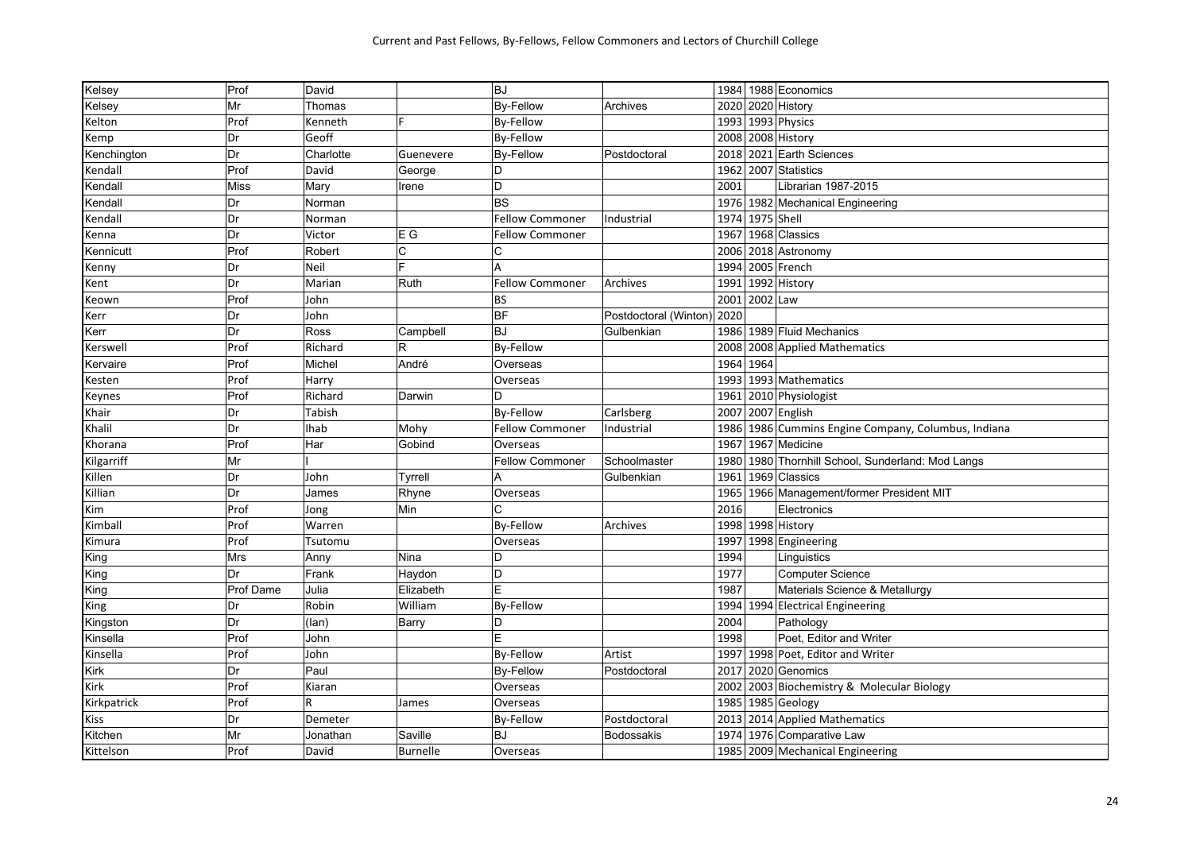| | | | | | | | | |
|---|---|---|---|---|---|---|---|---|
| Kelsey | Prof | David | | BJ | | 1984 | 1988 | Economics |
| Kelsey | Mr | Thomas | | By-Fellow | Archives | 2020 | 2020 | History |
| Kelton | Prof | Kenneth | F | By-Fellow | | 1993 | 1993 | Physics |
| Kemp | Dr | Geoff | | By-Fellow | | 2008 | 2008 | History |
| Kenchington | Dr | Charlotte | Guenevere | By-Fellow | Postdoctoral | 2018 | 2021 | Earth Sciences |
| Kendall | Prof | David | George | D | | 1962 | 2007 | Statistics |
| Kendall | Miss | Mary | Irene | D | | 2001 | | Librarian 1987-2015 |
| Kendall | Dr | Norman | | BS | | 1976 | 1982 | Mechanical Engineering |
| Kendall | Dr | Norman | | Fellow Commoner | Industrial | 1974 | 1975 | Shell |
| Kenna | Dr | Victor | E G | Fellow Commoner | | 1967 | 1968 | Classics |
| Kennicutt | Prof | Robert | C | C | | 2006 | 2018 | Astronomy |
| Kenny | Dr | Neil | F | A | | 1994 | 2005 | French |
| Kent | Dr | Marian | Ruth | Fellow Commoner | Archives | 1991 | 1992 | History |
| Keown | Prof | John | | BS | | 2001 | 2002 | Law |
| Kerr | Dr | John | | BF | Postdoctoral (Winton) | 2020 | | |
| Kerr | Dr | Ross | Campbell | BJ | Gulbenkian | 1986 | 1989 | Fluid Mechanics |
| Kerswell | Prof | Richard | R | By-Fellow | | 2008 | 2008 | Applied Mathematics |
| Kervaire | Prof | Michel | André | Overseas | | 1964 | 1964 | |
| Kesten | Prof | Harry | | Overseas | | 1993 | 1993 | Mathematics |
| Keynes | Prof | Richard | Darwin | D | | 1961 | 2010 | Physiologist |
| Khair | Dr | Tabish | | By-Fellow | Carlsberg | 2007 | 2007 | English |
| Khalil | Dr | Ihab | Mohy | Fellow Commoner | Industrial | 1986 | 1986 | Cummins Engine Company, Columbus, Indiana |
| Khorana | Prof | Har | Gobind | Overseas | | 1967 | 1967 | Medicine |
| Kilgarriff | Mr | I | | Fellow Commoner | Schoolmaster | 1980 | 1980 | Thornhill School, Sunderland: Mod Langs |
| Killen | Dr | John | Tyrrell | A | Gulbenkian | 1961 | 1969 | Classics |
| Killian | Dr | James | Rhyne | Overseas | | 1965 | 1966 | Management/former President MIT |
| Kim | Prof | Jong | Min | C | | 2016 | | Electronics |
| Kimball | Prof | Warren | | By-Fellow | Archives | 1998 | 1998 | History |
| Kimura | Prof | Tsutomu | | Overseas | | 1997 | 1998 | Engineering |
| King | Mrs | Anny | Nina | D | | 1994 | | Linguistics |
| King | Dr | Frank | Haydon | D | | 1977 | | Computer Science |
| King | Prof Dame | Julia | Elizabeth | E | | 1987 | | Materials Science & Metallurgy |
| King | Dr | Robin | William | By-Fellow | | 1994 | 1994 | Electrical Engineering |
| Kingston | Dr | (Ian) | Barry | D | | 2004 | | Pathology |
| Kinsella | Prof | John | | E | | 1998 | | Poet, Editor and Writer |
| Kinsella | Prof | John | | By-Fellow | Artist | 1997 | 1998 | Poet, Editor and Writer |
| Kirk | Dr | Paul | | By-Fellow | Postdoctoral | 2017 | 2020 | Genomics |
| Kirk | Prof | Kiaran | | Overseas | | 2002 | 2003 | Biochemistry & Molecular Biology |
| Kirkpatrick | Prof | R | James | Overseas | | 1985 | 1985 | Geology |
| Kiss | Dr | Demeter | | By-Fellow | Postdoctoral | 2013 | 2014 | Applied Mathematics |
| Kitchen | Mr | Jonathan | Saville | BJ | Bodossakis | 1974 | 1976 | Comparative Law |
| Kittelson | Prof | David | Burnelle | Overseas | | 1985 | 2009 | Mechanical Engineering |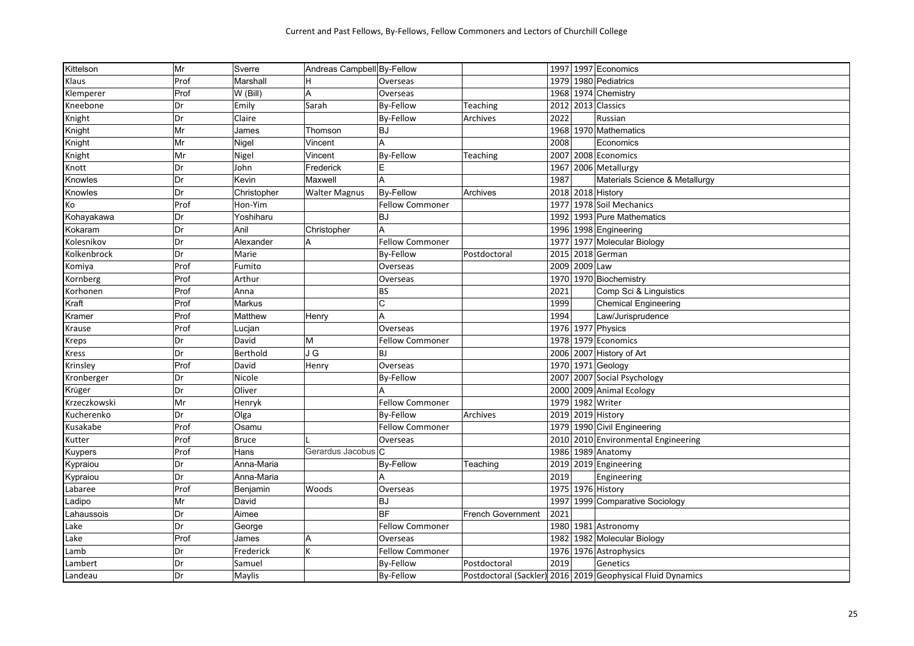| | | | | | | | | |
|---|---|---|---|---|---|---|---|---|
| Kittelson | Mr | Sverre | Andreas Campbell | By-Fellow | | 1997 | 1997 | Economics |
| Klaus | Prof | Marshall | H | Overseas | | 1979 | 1980 | Pediatrics |
| Klemperer | Prof | W (Bill) | A | Overseas | | 1968 | 1974 | Chemistry |
| Kneebone | Dr | Emily | Sarah | By-Fellow | Teaching | 2012 | 2013 | Classics |
| Knight | Dr | Claire | | By-Fellow | Archives | 2022 | | Russian |
| Knight | Mr | James | Thomson | BJ | | 1968 | 1970 | Mathematics |
| Knight | Mr | Nigel | Vincent | A | | 2008 | | Economics |
| Knight | Mr | Nigel | Vincent | By-Fellow | Teaching | 2007 | 2008 | Economics |
| Knott | Dr | John | Frederick | E | | 1967 | 2006 | Metallurgy |
| Knowles | Dr | Kevin | Maxwell | A | | 1987 | | Materials Science & Metallurgy |
| Knowles | Dr | Christopher | Walter Magnus | By-Fellow | Archives | 2018 | 2018 | History |
| Ko | Prof | Hon-Yim | | Fellow Commoner | | 1977 | 1978 | Soil Mechanics |
| Kohayakawa | Dr | Yoshiharu | | BJ | | 1992 | 1993 | Pure Mathematics |
| Kokaram | Dr | Anil | Christopher | A | | 1996 | 1998 | Engineering |
| Kolesnikov | Dr | Alexander | A | Fellow Commoner | | 1977 | 1977 | Molecular Biology |
| Kolkenbrock | Dr | Marie | | By-Fellow | Postdoctoral | 2015 | 2018 | German |
| Komiya | Prof | Fumito | | Overseas | | 2009 | 2009 | Law |
| Kornberg | Prof | Arthur | | Overseas | | 1970 | 1970 | Biochemistry |
| Korhonen | Prof | Anna | | BS | | 2021 | | Comp Sci & Linguistics |
| Kraft | Prof | Markus | | C | | 1999 | | Chemical Engineering |
| Kramer | Prof | Matthew | Henry | A | | 1994 | | Law/Jurisprudence |
| Krause | Prof | Lucjan | | Overseas | | 1976 | 1977 | Physics |
| Kreps | Dr | David | M | Fellow Commoner | | 1978 | 1979 | Economics |
| Kress | Dr | Berthold | J G | BJ | | 2006 | 2007 | History of Art |
| Krinsley | Prof | David | Henry | Overseas | | 1970 | 1971 | Geology |
| Kronberger | Dr | Nicole | | By-Fellow | | 2007 | 2007 | Social Psychology |
| Krüger | Dr | Oliver | | A | | 2000 | 2009 | Animal Ecology |
| Krzeczkowski | Mr | Henryk | | Fellow Commoner | | 1979 | 1982 | Writer |
| Kucherenko | Dr | Olga | | By-Fellow | Archives | 2019 | 2019 | History |
| Kusakabe | Prof | Osamu | | Fellow Commoner | | 1979 | 1990 | Civil Engineering |
| Kutter | Prof | Bruce | L | Overseas | | 2010 | 2010 | Environmental Engineering |
| Kuypers | Prof | Hans | Gerardus Jacobus | C | | 1986 | 1989 | Anatomy |
| Kypraiou | Dr | Anna-Maria | | By-Fellow | Teaching | 2019 | 2019 | Engineering |
| Kypraiou | Dr | Anna-Maria | | A | | 2019 | | Engineering |
| Labaree | Prof | Benjamin | Woods | Overseas | | 1975 | 1976 | History |
| Ladipo | Mr | David | | BJ | | 1997 | 1999 | Comparative Sociology |
| Lahaussois | Dr | Aimee | | BF | French Government | 2021 | | |
| Lake | Dr | George | | Fellow Commoner | | 1980 | 1981 | Astronomy |
| Lake | Prof | James | A | Overseas | | 1982 | 1982 | Molecular Biology |
| Lamb | Dr | Frederick | K | Fellow Commoner | | 1976 | 1976 | Astrophysics |
| Lambert | Dr | Samuel | | By-Fellow | Postdoctoral | 2019 | | Genetics |
| Landeau | Dr | Maylis | | By-Fellow | Postdoctoral (Sackler) | 2016 | 2019 | Geophysical Fluid Dynamics |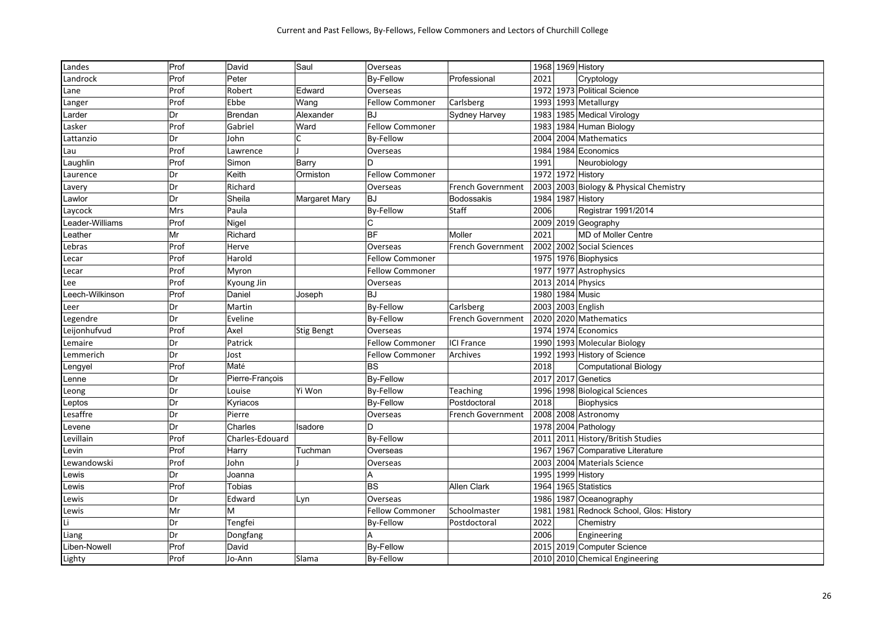Current and Past Fellows, By-Fellows, Fellow Commoners and Lectors of Churchill College

| | | | | | | | | |
|---|---|---|---|---|---|---|---|---|
| Landes | Prof | David | Saul | Overseas | | 1968 | 1969 | History |
| Landrock | Prof | Peter | | By-Fellow | Professional | 2021 | | Cryptology |
| Lane | Prof | Robert | Edward | Overseas | | 1972 | 1973 | Political Science |
| Langer | Prof | Ebbe | Wang | Fellow Commoner | Carlsberg | 1993 | 1993 | Metallurgy |
| Larder | Dr | Brendan | Alexander | BJ | Sydney Harvey | 1983 | 1985 | Medical Virology |
| Lasker | Prof | Gabriel | Ward | Fellow Commoner | | 1983 | 1984 | Human Biology |
| Lattanzio | Dr | John | C | By-Fellow | | 2004 | 2004 | Mathematics |
| Lau | Prof | Lawrence | J | Overseas | | 1984 | 1984 | Economics |
| Laughlin | Prof | Simon | Barry | D | | 1991 | | Neurobiology |
| Laurence | Dr | Keith | Ormiston | Fellow Commoner | | 1972 | 1972 | History |
| Lavery | Dr | Richard | | Overseas | French Government | 2003 | 2003 | Biology & Physical Chemistry |
| Lawlor | Dr | Sheila | Margaret Mary | BJ | Bodossakis | 1984 | 1987 | History |
| Laycock | Mrs | Paula | | By-Fellow | Staff | 2006 | | Registrar 1991/2014 |
| Leader-Williams | Prof | Nigel | | C | | 2009 | 2019 | Geography |
| Leather | Mr | Richard | | BF | Moller | 2021 | | MD of Moller Centre |
| Lebras | Prof | Herve | | Overseas | French Government | 2002 | 2002 | Social Sciences |
| Lecar | Prof | Harold | | Fellow Commoner | | 1975 | 1976 | Biophysics |
| Lecar | Prof | Myron | | Fellow Commoner | | 1977 | 1977 | Astrophysics |
| Lee | Prof | Kyoung Jin | | Overseas | | 2013 | 2014 | Physics |
| Leech-Wilkinson | Prof | Daniel | Joseph | BJ | | 1980 | 1984 | Music |
| Leer | Dr | Martin | | By-Fellow | Carlsberg | 2003 | 2003 | English |
| Legendre | Dr | Eveline | | By-Fellow | French Government | 2020 | 2020 | Mathematics |
| Leijonhufvud | Prof | Axel | Stig Bengt | Overseas | | 1974 | 1974 | Economics |
| Lemaire | Dr | Patrick | | Fellow Commoner | ICI France | 1990 | 1993 | Molecular Biology |
| Lemmerich | Dr | Jost | | Fellow Commoner | Archives | 1992 | 1993 | History of Science |
| Lengyel | Prof | Maté | | BS | | 2018 | | Computational Biology |
| Lenne | Dr | Pierre-François | | By-Fellow | | 2017 | 2017 | Genetics |
| Leong | Dr | Louise | Yi Won | By-Fellow | Teaching | 1996 | 1998 | Biological Sciences |
| Leptos | Dr | Kyriacos | | By-Fellow | Postdoctoral | 2018 | | Biophysics |
| Lesaffre | Dr | Pierre | | Overseas | French Government | 2008 | 2008 | Astronomy |
| Levene | Dr | Charles | Isadore | D | | 1978 | 2004 | Pathology |
| Levillain | Prof | Charles-Edouard | | By-Fellow | | 2011 | 2011 | History/British Studies |
| Levin | Prof | Harry | Tuchman | Overseas | | 1967 | 1967 | Comparative Literature |
| Lewandowski | Prof | John | J | Overseas | | 2003 | 2004 | Materials Science |
| Lewis | Dr | Joanna | | A | | 1995 | 1999 | History |
| Lewis | Prof | Tobias | | BS | Allen Clark | 1964 | 1965 | Statistics |
| Lewis | Dr | Edward | Lyn | Overseas | | 1986 | 1987 | Oceanography |
| Lewis | Mr | M | | Fellow Commoner | Schoolmaster | 1981 | 1981 | Rednock School, Glos: History |
| Li | Dr | Tengfei | | By-Fellow | Postdoctoral | 2022 | | Chemistry |
| Liang | Dr | Dongfang | | A | | 2006 | | Engineering |
| Liben-Nowell | Prof | David | | By-Fellow | | 2015 | 2019 | Computer Science |
| Lighty | Prof | Jo-Ann | Slama | By-Fellow | | 2010 | 2010 | Chemical Engineering |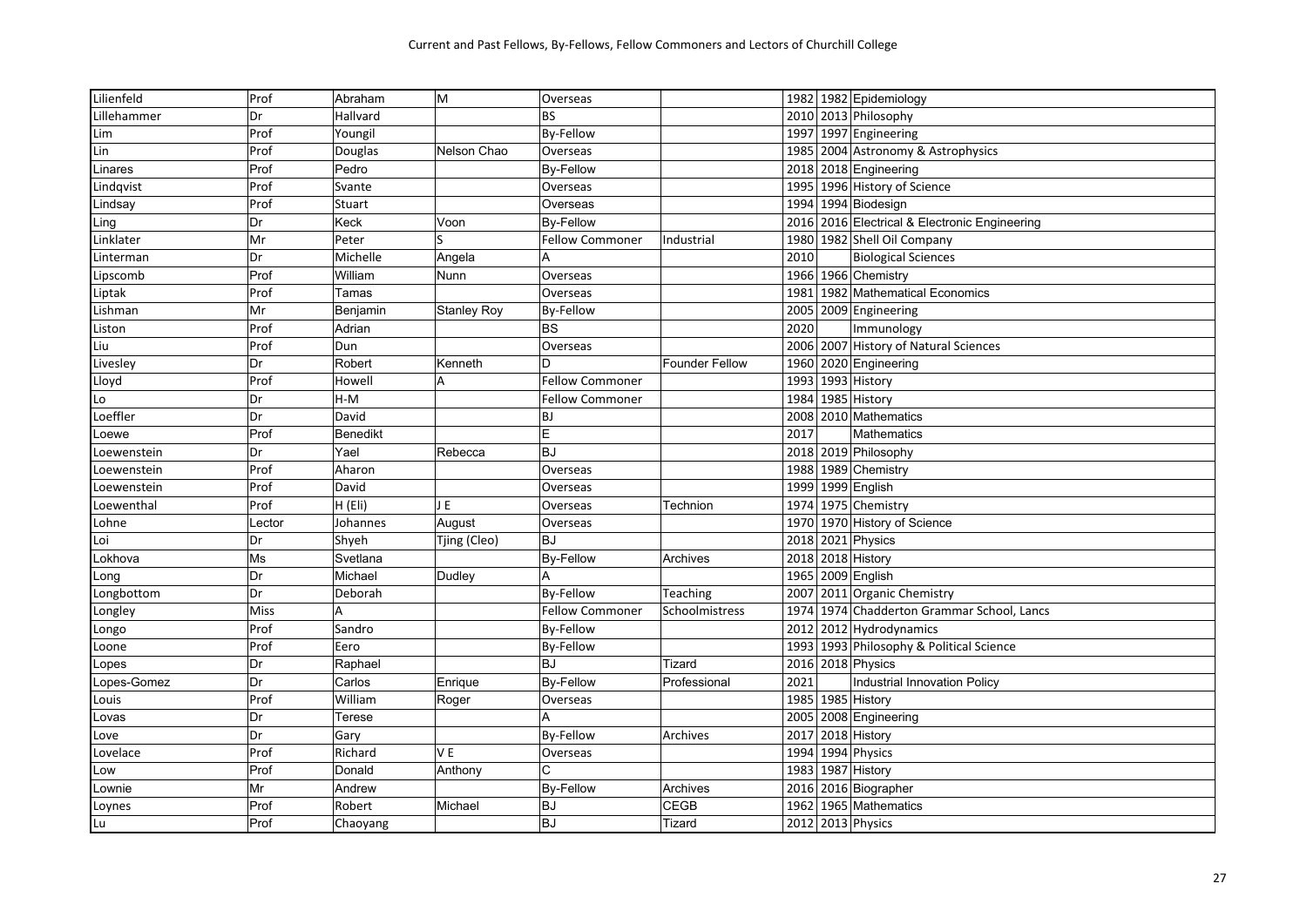| | | | | | | | | |
|---|---|---|---|---|---|---|---|---|
| Lilienfeld | Prof | Abraham | M | Overseas | | 1982 | 1982 | Epidemiology |
| Lillehammer | Dr | Hallvard | | BS | | 2010 | 2013 | Philosophy |
| Lim | Prof | Youngil | | By-Fellow | | 1997 | 1997 | Engineering |
| Lin | Prof | Douglas | Nelson Chao | Overseas | | 1985 | 2004 | Astronomy & Astrophysics |
| Linares | Prof | Pedro | | By-Fellow | | 2018 | 2018 | Engineering |
| Lindqvist | Prof | Svante | | Overseas | | 1995 | 1996 | History of Science |
| Lindsay | Prof | Stuart | | Overseas | | 1994 | 1994 | Biodesign |
| Ling | Dr | Keck | Voon | By-Fellow | | 2016 | 2016 | Electrical & Electronic Engineering |
| Linklater | Mr | Peter | S | Fellow Commoner | Industrial | 1980 | 1982 | Shell Oil Company |
| Linterman | Dr | Michelle | Angela | A | | 2010 | | Biological Sciences |
| Lipscomb | Prof | William | Nunn | Overseas | | 1966 | 1966 | Chemistry |
| Liptak | Prof | Tamas | | Overseas | | 1981 | 1982 | Mathematical Economics |
| Lishman | Mr | Benjamin | Stanley Roy | By-Fellow | | 2005 | 2009 | Engineering |
| Liston | Prof | Adrian | | BS | | 2020 | | Immunology |
| Liu | Prof | Dun | | Overseas | | 2006 | 2007 | History of Natural Sciences |
| Livesley | Dr | Robert | Kenneth | D | Founder Fellow | 1960 | 2020 | Engineering |
| Lloyd | Prof | Howell | A | Fellow Commoner | | 1993 | 1993 | History |
| Lo | Dr | H-M | | Fellow Commoner | | 1984 | 1985 | History |
| Loeffler | Dr | David | | BJ | | 2008 | 2010 | Mathematics |
| Loewe | Prof | Benedikt | | E | | 2017 | | Mathematics |
| Loewenstein | Dr | Yael | Rebecca | BJ | | 2018 | 2019 | Philosophy |
| Loewenstein | Prof | Aharon | | Overseas | | 1988 | 1989 | Chemistry |
| Loewenstein | Prof | David | | Overseas | | 1999 | 1999 | English |
| Loewenthal | Prof | H (Eli) | J E | Overseas | Technion | 1974 | 1975 | Chemistry |
| Lohne | Lector | Johannes | August | Overseas | | 1970 | 1970 | History of Science |
| Loi | Dr | Shyeh | Tjing (Cleo) | BJ | | 2018 | 2021 | Physics |
| Lokhova | Ms | Svetlana | | By-Fellow | Archives | 2018 | 2018 | History |
| Long | Dr | Michael | Dudley | A | | 1965 | 2009 | English |
| Longbottom | Dr | Deborah | | By-Fellow | Teaching | 2007 | 2011 | Organic Chemistry |
| Longley | Miss | A | | Fellow Commoner | Schoolmistress | 1974 | 1974 | Chadderton Grammar School, Lancs |
| Longo | Prof | Sandro | | By-Fellow | | 2012 | 2012 | Hydrodynamics |
| Loone | Prof | Eero | | By-Fellow | | 1993 | 1993 | Philosophy & Political Science |
| Lopes | Dr | Raphael | | BJ | Tizard | 2016 | 2018 | Physics |
| Lopes-Gomez | Dr | Carlos | Enrique | By-Fellow | Professional | 2021 | | Industrial Innovation Policy |
| Louis | Prof | William | Roger | Overseas | | 1985 | 1985 | History |
| Lovas | Dr | Terese | | A | | 2005 | 2008 | Engineering |
| Love | Dr | Gary | | By-Fellow | Archives | 2017 | 2018 | History |
| Lovelace | Prof | Richard | V E | Overseas | | 1994 | 1994 | Physics |
| Low | Prof | Donald | Anthony | C | | 1983 | 1987 | History |
| Lownie | Mr | Andrew | | By-Fellow | Archives | 2016 | 2016 | Biographer |
| Loynes | Prof | Robert | Michael | BJ | CEGB | 1962 | 1965 | Mathematics |
| Lu | Prof | Chaoyang | | BJ | Tizard | 2012 | 2013 | Physics |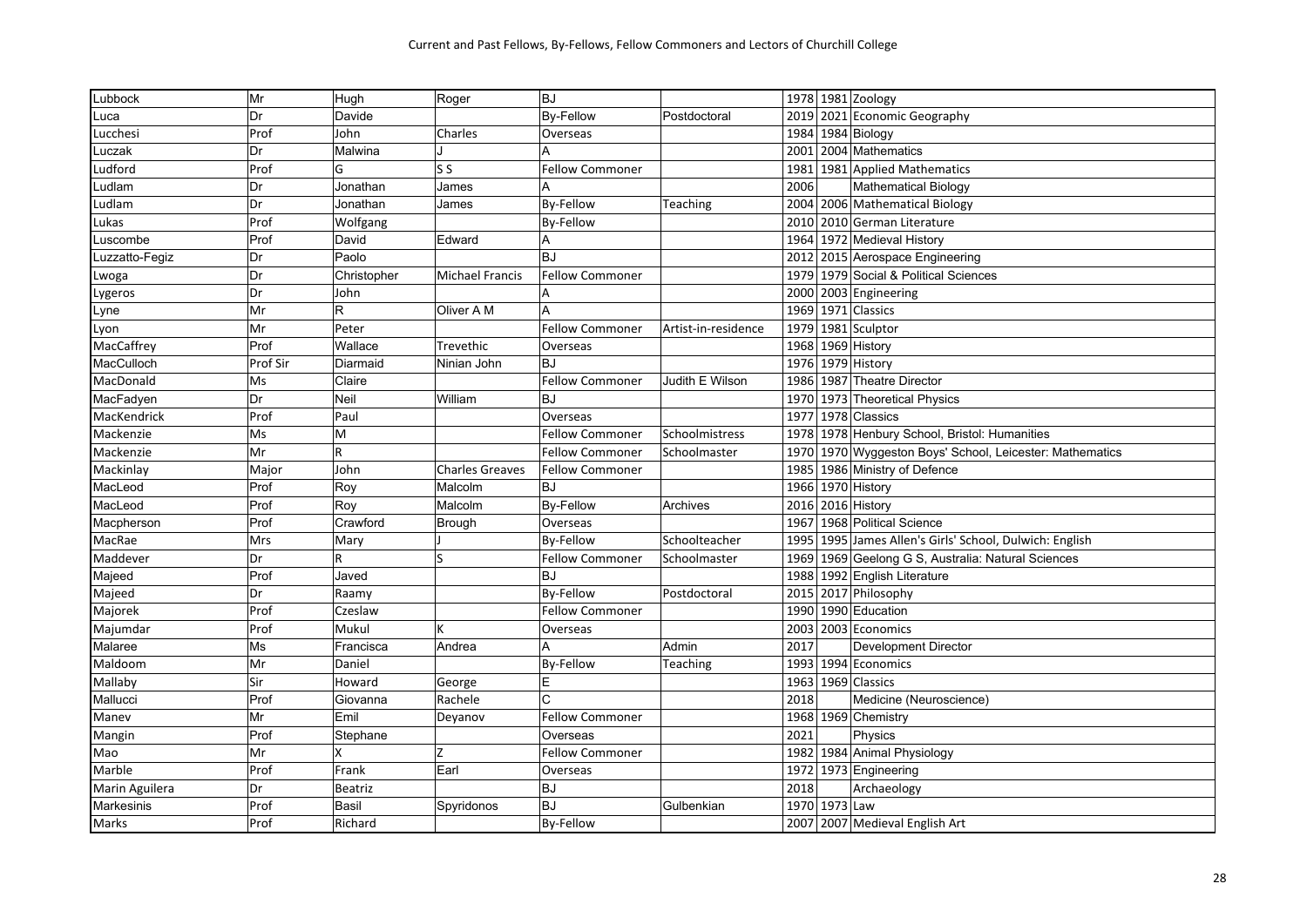| | | | | | | | | |
|---|---|---|---|---|---|---|---|---|
| Lubbock | Mr | Hugh | Roger | BJ | | 1978 | 1981 | Zoology |
| Luca | Dr | Davide | | By-Fellow | Postdoctoral | 2019 | 2021 | Economic Geography |
| Lucchesi | Prof | John | Charles | Overseas | | 1984 | 1984 | Biology |
| Luczak | Dr | Malwina | J | A | | 2001 | 2004 | Mathematics |
| Ludford | Prof | G | S S | Fellow Commoner | | 1981 | 1981 | Applied Mathematics |
| Ludlam | Dr | Jonathan | James | A | | 2006 | | Mathematical Biology |
| Ludlam | Dr | Jonathan | James | By-Fellow | Teaching | 2004 | 2006 | Mathematical Biology |
| Lukas | Prof | Wolfgang | | By-Fellow | | 2010 | 2010 | German Literature |
| Luscombe | Prof | David | Edward | A | | 1964 | 1972 | Medieval History |
| Luzzatto-Fegiz | Dr | Paolo | | BJ | | 2012 | 2015 | Aerospace Engineering |
| Lwoga | Dr | Christopher | Michael Francis | Fellow Commoner | | 1979 | 1979 | Social & Political Sciences |
| Lygeros | Dr | John | | A | | 2000 | 2003 | Engineering |
| Lyne | Mr | R | Oliver A M | A | | 1969 | 1971 | Classics |
| Lyon | Mr | Peter | | Fellow Commoner | Artist-in-residence | 1979 | 1981 | Sculptor |
| MacCaffrey | Prof | Wallace | Trevethic | Overseas | | 1968 | 1969 | History |
| MacCulloch | Prof Sir | Diarmaid | Ninian John | BJ | | 1976 | 1979 | History |
| MacDonald | Ms | Claire | | Fellow Commoner | Judith E Wilson | 1986 | 1987 | Theatre Director |
| MacFadyen | Dr | Neil | William | BJ | | 1970 | 1973 | Theoretical Physics |
| MacKendrick | Prof | Paul | | Overseas | | 1977 | 1978 | Classics |
| Mackenzie | Ms | M | | Fellow Commoner | Schoolmistress | 1978 | 1978 | Henbury School, Bristol: Humanities |
| Mackenzie | Mr | R | | Fellow Commoner | Schoolmaster | 1970 | 1970 | Wyggeston Boys' School, Leicester: Mathematics |
| Mackinlay | Major | John | Charles Greaves | Fellow Commoner | | 1985 | 1986 | Ministry of Defence |
| MacLeod | Prof | Roy | Malcolm | BJ | | 1966 | 1970 | History |
| MacLeod | Prof | Roy | Malcolm | By-Fellow | Archives | 2016 | 2016 | History |
| Macpherson | Prof | Crawford | Brough | Overseas | | 1967 | 1968 | Political Science |
| MacRae | Mrs | Mary | J | By-Fellow | Schoolteacher | 1995 | 1995 | James Allen's Girls' School, Dulwich: English |
| Maddever | Dr | R | S | Fellow Commoner | Schoolmaster | 1969 | 1969 | Geelong G S, Australia: Natural Sciences |
| Majeed | Prof | Javed | | BJ | | 1988 | 1992 | English Literature |
| Majeed | Dr | Raamy | | By-Fellow | Postdoctoral | 2015 | 2017 | Philosophy |
| Majorek | Prof | Czeslaw | | Fellow Commoner | | 1990 | 1990 | Education |
| Majumdar | Prof | Mukul | K | Overseas | | 2003 | 2003 | Economics |
| Malaree | Ms | Francisca | Andrea | A | Admin | 2017 | | Development Director |
| Maldoom | Mr | Daniel | | By-Fellow | Teaching | 1993 | 1994 | Economics |
| Mallaby | Sir | Howard | George | E | | 1963 | 1969 | Classics |
| Mallucci | Prof | Giovanna | Rachele | C | | 2018 | | Medicine (Neuroscience) |
| Manev | Mr | Emil | Deyanov | Fellow Commoner | | 1968 | 1969 | Chemistry |
| Mangin | Prof | Stephane | | Overseas | | 2021 | | Physics |
| Mao | Mr | X | Z | Fellow Commoner | | 1982 | 1984 | Animal Physiology |
| Marble | Prof | Frank | Earl | Overseas | | 1972 | 1973 | Engineering |
| Marin Aguilera | Dr | Beatriz | | BJ | | 2018 | | Archaeology |
| Markesinis | Prof | Basil | Spyridonos | BJ | Gulbenkian | 1970 | 1973 | Law |
| Marks | Prof | Richard | | By-Fellow | | 2007 | 2007 | Medieval English Art |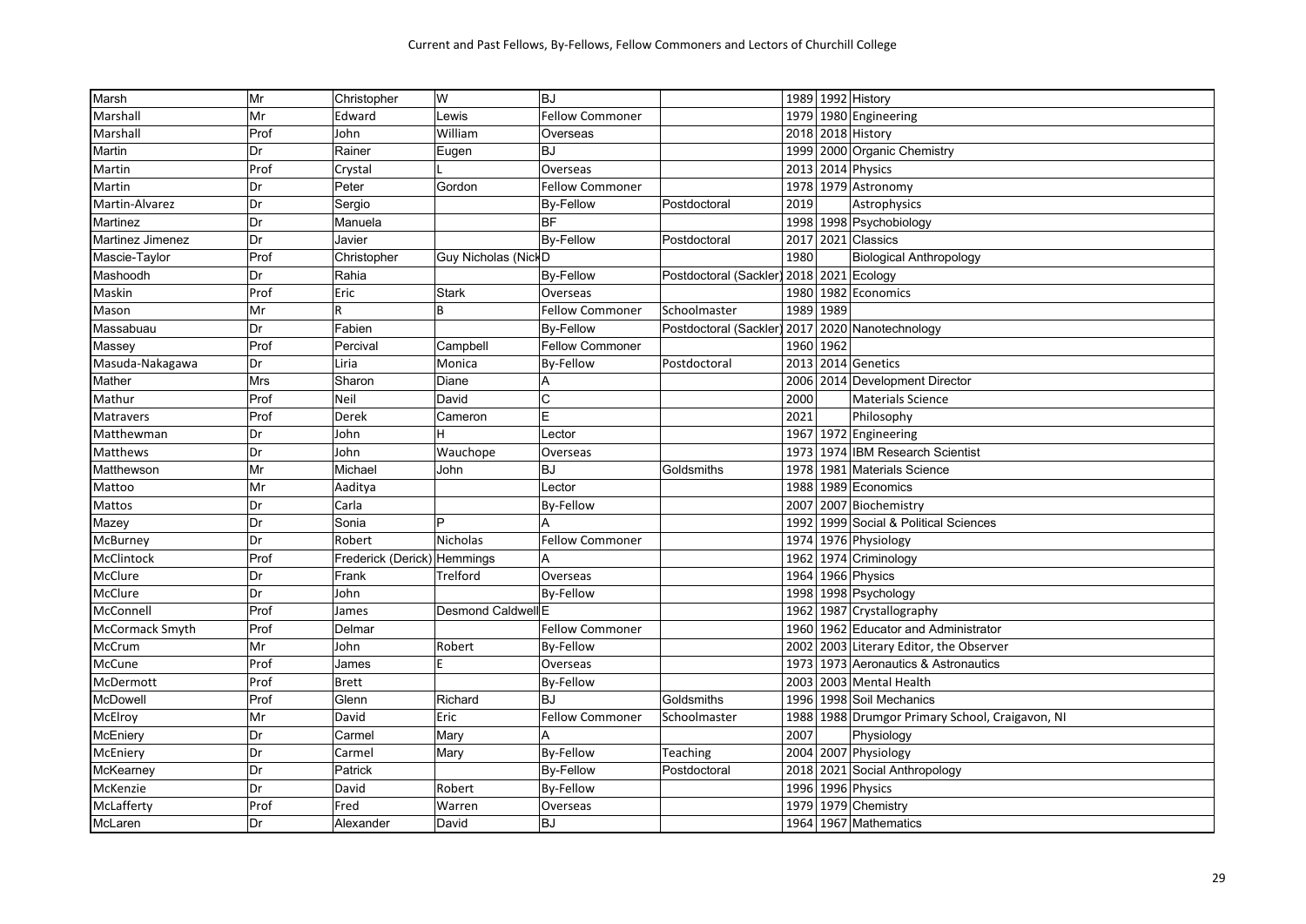| | | | | | | | | |
|---|---|---|---|---|---|---|---|---|
| Marsh | Mr | Christopher | W | BJ | | 1989 | 1992 | History |
| Marshall | Mr | Edward | Lewis | Fellow Commoner | | 1979 | 1980 | Engineering |
| Marshall | Prof | John | William | Overseas | | 2018 | 2018 | History |
| Martin | Dr | Rainer | Eugen | BJ | | 1999 | 2000 | Organic Chemistry |
| Martin | Prof | Crystal | L | Overseas | | 2013 | 2014 | Physics |
| Martin | Dr | Peter | Gordon | Fellow Commoner | | 1978 | 1979 | Astronomy |
| Martin-Alvarez | Dr | Sergio | | By-Fellow | Postdoctoral | 2019 | | Astrophysics |
| Martinez | Dr | Manuela | | BF | | 1998 | 1998 | Psychobiology |
| Martinez Jimenez | Dr | Javier | | By-Fellow | Postdoctoral | 2017 | 2021 | Classics |
| Mascie-Taylor | Prof | Christopher | Guy Nicholas (Nick | D | | 1980 | | Biological Anthropology |
| Mashoodh | Dr | Rahia | | By-Fellow | Postdoctoral (Sackler) | 2018 | 2021 | Ecology |
| Maskin | Prof | Eric | Stark | Overseas | | 1980 | 1982 | Economics |
| Mason | Mr | R | B | Fellow Commoner | Schoolmaster | 1989 | 1989 | |
| Massabuau | Dr | Fabien | | By-Fellow | Postdoctoral (Sackler) | 2017 | 2020 | Nanotechnology |
| Massey | Prof | Percival | Campbell | Fellow Commoner | | 1960 | 1962 | |
| Masuda-Nakagawa | Dr | Liria | Monica | By-Fellow | Postdoctoral | 2013 | 2014 | Genetics |
| Mather | Mrs | Sharon | Diane | A | | 2006 | 2014 | Development Director |
| Mathur | Prof | Neil | David | C | | 2000 | | Materials Science |
| Matravers | Prof | Derek | Cameron | E | | 2021 | | Philosophy |
| Matthewman | Dr | John | H | Lector | | 1967 | 1972 | Engineering |
| Matthews | Dr | John | Wauchope | Overseas | | 1973 | 1974 | IBM Research Scientist |
| Matthewson | Mr | Michael | John | BJ | Goldsmiths | 1978 | 1981 | Materials Science |
| Mattoo | Mr | Aaditya | | Lector | | 1988 | 1989 | Economics |
| Mattos | Dr | Carla | | By-Fellow | | 2007 | 2007 | Biochemistry |
| Mazey | Dr | Sonia | P | A | | 1992 | 1999 | Social & Political Sciences |
| McBurney | Dr | Robert | Nicholas | Fellow Commoner | | 1974 | 1976 | Physiology |
| McClintock | Prof | Frederick (Derick) | Hemmings | A | | 1962 | 1974 | Criminology |
| McClure | Dr | Frank | Trelford | Overseas | | 1964 | 1966 | Physics |
| McClure | Dr | John | | By-Fellow | | 1998 | 1998 | Psychology |
| McConnell | Prof | James | Desmond Caldwell | E | | 1962 | 1987 | Crystallography |
| McCormack Smyth | Prof | Delmar | | Fellow Commoner | | 1960 | 1962 | Educator and Administrator |
| McCrum | Mr | John | Robert | By-Fellow | | 2002 | 2003 | Literary Editor, the Observer |
| McCune | Prof | James | E | Overseas | | 1973 | 1973 | Aeronautics & Astronautics |
| McDermott | Prof | Brett | | By-Fellow | | 2003 | 2003 | Mental Health |
| McDowell | Prof | Glenn | Richard | BJ | Goldsmiths | 1996 | 1998 | Soil Mechanics |
| McElroy | Mr | David | Eric | Fellow Commoner | Schoolmaster | 1988 | 1988 | Drumgor Primary School, Craigavon, NI |
| McEniery | Dr | Carmel | Mary | A | | 2007 | | Physiology |
| McEniery | Dr | Carmel | Mary | By-Fellow | Teaching | 2004 | 2007 | Physiology |
| McKearney | Dr | Patrick | | By-Fellow | Postdoctoral | 2018 | 2021 | Social Anthropology |
| McKenzie | Dr | David | Robert | By-Fellow | | 1996 | 1996 | Physics |
| McLafferty | Prof | Fred | Warren | Overseas | | 1979 | 1979 | Chemistry |
| McLaren | Dr | Alexander | David | BJ | | 1964 | 1967 | Mathematics |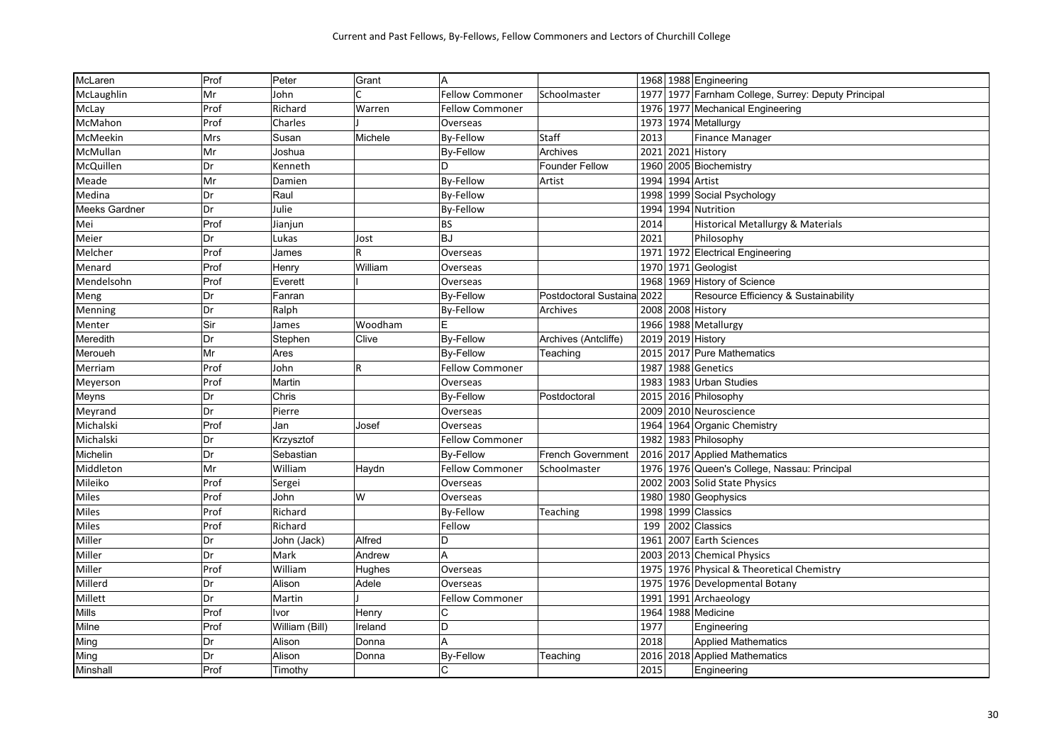# Current and Past Fellows, By-Fellows, Fellow Commoners and Lectors of Churchill College

| | | | | | | | | |
|---|---|---|---|---|---|---|---|---|
| McLaren | Prof | Peter | Grant | A | | 1968 | 1988 | Engineering |
| McLaughlin | Mr | John | C | Fellow Commoner | Schoolmaster | 1977 | 1977 | Farnham College, Surrey: Deputy Principal |
| McLay | Prof | Richard | Warren | Fellow Commoner | | 1976 | 1977 | Mechanical Engineering |
| McMahon | Prof | Charles | J | Overseas | | 1973 | 1974 | Metallurgy |
| McMeekin | Mrs | Susan | Michele | By-Fellow | Staff | 2013 | | Finance Manager |
| McMullan | Mr | Joshua | | By-Fellow | Archives | 2021 | 2021 | History |
| McQuillen | Dr | Kenneth | | D | Founder Fellow | 1960 | 2005 | Biochemistry |
| Meade | Mr | Damien | | By-Fellow | Artist | 1994 | 1994 | Artist |
| Medina | Dr | Raul | | By-Fellow | | 1998 | 1999 | Social Psychology |
| Meeks Gardner | Dr | Julie | | By-Fellow | | 1994 | 1994 | Nutrition |
| Mei | Prof | Jianjun | | BS | | 2014 | | Historical Metallurgy & Materials |
| Meier | Dr | Lukas | Jost | BJ | | 2021 | | Philosophy |
| Melcher | Prof | James | R | Overseas | | 1971 | 1972 | Electrical Engineering |
| Menard | Prof | Henry | William | Overseas | | 1970 | 1971 | Geologist |
| Mendelsohn | Prof | Everett | I | Overseas | | 1968 | 1969 | History of Science |
| Meng | Dr | Fanran | | By-Fellow | Postdoctoral Sustaina | 2022 | | Resource Efficiency & Sustainability |
| Menning | Dr | Ralph | | By-Fellow | Archives | 2008 | 2008 | History |
| Menter | Sir | James | Woodham | E | | 1966 | 1988 | Metallurgy |
| Meredith | Dr | Stephen | Clive | By-Fellow | Archives (Antcliffe) | 2019 | 2019 | History |
| Meroueh | Mr | Ares | | By-Fellow | Teaching | 2015 | 2017 | Pure Mathematics |
| Merriam | Prof | John | R | Fellow Commoner | | 1987 | 1988 | Genetics |
| Meyerson | Prof | Martin | | Overseas | | 1983 | 1983 | Urban Studies |
| Meyns | Dr | Chris | | By-Fellow | Postdoctoral | 2015 | 2016 | Philosophy |
| Meyrand | Dr | Pierre | | Overseas | | 2009 | 2010 | Neuroscience |
| Michalski | Prof | Jan | Josef | Overseas | | 1964 | 1964 | Organic Chemistry |
| Michalski | Dr | Krzysztof | | Fellow Commoner | | 1982 | 1983 | Philosophy |
| Michelin | Dr | Sebastian | | By-Fellow | French Government | 2016 | 2017 | Applied Mathematics |
| Middleton | Mr | William | Haydn | Fellow Commoner | Schoolmaster | 1976 | 1976 | Queen's College, Nassau: Principal |
| Mileiko | Prof | Sergei | | Overseas | | 2002 | 2003 | Solid State Physics |
| Miles | Prof | John | W | Overseas | | 1980 | 1980 | Geophysics |
| Miles | Prof | Richard | | By-Fellow | Teaching | 1998 | 1999 | Classics |
| Miles | Prof | Richard | | Fellow | | 199 | 2002 | Classics |
| Miller | Dr | John (Jack) | Alfred | D | | 1961 | 2007 | Earth Sciences |
| Miller | Dr | Mark | Andrew | A | | 2003 | 2013 | Chemical Physics |
| Miller | Prof | William | Hughes | Overseas | | 1975 | 1976 | Physical & Theoretical Chemistry |
| Millerd | Dr | Alison | Adele | Overseas | | 1975 | 1976 | Developmental Botany |
| Millett | Dr | Martin | J | Fellow Commoner | | 1991 | 1991 | Archaeology |
| Mills | Prof | Ivor | Henry | C | | 1964 | 1988 | Medicine |
| Milne | Prof | William (Bill) | Ireland | D | | 1977 | | Engineering |
| Ming | Dr | Alison | Donna | A | | 2018 | | Applied Mathematics |
| Ming | Dr | Alison | Donna | By-Fellow | Teaching | 2016 | 2018 | Applied Mathematics |
| Minshall | Prof | Timothy | | C | | 2015 | | Engineering |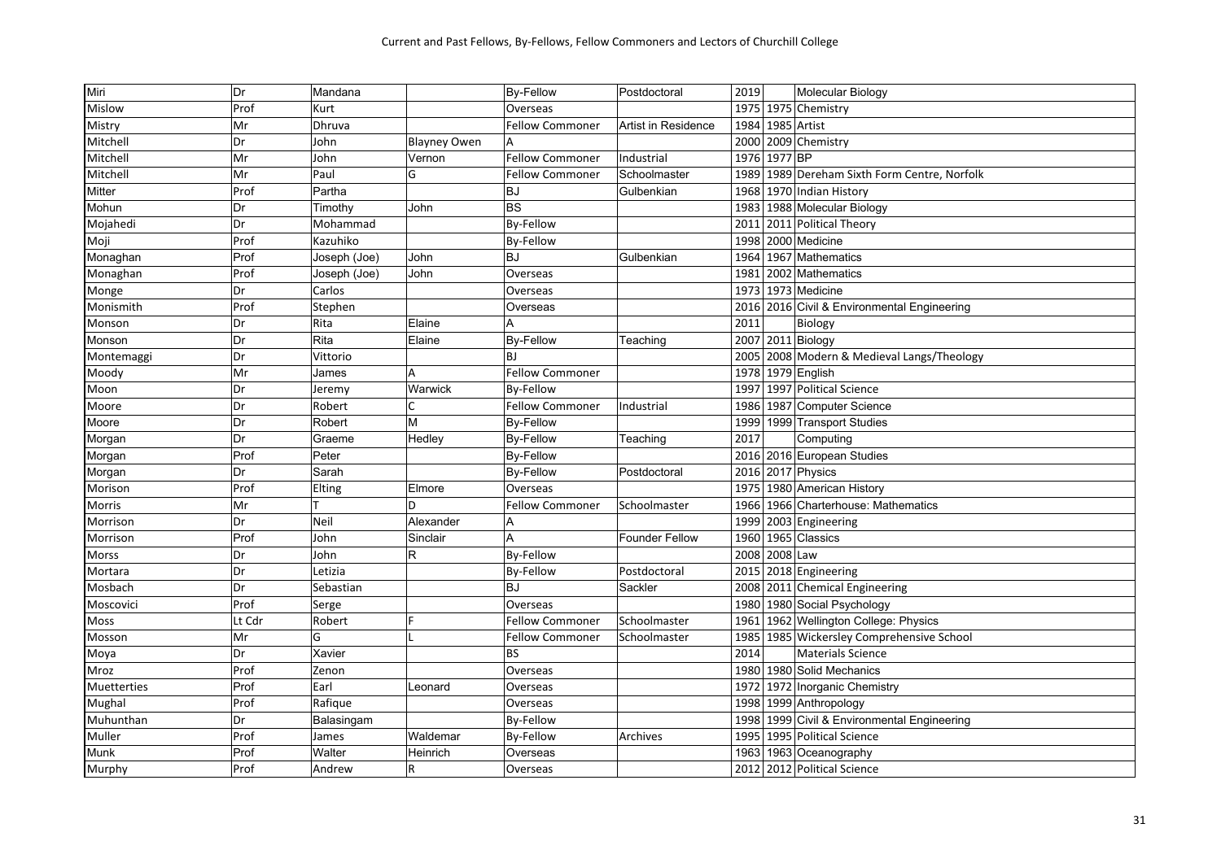| | | | | | | | | |
|---|---|---|---|---|---|---|---|---|
| Miri | Dr | Mandana | | By-Fellow | Postdoctoral | 2019 | | Molecular Biology |
| Mislow | Prof | Kurt | | Overseas | | 1975 | 1975 | Chemistry |
| Mistry | Mr | Dhruva | | Fellow Commoner | Artist in Residence | 1984 | 1985 | Artist |
| Mitchell | Dr | John | Blayney Owen | A | | 2000 | 2009 | Chemistry |
| Mitchell | Mr | John | Vernon | Fellow Commoner | Industrial | 1976 | 1977 | BP |
| Mitchell | Mr | Paul | G | Fellow Commoner | Schoolmaster | 1989 | 1989 | Dereham Sixth Form Centre, Norfolk |
| Mitter | Prof | Partha | | BJ | Gulbenkian | 1968 | 1970 | Indian History |
| Mohun | Dr | Timothy | John | BS | | 1983 | 1988 | Molecular Biology |
| Mojahedi | Dr | Mohammad | | By-Fellow | | 2011 | 2011 | Political Theory |
| Moji | Prof | Kazuhiko | | By-Fellow | | 1998 | 2000 | Medicine |
| Monaghan | Prof | Joseph (Joe) | John | BJ | Gulbenkian | 1964 | 1967 | Mathematics |
| Monaghan | Prof | Joseph (Joe) | John | Overseas | | 1981 | 2002 | Mathematics |
| Monge | Dr | Carlos | | Overseas | | 1973 | 1973 | Medicine |
| Monismith | Prof | Stephen | | Overseas | | 2016 | 2016 | Civil & Environmental Engineering |
| Monson | Dr | Rita | Elaine | A | | 2011 | | Biology |
| Monson | Dr | Rita | Elaine | By-Fellow | Teaching | 2007 | 2011 | Biology |
| Montemaggi | Dr | Vittorio | | BJ | | 2005 | 2008 | Modern & Medieval Langs/Theology |
| Moody | Mr | James | A | Fellow Commoner | | 1978 | 1979 | English |
| Moon | Dr | Jeremy | Warwick | By-Fellow | | 1997 | 1997 | Political Science |
| Moore | Dr | Robert | C | Fellow Commoner | Industrial | 1986 | 1987 | Computer Science |
| Moore | Dr | Robert | M | By-Fellow | | 1999 | 1999 | Transport Studies |
| Morgan | Dr | Graeme | Hedley | By-Fellow | Teaching | 2017 | | Computing |
| Morgan | Prof | Peter | | By-Fellow | | 2016 | 2016 | European Studies |
| Morgan | Dr | Sarah | | By-Fellow | Postdoctoral | 2016 | 2017 | Physics |
| Morison | Prof | Elting | Elmore | Overseas | | 1975 | 1980 | American History |
| Morris | Mr | T | D | Fellow Commoner | Schoolmaster | 1966 | 1966 | Charterhouse: Mathematics |
| Morrison | Dr | Neil | Alexander | A | | 1999 | 2003 | Engineering |
| Morrison | Prof | John | Sinclair | A | Founder Fellow | 1960 | 1965 | Classics |
| Morss | Dr | John | R | By-Fellow | | 2008 | 2008 | Law |
| Mortara | Dr | Letizia | | By-Fellow | Postdoctoral | 2015 | 2018 | Engineering |
| Mosbach | Dr | Sebastian | | BJ | Sackler | 2008 | 2011 | Chemical Engineering |
| Moscovici | Prof | Serge | | Overseas | | 1980 | 1980 | Social Psychology |
| Moss | Lt Cdr | Robert | F | Fellow Commoner | Schoolmaster | 1961 | 1962 | Wellington College: Physics |
| Mosson | Mr | G | L | Fellow Commoner | Schoolmaster | 1985 | 1985 | Wickersley Comprehensive School |
| Moya | Dr | Xavier | | BS | | 2014 | | Materials Science |
| Mroz | Prof | Zenon | | Overseas | | 1980 | 1980 | Solid Mechanics |
| Muetterties | Prof | Earl | Leonard | Overseas | | 1972 | 1972 | Inorganic Chemistry |
| Mughal | Prof | Rafique | | Overseas | | 1998 | 1999 | Anthropology |
| Muhunthan | Dr | Balasingam | | By-Fellow | | 1998 | 1999 | Civil & Environmental Engineering |
| Muller | Prof | James | Waldemar | By-Fellow | Archives | 1995 | 1995 | Political Science |
| Munk | Prof | Walter | Heinrich | Overseas | | 1963 | 1963 | Oceanography |
| Murphy | Prof | Andrew | R | Overseas | | 2012 | 2012 | Political Science |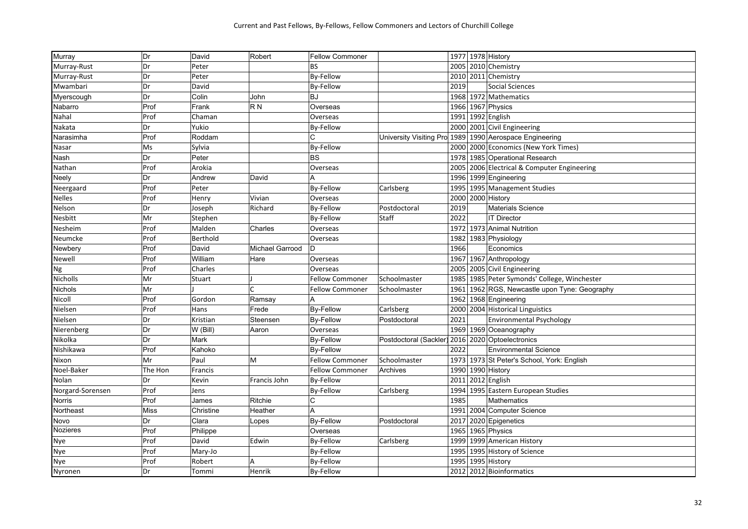| | | | | | | | | |
|---|---|---|---|---|---|---|---|---|
| Murray | Dr | David | Robert | Fellow Commoner | | 1977 | 1978 | History |
| Murray-Rust | Dr | Peter | | BS | | 2005 | 2010 | Chemistry |
| Murray-Rust | Dr | Peter | | By-Fellow | | 2010 | 2011 | Chemistry |
| Mwambari | Dr | David | | By-Fellow | | 2019 | | Social Sciences |
| Myerscough | Dr | Colin | John | BJ | | 1968 | 1972 | Mathematics |
| Nabarro | Prof | Frank | R N | Overseas | | 1966 | 1967 | Physics |
| Nahal | Prof | Chaman | | Overseas | | 1991 | 1992 | English |
| Nakata | Dr | Yukio | | By-Fellow | | 2000 | 2001 | Civil Engineering |
| Narasimha | Prof | Roddam | | C | University Visiting Pro | 1989 | 1990 | Aerospace Engineering |
| Nasar | Ms | Sylvia | | By-Fellow | | 2000 | 2000 | Economics (New York Times) |
| Nash | Dr | Peter | | BS | | 1978 | 1985 | Operational Research |
| Nathan | Prof | Arokia | | Overseas | | 2005 | 2006 | Electrical & Computer Engineering |
| Neely | Dr | Andrew | David | A | | 1996 | 1999 | Engineering |
| Neergaard | Prof | Peter | | By-Fellow | Carlsberg | 1995 | 1995 | Management Studies |
| Nelles | Prof | Henry | Vivian | Overseas | | 2000 | 2000 | History |
| Nelson | Dr | Joseph | Richard | By-Fellow | Postdoctoral | 2019 | | Materials Science |
| Nesbitt | Mr | Stephen | | By-Fellow | Staff | 2022 | | IT Director |
| Nesheim | Prof | Malden | Charles | Overseas | | 1972 | 1973 | Animal Nutrition |
| Neumcke | Prof | Berthold | | Overseas | | 1982 | 1983 | Physiology |
| Newbery | Prof | David | Michael Garrood | D | | 1966 | | Economics |
| Newell | Prof | William | Hare | Overseas | | 1967 | 1967 | Anthropology |
| Ng | Prof | Charles | | Overseas | | 2005 | 2005 | Civil Engineering |
| Nicholls | Mr | Stuart | J | Fellow Commoner | Schoolmaster | 1985 | 1985 | Peter Symonds' College, Winchester |
| Nichols | Mr | J | C | Fellow Commoner | Schoolmaster | 1961 | 1962 | RGS, Newcastle upon Tyne: Geography |
| Nicoll | Prof | Gordon | Ramsay | A | | 1962 | 1968 | Engineering |
| Nielsen | Prof | Hans | Frede | By-Fellow | Carlsberg | 2000 | 2004 | Historical Linguistics |
| Nielsen | Dr | Kristian | Steensen | By-Fellow | Postdoctoral | 2021 | | Environmental Psychology |
| Nierenberg | Dr | W (Bill) | Aaron | Overseas | | 1969 | 1969 | Oceanography |
| Nikolka | Dr | Mark | | By-Fellow | Postdoctoral (Sackler) | 2016 | 2020 | Optoelectronics |
| Nishikawa | Prof | Kahoko | | By-Fellow | | 2022 | | Environmental Science |
| Nixon | Mr | Paul | M | Fellow Commoner | Schoolmaster | 1973 | 1973 | St Peter's School, York: English |
| Noel-Baker | The Hon | Francis | | Fellow Commoner | Archives | 1990 | 1990 | History |
| Nolan | Dr | Kevin | Francis John | By-Fellow | | 2011 | 2012 | English |
| Norgard-Sorensen | Prof | Jens | | By-Fellow | Carlsberg | 1994 | 1995 | Eastern European Studies |
| Norris | Prof | James | Ritchie | C | | 1985 | | Mathematics |
| Northeast | Miss | Christine | Heather | A | | 1991 | 2004 | Computer Science |
| Novo | Dr | Clara | Lopes | By-Fellow | Postdoctoral | 2017 | 2020 | Epigenetics |
| Nozieres | Prof | Philippe | | Overseas | | 1965 | 1965 | Physics |
| Nye | Prof | David | Edwin | By-Fellow | Carlsberg | 1999 | 1999 | American History |
| Nye | Prof | Mary-Jo | | By-Fellow | | 1995 | 1995 | History of Science |
| Nye | Prof | Robert | A | By-Fellow | | 1995 | 1995 | History |
| Nyronen | Dr | Tommi | Henrik | By-Fellow | | 2012 | 2012 | Bioinformatics |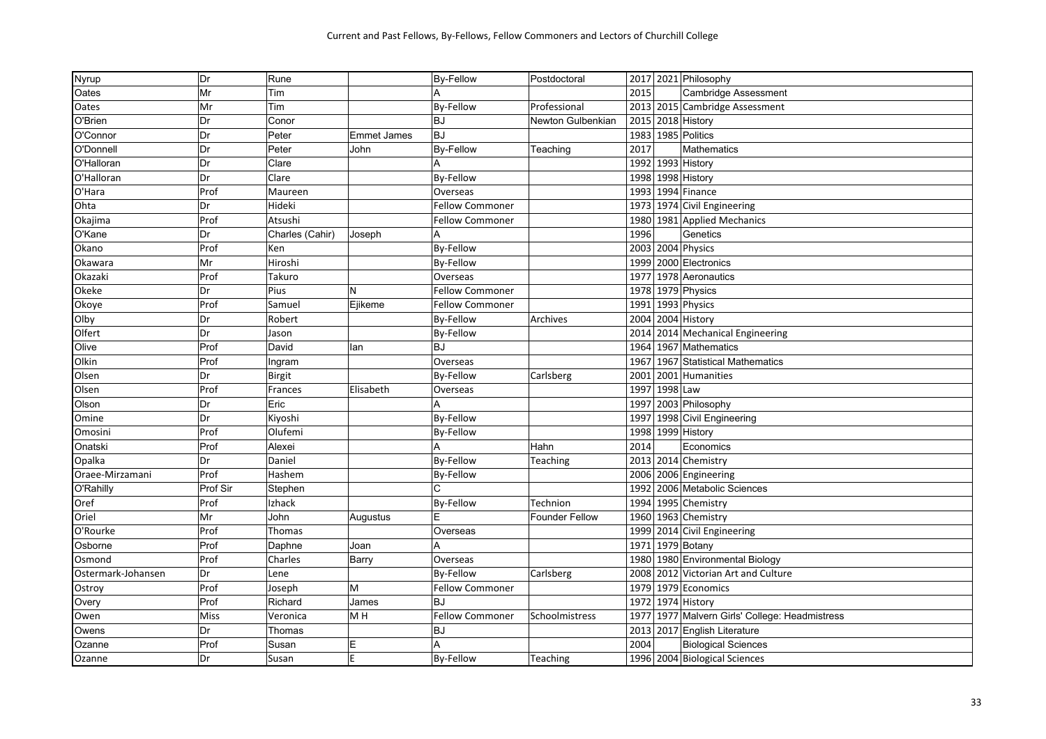| | | | | | | | | |
|---|---|---|---|---|---|---|---|---|
| Nyrup | Dr | Rune | | By-Fellow | Postdoctoral | 2017 | 2021 | Philosophy |
| Oates | Mr | Tim | | A | | 2015 | | Cambridge Assessment |
| Oates | Mr | Tim | | By-Fellow | Professional | 2013 | 2015 | Cambridge Assessment |
| O'Brien | Dr | Conor | | BJ | Newton Gulbenkian | 2015 | 2018 | History |
| O'Connor | Dr | Peter | Emmet James | BJ | | 1983 | 1985 | Politics |
| O'Donnell | Dr | Peter | John | By-Fellow | Teaching | 2017 | | Mathematics |
| O'Halloran | Dr | Clare | | A | | 1992 | 1993 | History |
| O'Halloran | Dr | Clare | | By-Fellow | | 1998 | 1998 | History |
| O'Hara | Prof | Maureen | | Overseas | | 1993 | 1994 | Finance |
| Ohta | Dr | Hideki | | Fellow Commoner | | 1973 | 1974 | Civil Engineering |
| Okajima | Prof | Atsushi | | Fellow Commoner | | 1980 | 1981 | Applied Mechanics |
| O'Kane | Dr | Charles (Cahir) | Joseph | A | | 1996 | | Genetics |
| Okano | Prof | Ken | | By-Fellow | | 2003 | 2004 | Physics |
| Okawara | Mr | Hiroshi | | By-Fellow | | 1999 | 2000 | Electronics |
| Okazaki | Prof | Takuro | | Overseas | | 1977 | 1978 | Aeronautics |
| Okeke | Dr | Pius | N | Fellow Commoner | | 1978 | 1979 | Physics |
| Okoye | Prof | Samuel | Ejikeme | Fellow Commoner | | 1991 | 1993 | Physics |
| Olby | Dr | Robert | | By-Fellow | Archives | 2004 | 2004 | History |
| Olfert | Dr | Jason | | By-Fellow | | 2014 | 2014 | Mechanical Engineering |
| Olive | Prof | David | Ian | BJ | | 1964 | 1967 | Mathematics |
| Olkin | Prof | Ingram | | Overseas | | 1967 | 1967 | Statistical Mathematics |
| Olsen | Dr | Birgit | | By-Fellow | Carlsberg | 2001 | 2001 | Humanities |
| Olsen | Prof | Frances | Elisabeth | Overseas | | 1997 | 1998 | Law |
| Olson | Dr | Eric | | A | | 1997 | 2003 | Philosophy |
| Omine | Dr | Kiyoshi | | By-Fellow | | 1997 | 1998 | Civil Engineering |
| Omosini | Prof | Olufemi | | By-Fellow | | 1998 | 1999 | History |
| Onatski | Prof | Alexei | | A | Hahn | 2014 | | Economics |
| Opalka | Dr | Daniel | | By-Fellow | Teaching | 2013 | 2014 | Chemistry |
| Oraee-Mirzamani | Prof | Hashem | | By-Fellow | | 2006 | 2006 | Engineering |
| O'Rahilly | Prof Sir | Stephen | | C | | 1992 | 2006 | Metabolic Sciences |
| Oref | Prof | Izhack | | By-Fellow | Technion | 1994 | 1995 | Chemistry |
| Oriel | Mr | John | Augustus | E | Founder Fellow | 1960 | 1963 | Chemistry |
| O'Rourke | Prof | Thomas | | Overseas | | 1999 | 2014 | Civil Engineering |
| Osborne | Prof | Daphne | Joan | A | | 1971 | 1979 | Botany |
| Osmond | Prof | Charles | Barry | Overseas | | 1980 | 1980 | Environmental Biology |
| Ostermark-Johansen | Dr | Lene | | By-Fellow | Carlsberg | 2008 | 2012 | Victorian Art and Culture |
| Ostroy | Prof | Joseph | M | Fellow Commoner | | 1979 | 1979 | Economics |
| Overy | Prof | Richard | James | BJ | | 1972 | 1974 | History |
| Owen | Miss | Veronica | M H | Fellow Commoner | Schoolmistress | 1977 | 1977 | Malvern Girls' College: Headmistress |
| Owens | Dr | Thomas | | BJ | | 2013 | 2017 | English Literature |
| Ozanne | Prof | Susan | E | A | | 2004 | | Biological Sciences |
| Ozanne | Dr | Susan | E | By-Fellow | Teaching | 1996 | 2004 | Biological Sciences |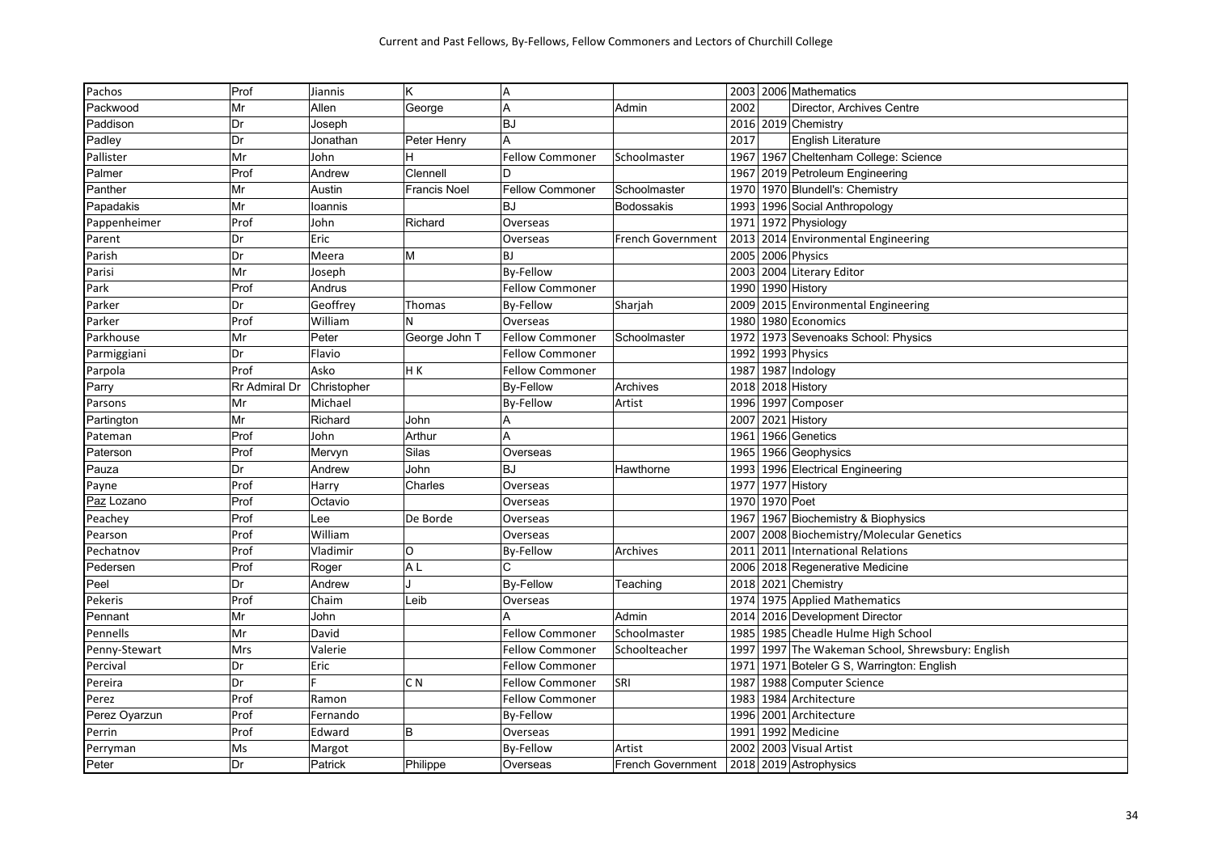| | | | | | | | | |
|---|---|---|---|---|---|---|---|---|
| Pachos | Prof | Jiannis | K | A | | 2003 | 2006 | Mathematics |
| Packwood | Mr | Allen | George | A | Admin | 2002 | | Director, Archives Centre |
| Paddison | Dr | Joseph | | BJ | | 2016 | 2019 | Chemistry |
| Padley | Dr | Jonathan | Peter Henry | A | | 2017 | | English Literature |
| Pallister | Mr | John | H | Fellow Commoner | Schoolmaster | 1967 | 1967 | Cheltenham College: Science |
| Palmer | Prof | Andrew | Clennell | D | | 1967 | 2019 | Petroleum Engineering |
| Panther | Mr | Austin | Francis Noel | Fellow Commoner | Schoolmaster | 1970 | 1970 | Blundell's: Chemistry |
| Papadakis | Mr | Ioannis | | BJ | Bodossakis | 1993 | 1996 | Social Anthropology |
| Pappenheimer | Prof | John | Richard | Overseas | | 1971 | 1972 | Physiology |
| Parent | Dr | Eric | | Overseas | French Government | 2013 | 2014 | Environmental Engineering |
| Parish | Dr | Meera | M | BJ | | 2005 | 2006 | Physics |
| Parisi | Mr | Joseph | | By-Fellow | | 2003 | 2004 | Literary Editor |
| Park | Prof | Andrus | | Fellow Commoner | | 1990 | 1990 | History |
| Parker | Dr | Geoffrey | Thomas | By-Fellow | Sharjah | 2009 | 2015 | Environmental Engineering |
| Parker | Prof | William | N | Overseas | | 1980 | 1980 | Economics |
| Parkhouse | Mr | Peter | George John T | Fellow Commoner | Schoolmaster | 1972 | 1973 | Sevenoaks School: Physics |
| Parmiggiani | Dr | Flavio | | Fellow Commoner | | 1992 | 1993 | Physics |
| Parpola | Prof | Asko | H K | Fellow Commoner | | 1987 | 1987 | Indology |
| Parry | Rr Admiral Dr | Christopher | | By-Fellow | Archives | 2018 | 2018 | History |
| Parsons | Mr | Michael | | By-Fellow | Artist | 1996 | 1997 | Composer |
| Partington | Mr | Richard | John | A | | 2007 | 2021 | History |
| Pateman | Prof | John | Arthur | A | | 1961 | 1966 | Genetics |
| Paterson | Prof | Mervyn | Silas | Overseas | | 1965 | 1966 | Geophysics |
| Pauza | Dr | Andrew | John | BJ | Hawthorne | 1993 | 1996 | Electrical Engineering |
| Payne | Prof | Harry | Charles | Overseas | | 1977 | 1977 | History |
| Paz Lozano | Prof | Octavio | | Overseas | | 1970 | 1970 | Poet |
| Peachey | Prof | Lee | De Borde | Overseas | | 1967 | 1967 | Biochemistry & Biophysics |
| Pearson | Prof | William | | Overseas | | 2007 | 2008 | Biochemistry/Molecular Genetics |
| Pechatnov | Prof | Vladimir | O | By-Fellow | Archives | 2011 | 2011 | International Relations |
| Pedersen | Prof | Roger | A L | C | | 2006 | 2018 | Regenerative Medicine |
| Peel | Dr | Andrew | J | By-Fellow | Teaching | 2018 | 2021 | Chemistry |
| Pekeris | Prof | Chaim | Leib | Overseas | | 1974 | 1975 | Applied Mathematics |
| Pennant | Mr | John | | A | Admin | 2014 | 2016 | Development Director |
| Pennells | Mr | David | | Fellow Commoner | Schoolmaster | 1985 | 1985 | Cheadle Hulme High School |
| Penny-Stewart | Mrs | Valerie | | Fellow Commoner | Schoolteacher | 1997 | 1997 | The Wakeman School, Shrewsbury: English |
| Percival | Dr | Eric | | Fellow Commoner | | 1971 | 1971 | Boteler G S, Warrington: English |
| Pereira | Dr | F | C N | Fellow Commoner | SRI | 1987 | 1988 | Computer Science |
| Perez | Prof | Ramon | | Fellow Commoner | | 1983 | 1984 | Architecture |
| Perez Oyarzun | Prof | Fernando | | By-Fellow | | 1996 | 2001 | Architecture |
| Perrin | Prof | Edward | B | Overseas | | 1991 | 1992 | Medicine |
| Perryman | Ms | Margot | | By-Fellow | Artist | 2002 | 2003 | Visual Artist |
| Peter | Dr | Patrick | Philippe | Overseas | French Government | 2018 | 2019 | Astrophysics |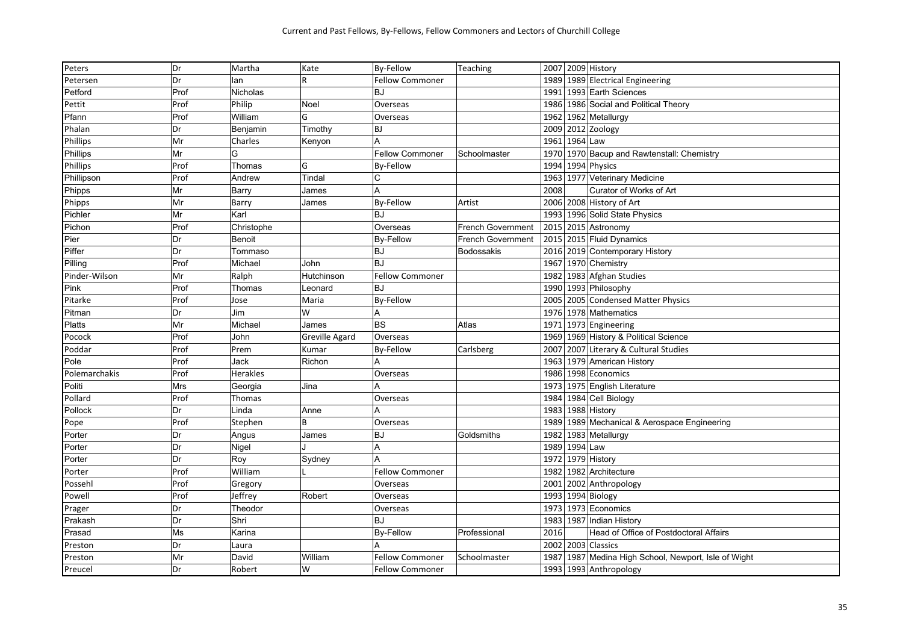| | | | | | | | | |
|---|---|---|---|---|---|---|---|---|
| Peters | Dr | Martha | Kate | By-Fellow | Teaching | 2007 | 2009 | History |
| Petersen | Dr | Ian | R | Fellow Commoner | | 1989 | 1989 | Electrical Engineering |
| Petford | Prof | Nicholas | | BJ | | 1991 | 1993 | Earth Sciences |
| Pettit | Prof | Philip | Noel | Overseas | | 1986 | 1986 | Social and Political Theory |
| Pfann | Prof | William | G | Overseas | | 1962 | 1962 | Metallurgy |
| Phalan | Dr | Benjamin | Timothy | BJ | | 2009 | 2012 | Zoology |
| Phillips | Mr | Charles | Kenyon | A | | 1961 | 1964 | Law |
| Phillips | Mr | G | | Fellow Commoner | Schoolmaster | 1970 | 1970 | Bacup and Rawtenstall: Chemistry |
| Phillips | Prof | Thomas | G | By-Fellow | | 1994 | 1994 | Physics |
| Phillipson | Prof | Andrew | Tindal | C | | 1963 | 1977 | Veterinary Medicine |
| Phipps | Mr | Barry | James | A | | 2008 | | Curator of Works of Art |
| Phipps | Mr | Barry | James | By-Fellow | Artist | 2006 | 2008 | History of Art |
| Pichler | Mr | Karl | | BJ | | 1993 | 1996 | Solid State Physics |
| Pichon | Prof | Christophe | | Overseas | French Government | 2015 | 2015 | Astronomy |
| Pier | Dr | Benoit | | By-Fellow | French Government | 2015 | 2015 | Fluid Dynamics |
| Piffer | Dr | Tommaso | | BJ | Bodossakis | 2016 | 2019 | Contemporary History |
| Pilling | Prof | Michael | John | BJ | | 1967 | 1970 | Chemistry |
| Pinder-Wilson | Mr | Ralph | Hutchinson | Fellow Commoner | | 1982 | 1983 | Afghan Studies |
| Pink | Prof | Thomas | Leonard | BJ | | 1990 | 1993 | Philosophy |
| Pitarke | Prof | Jose | Maria | By-Fellow | | 2005 | 2005 | Condensed Matter Physics |
| Pitman | Dr | Jim | W | A | | 1976 | 1978 | Mathematics |
| Platts | Mr | Michael | James | BS | Atlas | 1971 | 1973 | Engineering |
| Pocock | Prof | John | Greville Agard | Overseas | | 1969 | 1969 | History & Political Science |
| Poddar | Prof | Prem | Kumar | By-Fellow | Carlsberg | 2007 | 2007 | Literary & Cultural Studies |
| Pole | Prof | Jack | Richon | A | | 1963 | 1979 | American History |
| Polemarchakis | Prof | Herakles | | Overseas | | 1986 | 1998 | Economics |
| Politi | Mrs | Georgia | Jina | A | | 1973 | 1975 | English Literature |
| Pollard | Prof | Thomas | | Overseas | | 1984 | 1984 | Cell Biology |
| Pollock | Dr | Linda | Anne | A | | 1983 | 1988 | History |
| Pope | Prof | Stephen | B | Overseas | | 1989 | 1989 | Mechanical & Aerospace Engineering |
| Porter | Dr | Angus | James | BJ | Goldsmiths | 1982 | 1983 | Metallurgy |
| Porter | Dr | Nigel | J | A | | 1989 | 1994 | Law |
| Porter | Dr | Roy | Sydney | A | | 1972 | 1979 | History |
| Porter | Prof | William | L | Fellow Commoner | | 1982 | 1982 | Architecture |
| Possehl | Prof | Gregory | | Overseas | | 2001 | 2002 | Anthropology |
| Powell | Prof | Jeffrey | Robert | Overseas | | 1993 | 1994 | Biology |
| Prager | Dr | Theodor | | Overseas | | 1973 | 1973 | Economics |
| Prakash | Dr | Shri | | BJ | | 1983 | 1987 | Indian History |
| Prasad | Ms | Karina | | By-Fellow | Professional | 2016 | | Head of Office of Postdoctoral Affairs |
| Preston | Dr | Laura | | A | | 2002 | 2003 | Classics |
| Preston | Mr | David | William | Fellow Commoner | Schoolmaster | 1987 | 1987 | Medina High School, Newport, Isle of Wight |
| Preucel | Dr | Robert | W | Fellow Commoner | | 1993 | 1993 | Anthropology |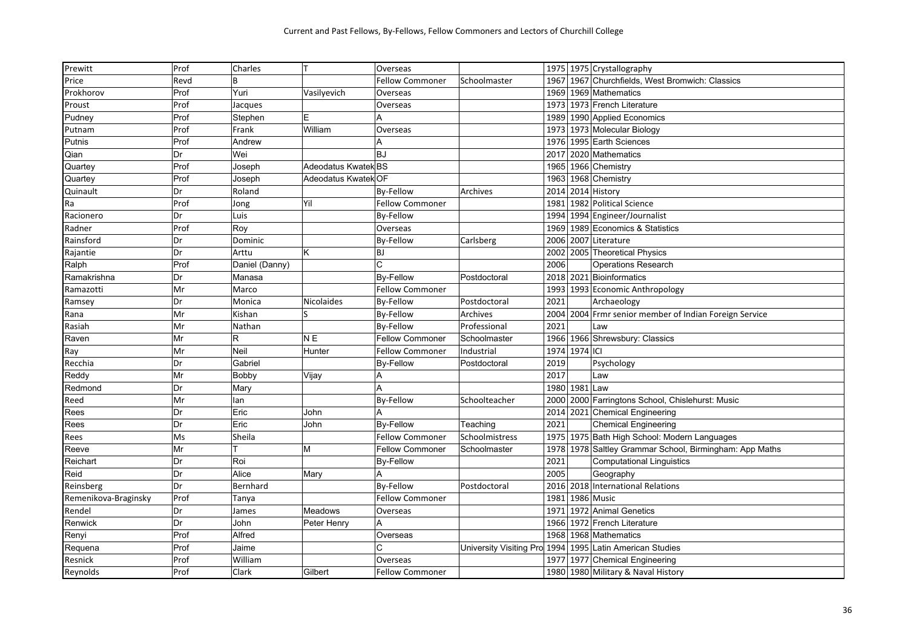| | | | | | | | | |
|---|---|---|---|---|---|---|---|---|
| Prewitt | Prof | Charles | T | Overseas | | 1975 | 1975 | Crystallography |
| Price | Revd | B | | Fellow Commoner | Schoolmaster | 1967 | 1967 | Churchfields, West Bromwich: Classics |
| Prokhorov | Prof | Yuri | Vasilyevich | Overseas | | 1969 | 1969 | Mathematics |
| Proust | Prof | Jacques | | Overseas | | 1973 | 1973 | French Literature |
| Pudney | Prof | Stephen | E | A | | 1989 | 1990 | Applied Economics |
| Putnam | Prof | Frank | William | Overseas | | 1973 | 1973 | Molecular Biology |
| Putnis | Prof | Andrew | | A | | 1976 | 1995 | Earth Sciences |
| Qian | Dr | Wei | | BJ | | 2017 | 2020 | Mathematics |
| Quartey | Prof | Joseph | Adeodatus Kwatek | BS | | 1965 | 1966 | Chemistry |
| Quartey | Prof | Joseph | Adeodatus Kwatek | OF | | 1963 | 1968 | Chemistry |
| Quinault | Dr | Roland | | By-Fellow | Archives | 2014 | 2014 | History |
| Ra | Prof | Jong | Yil | Fellow Commoner | | 1981 | 1982 | Political Science |
| Racionero | Dr | Luis | | By-Fellow | | 1994 | 1994 | Engineer/Journalist |
| Radner | Prof | Roy | | Overseas | | 1969 | 1989 | Economics & Statistics |
| Rainsford | Dr | Dominic | | By-Fellow | Carlsberg | 2006 | 2007 | Literature |
| Rajantie | Dr | Arttu | K | BJ | | 2002 | 2005 | Theoretical Physics |
| Ralph | Prof | Daniel (Danny) | | C | | 2006 | | Operations Research |
| Ramakrishna | Dr | Manasa | | By-Fellow | Postdoctoral | 2018 | 2021 | Bioinformatics |
| Ramazotti | Mr | Marco | | Fellow Commoner | | 1993 | 1993 | Economic Anthropology |
| Ramsey | Dr | Monica | Nicolaides | By-Fellow | Postdoctoral | 2021 | | Archaeology |
| Rana | Mr | Kishan | S | By-Fellow | Archives | 2004 | 2004 | Frmr senior member of Indian Foreign Service |
| Rasiah | Mr | Nathan | | By-Fellow | Professional | 2021 | | Law |
| Raven | Mr | R | N E | Fellow Commoner | Schoolmaster | 1966 | 1966 | Shrewsbury: Classics |
| Ray | Mr | Neil | Hunter | Fellow Commoner | Industrial | 1974 | 1974 | ICI |
| Recchia | Dr | Gabriel | | By-Fellow | Postdoctoral | 2019 | | Psychology |
| Reddy | Mr | Bobby | Vijay | A | | 2017 | | Law |
| Redmond | Dr | Mary | | A | | 1980 | 1981 | Law |
| Reed | Mr | Ian | | By-Fellow | Schoolteacher | 2000 | 2000 | Farringtons School, Chislehurst: Music |
| Rees | Dr | Eric | John | A | | 2014 | 2021 | Chemical Engineering |
| Rees | Dr | Eric | John | By-Fellow | Teaching | 2021 | | Chemical Engineering |
| Rees | Ms | Sheila | | Fellow Commoner | Schoolmistress | 1975 | 1975 | Bath High School: Modern Languages |
| Reeve | Mr | T | M | Fellow Commoner | Schoolmaster | 1978 | 1978 | Saltley Grammar School, Birmingham: App Maths |
| Reichart | Dr | Roi | | By-Fellow | | 2021 | | Computational Linguistics |
| Reid | Dr | Alice | Mary | A | | 2005 | | Geography |
| Reinsberg | Dr | Bernhard | | By-Fellow | Postdoctoral | 2016 | 2018 | International Relations |
| Remenikova-Braginsky | Prof | Tanya | | Fellow Commoner | | 1981 | 1986 | Music |
| Rendel | Dr | James | Meadows | Overseas | | 1971 | 1972 | Animal Genetics |
| Renwick | Dr | John | Peter Henry | A | | 1966 | 1972 | French Literature |
| Renyi | Prof | Alfred | | Overseas | | 1968 | 1968 | Mathematics |
| Requena | Prof | Jaime | | C | University Visiting Pro | 1994 | 1995 | Latin American Studies |
| Resnick | Prof | William | | Overseas | | 1977 | 1977 | Chemical Engineering |
| Reynolds | Prof | Clark | Gilbert | Fellow Commoner | | 1980 | 1980 | Military & Naval History |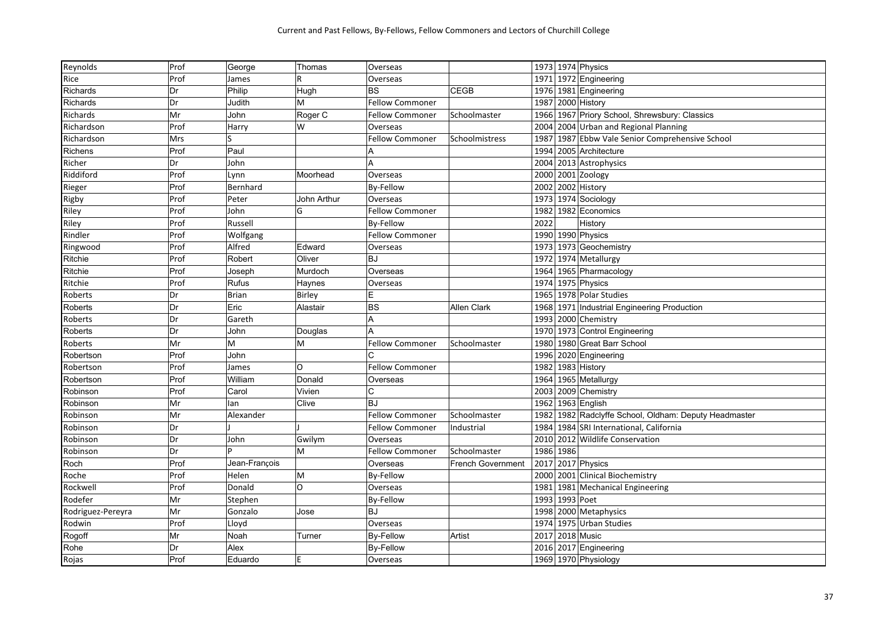# Current and Past Fellows, By-Fellows, Fellow Commoners and Lectors of Churchill College

| | | | | | | | | |
|---|---|---|---|---|---|---|---|---|
| Reynolds | Prof | George | Thomas | Overseas | | 1973 | 1974 | Physics |
| Rice | Prof | James | R | Overseas | | 1971 | 1972 | Engineering |
| Richards | Dr | Philip | Hugh | BS | CEGB | 1976 | 1981 | Engineering |
| Richards | Dr | Judith | M | Fellow Commoner | | 1987 | 2000 | History |
| Richards | Mr | John | Roger C | Fellow Commoner | Schoolmaster | 1966 | 1967 | Priory School, Shrewsbury: Classics |
| Richardson | Prof | Harry | W | Overseas | | 2004 | 2004 | Urban and Regional Planning |
| Richardson | Mrs | S | | Fellow Commoner | Schoolmistress | 1987 | 1987 | Ebbw Vale Senior Comprehensive School |
| Richens | Prof | Paul | | A | | 1994 | 2005 | Architecture |
| Richer | Dr | John | | A | | 2004 | 2013 | Astrophysics |
| Riddiford | Prof | Lynn | Moorhead | Overseas | | 2000 | 2001 | Zoology |
| Rieger | Prof | Bernhard | | By-Fellow | | 2002 | 2002 | History |
| Rigby | Prof | Peter | John Arthur | Overseas | | 1973 | 1974 | Sociology |
| Riley | Prof | John | G | Fellow Commoner | | 1982 | 1982 | Economics |
| Riley | Prof | Russell | | By-Fellow | | 2022 | | History |
| Rindler | Prof | Wolfgang | | Fellow Commoner | | 1990 | 1990 | Physics |
| Ringwood | Prof | Alfred | Edward | Overseas | | 1973 | 1973 | Geochemistry |
| Ritchie | Prof | Robert | Oliver | BJ | | 1972 | 1974 | Metallurgy |
| Ritchie | Prof | Joseph | Murdoch | Overseas | | 1964 | 1965 | Pharmacology |
| Ritchie | Prof | Rufus | Haynes | Overseas | | 1974 | 1975 | Physics |
| Roberts | Dr | Brian | Birley | E | | 1965 | 1978 | Polar Studies |
| Roberts | Dr | Eric | Alastair | BS | Allen Clark | 1968 | 1971 | Industrial Engineering Production |
| Roberts | Dr | Gareth | | A | | 1993 | 2000 | Chemistry |
| Roberts | Dr | John | Douglas | A | | 1970 | 1973 | Control Engineering |
| Roberts | Mr | M | M | Fellow Commoner | Schoolmaster | 1980 | 1980 | Great Barr School |
| Robertson | Prof | John | | C | | 1996 | 2020 | Engineering |
| Robertson | Prof | James | O | Fellow Commoner | | 1982 | 1983 | History |
| Robertson | Prof | William | Donald | Overseas | | 1964 | 1965 | Metallurgy |
| Robinson | Prof | Carol | Vivien | C | | 2003 | 2009 | Chemistry |
| Robinson | Mr | Ian | Clive | BJ | | 1962 | 1963 | English |
| Robinson | Mr | Alexander | | Fellow Commoner | Schoolmaster | 1982 | 1982 | Radclyffe School, Oldham: Deputy Headmaster |
| Robinson | Dr | J | J | Fellow Commoner | Industrial | 1984 | 1984 | SRI International, California |
| Robinson | Dr | John | Gwilym | Overseas | | 2010 | 2012 | Wildlife Conservation |
| Robinson | Dr | P | M | Fellow Commoner | Schoolmaster | 1986 | 1986 | |
| Roch | Prof | Jean-François | | Overseas | French Government | 2017 | 2017 | Physics |
| Roche | Prof | Helen | M | By-Fellow | | 2000 | 2001 | Clinical Biochemistry |
| Rockwell | Prof | Donald | O | Overseas | | 1981 | 1981 | Mechanical Engineering |
| Rodefer | Mr | Stephen | | By-Fellow | | 1993 | 1993 | Poet |
| Rodriguez-Pereyra | Mr | Gonzalo | Jose | BJ | | 1998 | 2000 | Metaphysics |
| Rodwin | Prof | Lloyd | | Overseas | | 1974 | 1975 | Urban Studies |
| Rogoff | Mr | Noah | Turner | By-Fellow | Artist | 2017 | 2018 | Music |
| Rohe | Dr | Alex | | By-Fellow | | 2016 | 2017 | Engineering |
| Rojas | Prof | Eduardo | E | Overseas | | 1969 | 1970 | Physiology |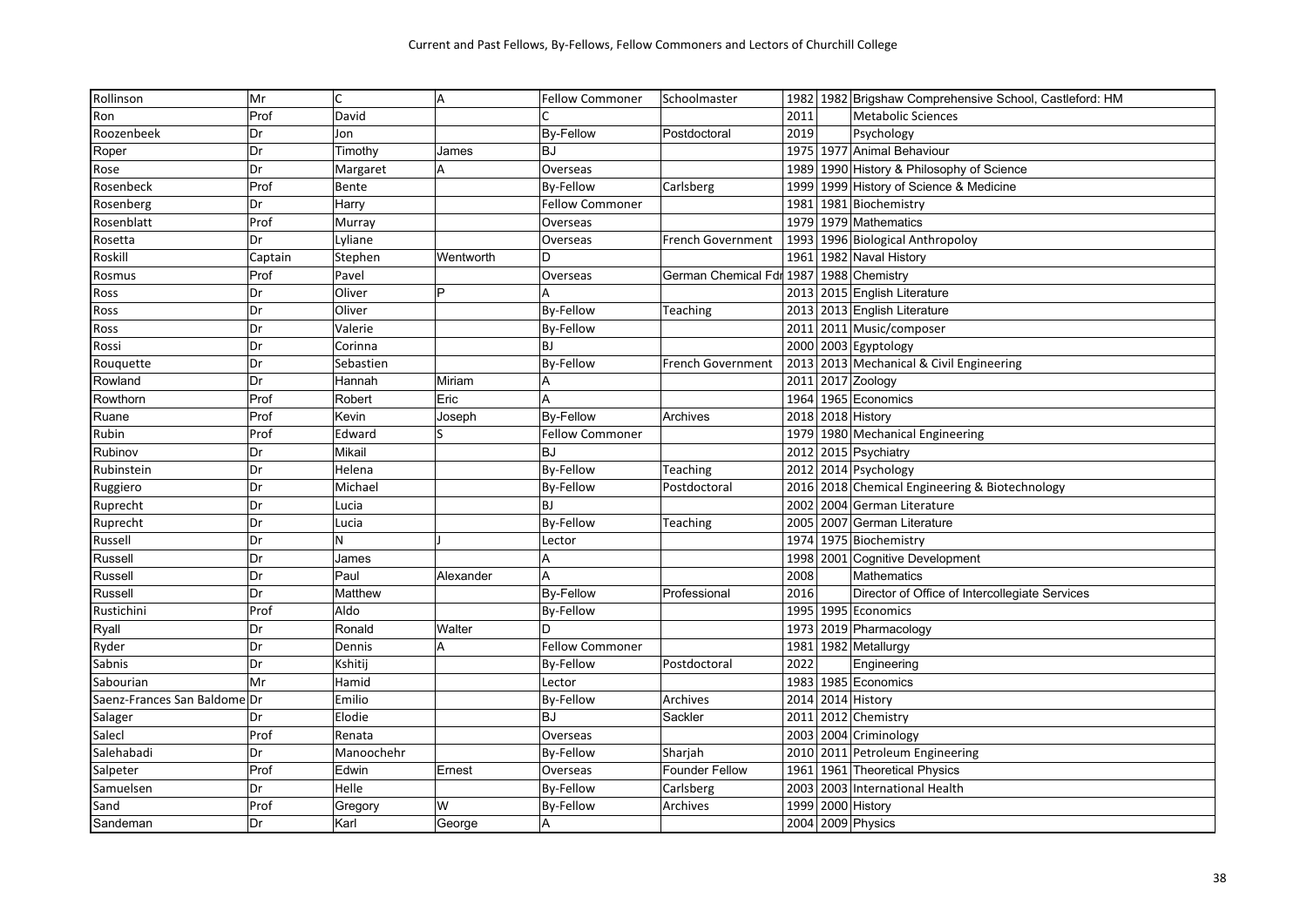| | | | | | | | | |
|---|---|---|---|---|---|---|---|---|
| Rollinson | Mr | C | A | Fellow Commoner | Schoolmaster | 1982 | 1982 | Brigshaw Comprehensive School, Castleford: HM |
| Ron | Prof | David | | C | | 2011 | | Metabolic Sciences |
| Roozenbeek | Dr | Jon | | By-Fellow | Postdoctoral | 2019 | | Psychology |
| Roper | Dr | Timothy | James | BJ | | 1975 | 1977 | Animal Behaviour |
| Rose | Dr | Margaret | A | Overseas | | 1989 | 1990 | History & Philosophy of Science |
| Rosenbeck | Prof | Bente | | By-Fellow | Carlsberg | 1999 | 1999 | History of Science & Medicine |
| Rosenberg | Dr | Harry | | Fellow Commoner | | 1981 | 1981 | Biochemistry |
| Rosenblatt | Prof | Murray | | Overseas | | 1979 | 1979 | Mathematics |
| Rosetta | Dr | Lyliane | | Overseas | French Government | 1993 | 1996 | Biological Anthropoloy |
| Roskill | Captain | Stephen | Wentworth | D | | 1961 | 1982 | Naval History |
| Rosmus | Prof | Pavel | | Overseas | German Chemical Fdr | 1987 | 1988 | Chemistry |
| Ross | Dr | Oliver | P | A | | 2013 | 2015 | English Literature |
| Ross | Dr | Oliver | | By-Fellow | Teaching | 2013 | 2013 | English Literature |
| Ross | Dr | Valerie | | By-Fellow | | 2011 | 2011 | Music/composer |
| Rossi | Dr | Corinna | | BJ | | 2000 | 2003 | Egyptology |
| Rouquette | Dr | Sebastien | | By-Fellow | French Government | 2013 | 2013 | Mechanical & Civil Engineering |
| Rowland | Dr | Hannah | Miriam | A | | 2011 | 2017 | Zoology |
| Rowthorn | Prof | Robert | Eric | A | | 1964 | 1965 | Economics |
| Ruane | Prof | Kevin | Joseph | By-Fellow | Archives | 2018 | 2018 | History |
| Rubin | Prof | Edward | S | Fellow Commoner | | 1979 | 1980 | Mechanical Engineering |
| Rubinov | Dr | Mikail | | BJ | | 2012 | 2015 | Psychiatry |
| Rubinstein | Dr | Helena | | By-Fellow | Teaching | 2012 | 2014 | Psychology |
| Ruggiero | Dr | Michael | | By-Fellow | Postdoctoral | 2016 | 2018 | Chemical Engineering & Biotechnology |
| Ruprecht | Dr | Lucia | | BJ | | 2002 | 2004 | German Literature |
| Ruprecht | Dr | Lucia | | By-Fellow | Teaching | 2005 | 2007 | German Literature |
| Russell | Dr | N | J | Lector | | 1974 | 1975 | Biochemistry |
| Russell | Dr | James | | A | | 1998 | 2001 | Cognitive Development |
| Russell | Dr | Paul | Alexander | A | | 2008 | | Mathematics |
| Russell | Dr | Matthew | | By-Fellow | Professional | 2016 | | Director of Office of Intercollegiate Services |
| Rustichini | Prof | Aldo | | By-Fellow | | 1995 | 1995 | Economics |
| Ryall | Dr | Ronald | Walter | D | | 1973 | 2019 | Pharmacology |
| Ryder | Dr | Dennis | A | Fellow Commoner | | 1981 | 1982 | Metallurgy |
| Sabnis | Dr | Kshitij | | By-Fellow | Postdoctoral | 2022 | | Engineering |
| Sabourian | Mr | Hamid | | Lector | | 1983 | 1985 | Economics |
| Saenz-Frances San Baldome | Dr | Emilio | | By-Fellow | Archives | 2014 | 2014 | History |
| Salager | Dr | Elodie | | BJ | Sackler | 2011 | 2012 | Chemistry |
| Salecl | Prof | Renata | | Overseas | | 2003 | 2004 | Criminology |
| Salehabadi | Dr | Manoochehr | | By-Fellow | Sharjah | 2010 | 2011 | Petroleum Engineering |
| Salpeter | Prof | Edwin | Ernest | Overseas | Founder Fellow | 1961 | 1961 | Theoretical Physics |
| Samuelsen | Dr | Helle | | By-Fellow | Carlsberg | 2003 | 2003 | International Health |
| Sand | Prof | Gregory | W | By-Fellow | Archives | 1999 | 2000 | History |
| Sandeman | Dr | Karl | George | A | | 2004 | 2009 | Physics |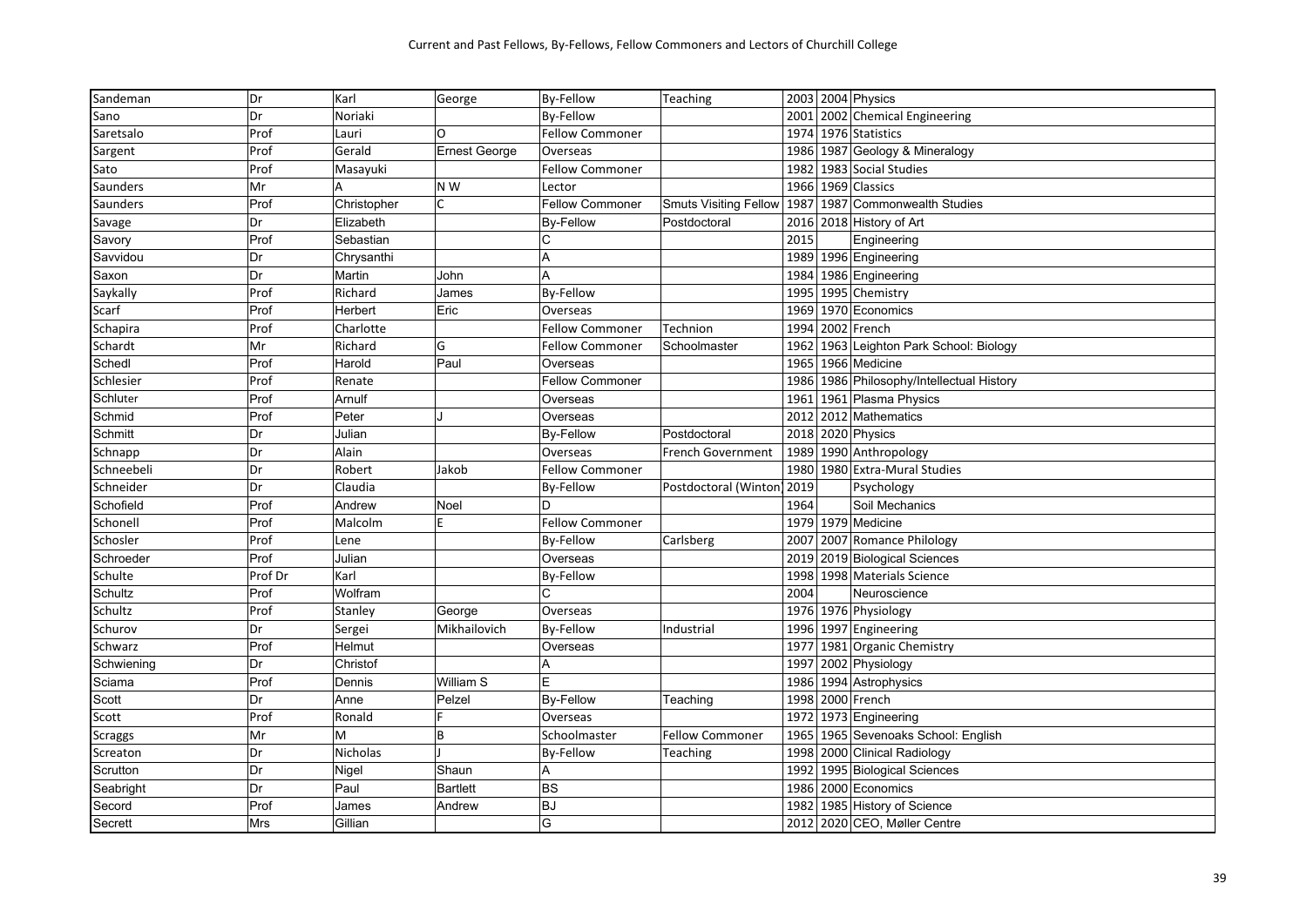| | | | | | | | | |
|---|---|---|---|---|---|---|---|---|
| Sandeman | Dr | Karl | George | By-Fellow | Teaching | 2003 | 2004 | Physics |
| Sano | Dr | Noriaki | | By-Fellow | | 2001 | 2002 | Chemical Engineering |
| Saretsalo | Prof | Lauri | O | Fellow Commoner | | 1974 | 1976 | Statistics |
| Sargent | Prof | Gerald | Ernest George | Overseas | | 1986 | 1987 | Geology & Mineralogy |
| Sato | Prof | Masayuki | | Fellow Commoner | | 1982 | 1983 | Social Studies |
| Saunders | Mr | A | N W | Lector | | 1966 | 1969 | Classics |
| Saunders | Prof | Christopher | C | Fellow Commoner | Smuts Visiting Fellow | 1987 | 1987 | Commonwealth Studies |
| Savage | Dr | Elizabeth | | By-Fellow | Postdoctoral | 2016 | 2018 | History of Art |
| Savory | Prof | Sebastian | | C | | 2015 | | Engineering |
| Savvidou | Dr | Chrysanthi | | A | | 1989 | 1996 | Engineering |
| Saxon | Dr | Martin | John | A | | 1984 | 1986 | Engineering |
| Saykally | Prof | Richard | James | By-Fellow | | 1995 | 1995 | Chemistry |
| Scarf | Prof | Herbert | Eric | Overseas | | 1969 | 1970 | Economics |
| Schapira | Prof | Charlotte | | Fellow Commoner | Technion | 1994 | 2002 | French |
| Schardt | Mr | Richard | G | Fellow Commoner | Schoolmaster | 1962 | 1963 | Leighton Park School: Biology |
| Schedl | Prof | Harold | Paul | Overseas | | 1965 | 1966 | Medicine |
| Schlesier | Prof | Renate | | Fellow Commoner | | 1986 | 1986 | Philosophy/Intellectual History |
| Schluter | Prof | Arnulf | | Overseas | | 1961 | 1961 | Plasma Physics |
| Schmid | Prof | Peter | J | Overseas | | 2012 | 2012 | Mathematics |
| Schmitt | Dr | Julian | | By-Fellow | Postdoctoral | 2018 | 2020 | Physics |
| Schnapp | Dr | Alain | | Overseas | French Government | 1989 | 1990 | Anthropology |
| Schneebeli | Dr | Robert | Jakob | Fellow Commoner | | 1980 | 1980 | Extra-Mural Studies |
| Schneider | Dr | Claudia | | By-Fellow | Postdoctoral (Winton) | 2019 | | Psychology |
| Schofield | Prof | Andrew | Noel | D | | 1964 | | Soil Mechanics |
| Schonell | Prof | Malcolm | E | Fellow Commoner | | 1979 | 1979 | Medicine |
| Schosler | Prof | Lene | | By-Fellow | Carlsberg | 2007 | 2007 | Romance Philology |
| Schroeder | Prof | Julian | | Overseas | | 2019 | 2019 | Biological Sciences |
| Schulte | Prof Dr | Karl | | By-Fellow | | 1998 | 1998 | Materials Science |
| Schultz | Prof | Wolfram | | C | | 2004 | | Neuroscience |
| Schultz | Prof | Stanley | George | Overseas | | 1976 | 1976 | Physiology |
| Schurov | Dr | Sergei | Mikhailovich | By-Fellow | Industrial | 1996 | 1997 | Engineering |
| Schwarz | Prof | Helmut | | Overseas | | 1977 | 1981 | Organic Chemistry |
| Schwiening | Dr | Christof | | A | | 1997 | 2002 | Physiology |
| Sciama | Prof | Dennis | William S | E | | 1986 | 1994 | Astrophysics |
| Scott | Dr | Anne | Pelzel | By-Fellow | Teaching | 1998 | 2000 | French |
| Scott | Prof | Ronald | F | Overseas | | 1972 | 1973 | Engineering |
| Scraggs | Mr | M | B | Schoolmaster | Fellow Commoner | 1965 | 1965 | Sevenoaks School: English |
| Screaton | Dr | Nicholas | J | By-Fellow | Teaching | 1998 | 2000 | Clinical Radiology |
| Scrutton | Dr | Nigel | Shaun | A | | 1992 | 1995 | Biological Sciences |
| Seabright | Dr | Paul | Bartlett | BS | | 1986 | 2000 | Economics |
| Secord | Prof | James | Andrew | BJ | | 1982 | 1985 | History of Science |
| Secrett | Mrs | Gillian | | G | | 2012 | 2020 | CEO, Møller Centre |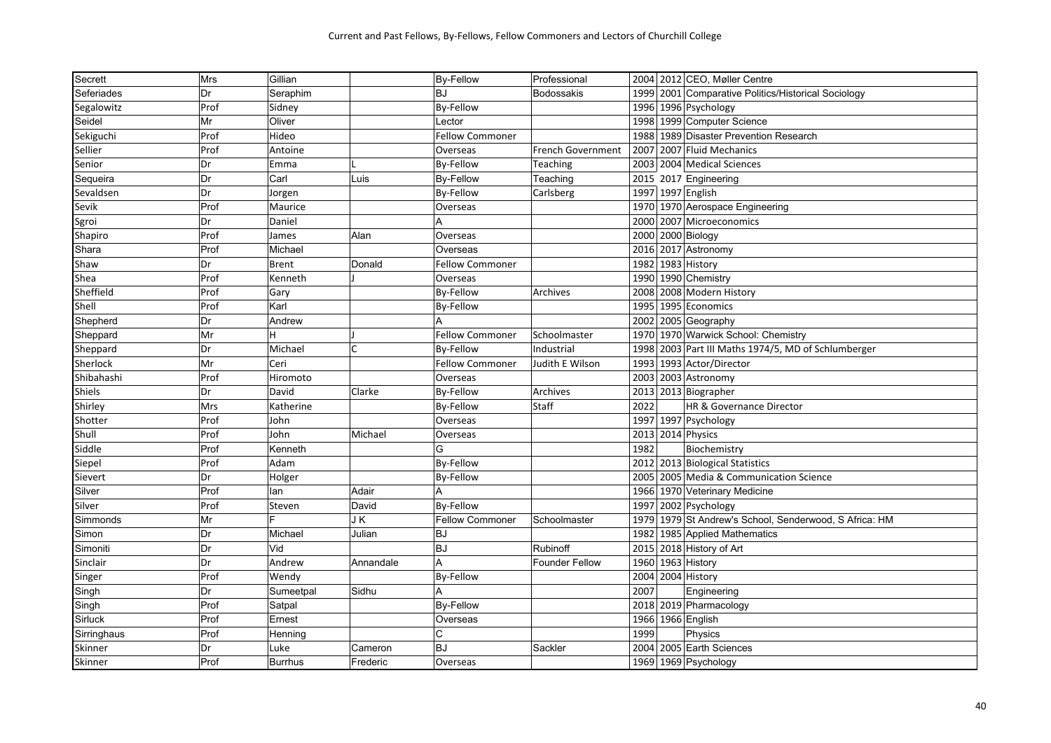| | | | | | | | | |
|---|---|---|---|---|---|---|---|---|
| Secrett | Mrs | Gillian | | By-Fellow | Professional | 2004 | 2012 | CEO, Møller Centre |
| Seferiades | Dr | Seraphim | | BJ | Bodossakis | 1999 | 2001 | Comparative Politics/Historical Sociology |
| Segalowitz | Prof | Sidney | | By-Fellow | | 1996 | 1996 | Psychology |
| Seidel | Mr | Oliver | | Lector | | 1998 | 1999 | Computer Science |
| Sekiguchi | Prof | Hideo | | Fellow Commoner | | 1988 | 1989 | Disaster Prevention Research |
| Sellier | Prof | Antoine | | Overseas | French Government | 2007 | 2007 | Fluid Mechanics |
| Senior | Dr | Emma | L | By-Fellow | Teaching | 2003 | 2004 | Medical Sciences |
| Sequeira | Dr | Carl | Luis | By-Fellow | Teaching | 2015 | 2017 | Engineering |
| Sevaldsen | Dr | Jorgen | | By-Fellow | Carlsberg | 1997 | 1997 | English |
| Sevik | Prof | Maurice | | Overseas | | 1970 | 1970 | Aerospace Engineering |
| Sgroi | Dr | Daniel | | A | | 2000 | 2007 | Microeconomics |
| Shapiro | Prof | James | Alan | Overseas | | 2000 | 2000 | Biology |
| Shara | Prof | Michael | | Overseas | | 2016 | 2017 | Astronomy |
| Shaw | Dr | Brent | Donald | Fellow Commoner | | 1982 | 1983 | History |
| Shea | Prof | Kenneth | J | Overseas | | 1990 | 1990 | Chemistry |
| Sheffield | Prof | Gary | | By-Fellow | Archives | 2008 | 2008 | Modern History |
| Shell | Prof | Karl | | By-Fellow | | 1995 | 1995 | Economics |
| Shepherd | Dr | Andrew | | A | | 2002 | 2005 | Geography |
| Sheppard | Mr | H | J | Fellow Commoner | Schoolmaster | 1970 | 1970 | Warwick School: Chemistry |
| Sheppard | Dr | Michael | C | By-Fellow | Industrial | 1998 | 2003 | Part III Maths 1974/5, MD of Schlumberger |
| Sherlock | Mr | Ceri | | Fellow Commoner | Judith E Wilson | 1993 | 1993 | Actor/Director |
| Shibahashi | Prof | Hiromoto | | Overseas | | 2003 | 2003 | Astronomy |
| Shiels | Dr | David | Clarke | By-Fellow | Archives | 2013 | 2013 | Biographer |
| Shirley | Mrs | Katherine | | By-Fellow | Staff | 2022 | | HR & Governance Director |
| Shotter | Prof | John | | Overseas | | 1997 | 1997 | Psychology |
| Shull | Prof | John | Michael | Overseas | | 2013 | 2014 | Physics |
| Siddle | Prof | Kenneth | | G | | 1982 | | Biochemistry |
| Siepel | Prof | Adam | | By-Fellow | | 2012 | 2013 | Biological Statistics |
| Sievert | Dr | Holger | | By-Fellow | | 2005 | 2005 | Media & Communication Science |
| Silver | Prof | Ian | Adair | A | | 1966 | 1970 | Veterinary Medicine |
| Silver | Prof | Steven | David | By-Fellow | | 1997 | 2002 | Psychology |
| Simmonds | Mr | F | J K | Fellow Commoner | Schoolmaster | 1979 | 1979 | St Andrew's School, Senderwood, S Africa: HM |
| Simon | Dr | Michael | Julian | BJ | | 1982 | 1985 | Applied Mathematics |
| Simoniti | Dr | Vid | | BJ | Rubinoff | 2015 | 2018 | History of Art |
| Sinclair | Dr | Andrew | Annandale | A | Founder Fellow | 1960 | 1963 | History |
| Singer | Prof | Wendy | | By-Fellow | | 2004 | 2004 | History |
| Singh | Dr | Sumeetpal | Sidhu | A | | 2007 | | Engineering |
| Singh | Prof | Satpal | | By-Fellow | | 2018 | 2019 | Pharmacology |
| Sirluck | Prof | Ernest | | Overseas | | 1966 | 1966 | English |
| Sirringhaus | Prof | Henning | | C | | 1999 | | Physics |
| Skinner | Dr | Luke | Cameron | BJ | Sackler | 2004 | 2005 | Earth Sciences |
| Skinner | Prof | Burrhus | Frederic | Overseas | | 1969 | 1969 | Psychology |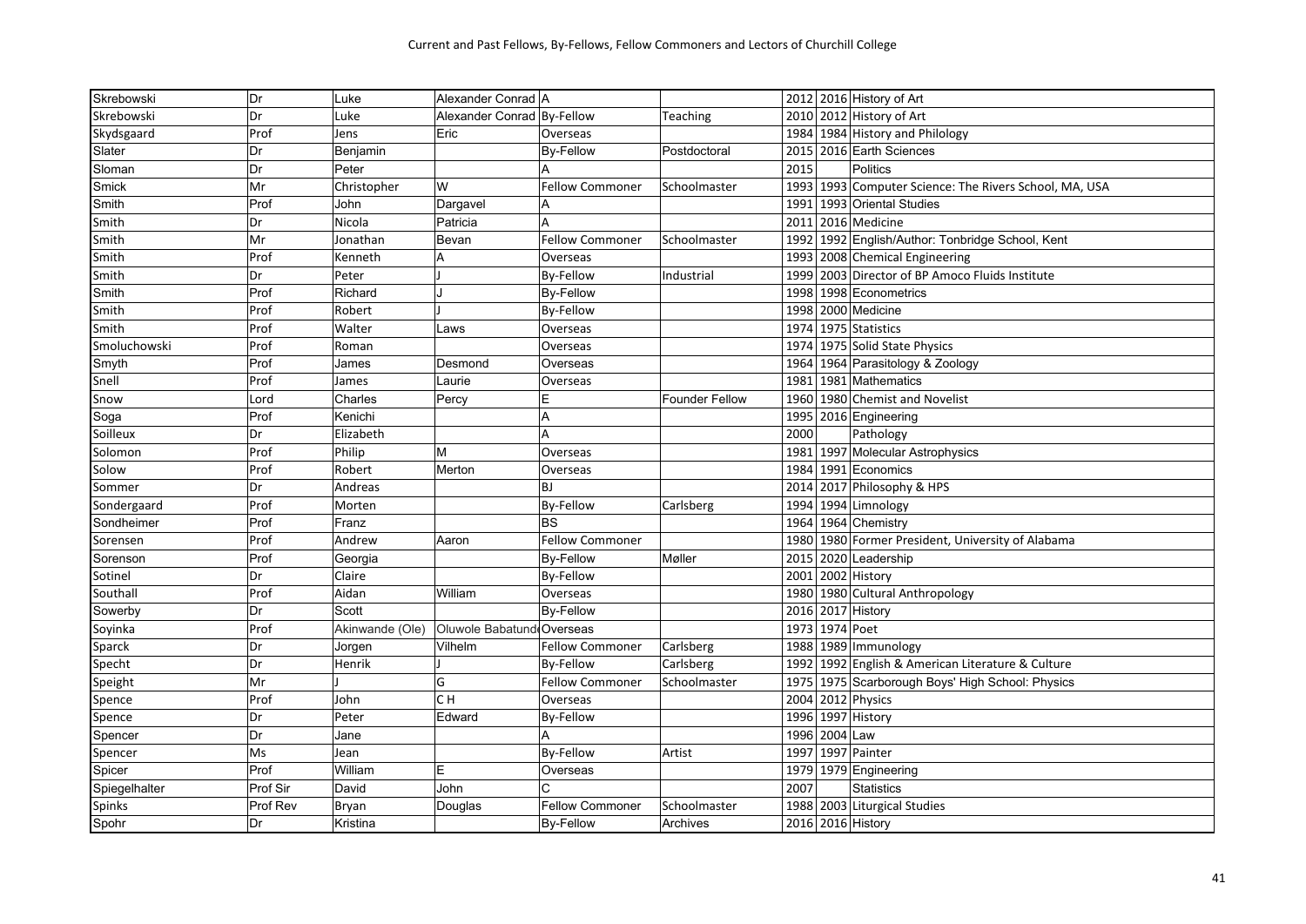| | | | | | | | | |
|---|---|---|---|---|---|---|---|---|
| Skrebowski | Dr | Luke | Alexander Conrad | A | | 2012 | 2016 | History of Art |
| Skrebowski | Dr | Luke | Alexander Conrad | By-Fellow | Teaching | 2010 | 2012 | History of Art |
| Skydsgaard | Prof | Jens | Eric | Overseas | | 1984 | 1984 | History and Philology |
| Slater | Dr | Benjamin | | By-Fellow | Postdoctoral | 2015 | 2016 | Earth Sciences |
| Sloman | Dr | Peter | | A | | 2015 | | Politics |
| Smick | Mr | Christopher | W | Fellow Commoner | Schoolmaster | 1993 | 1993 | Computer Science: The Rivers School, MA, USA |
| Smith | Prof | John | Dargavel | A | | 1991 | 1993 | Oriental Studies |
| Smith | Dr | Nicola | Patricia | A | | 2011 | 2016 | Medicine |
| Smith | Mr | Jonathan | Bevan | Fellow Commoner | Schoolmaster | 1992 | 1992 | English/Author: Tonbridge School, Kent |
| Smith | Prof | Kenneth | A | Overseas | | 1993 | 2008 | Chemical Engineering |
| Smith | Dr | Peter | J | By-Fellow | Industrial | 1999 | 2003 | Director of BP Amoco Fluids Institute |
| Smith | Prof | Richard | J | By-Fellow | | 1998 | 1998 | Econometrics |
| Smith | Prof | Robert | J | By-Fellow | | 1998 | 2000 | Medicine |
| Smith | Prof | Walter | Laws | Overseas | | 1974 | 1975 | Statistics |
| Smoluchowski | Prof | Roman | | Overseas | | 1974 | 1975 | Solid State Physics |
| Smyth | Prof | James | Desmond | Overseas | | 1964 | 1964 | Parasitology & Zoology |
| Snell | Prof | James | Laurie | Overseas | | 1981 | 1981 | Mathematics |
| Snow | Lord | Charles | Percy | E | Founder Fellow | 1960 | 1980 | Chemist and Novelist |
| Soga | Prof | Kenichi | | A | | 1995 | 2016 | Engineering |
| Soilleux | Dr | Elizabeth | | A | | 2000 | | Pathology |
| Solomon | Prof | Philip | M | Overseas | | 1981 | 1997 | Molecular Astrophysics |
| Solow | Prof | Robert | Merton | Overseas | | 1984 | 1991 | Economics |
| Sommer | Dr | Andreas | | BJ | | 2014 | 2017 | Philosophy & HPS |
| Sondergaard | Prof | Morten | | By-Fellow | Carlsberg | 1994 | 1994 | Limnology |
| Sondheimer | Prof | Franz | | BS | | 1964 | 1964 | Chemistry |
| Sorensen | Prof | Andrew | Aaron | Fellow Commoner | | 1980 | 1980 | Former President, University of Alabama |
| Sorenson | Prof | Georgia | | By-Fellow | Møller | 2015 | 2020 | Leadership |
| Sotinel | Dr | Claire | | By-Fellow | | 2001 | 2002 | History |
| Southall | Prof | Aidan | William | Overseas | | 1980 | 1980 | Cultural Anthropology |
| Sowerby | Dr | Scott | | By-Fellow | | 2016 | 2017 | History |
| Soyinka | Prof | Akinwande (Ole) | Oluwole Babatunde | Overseas | | 1973 | 1974 | Poet |
| Sparck | Dr | Jorgen | Vilhelm | Fellow Commoner | Carlsberg | 1988 | 1989 | Immunology |
| Specht | Dr | Henrik | J | By-Fellow | Carlsberg | 1992 | 1992 | English & American Literature & Culture |
| Speight | Mr | J | G | Fellow Commoner | Schoolmaster | 1975 | 1975 | Scarborough Boys' High School: Physics |
| Spence | Prof | John | C H | Overseas | | 2004 | 2012 | Physics |
| Spence | Dr | Peter | Edward | By-Fellow | | 1996 | 1997 | History |
| Spencer | Dr | Jane | | A | | 1996 | 2004 | Law |
| Spencer | Ms | Jean | | By-Fellow | Artist | 1997 | 1997 | Painter |
| Spicer | Prof | William | E | Overseas | | 1979 | 1979 | Engineering |
| Spiegelhalter | Prof Sir | David | John | C | | 2007 | | Statistics |
| Spinks | Prof Rev | Bryan | Douglas | Fellow Commoner | Schoolmaster | 1988 | 2003 | Liturgical Studies |
| Spohr | Dr | Kristina | | By-Fellow | Archives | 2016 | 2016 | History |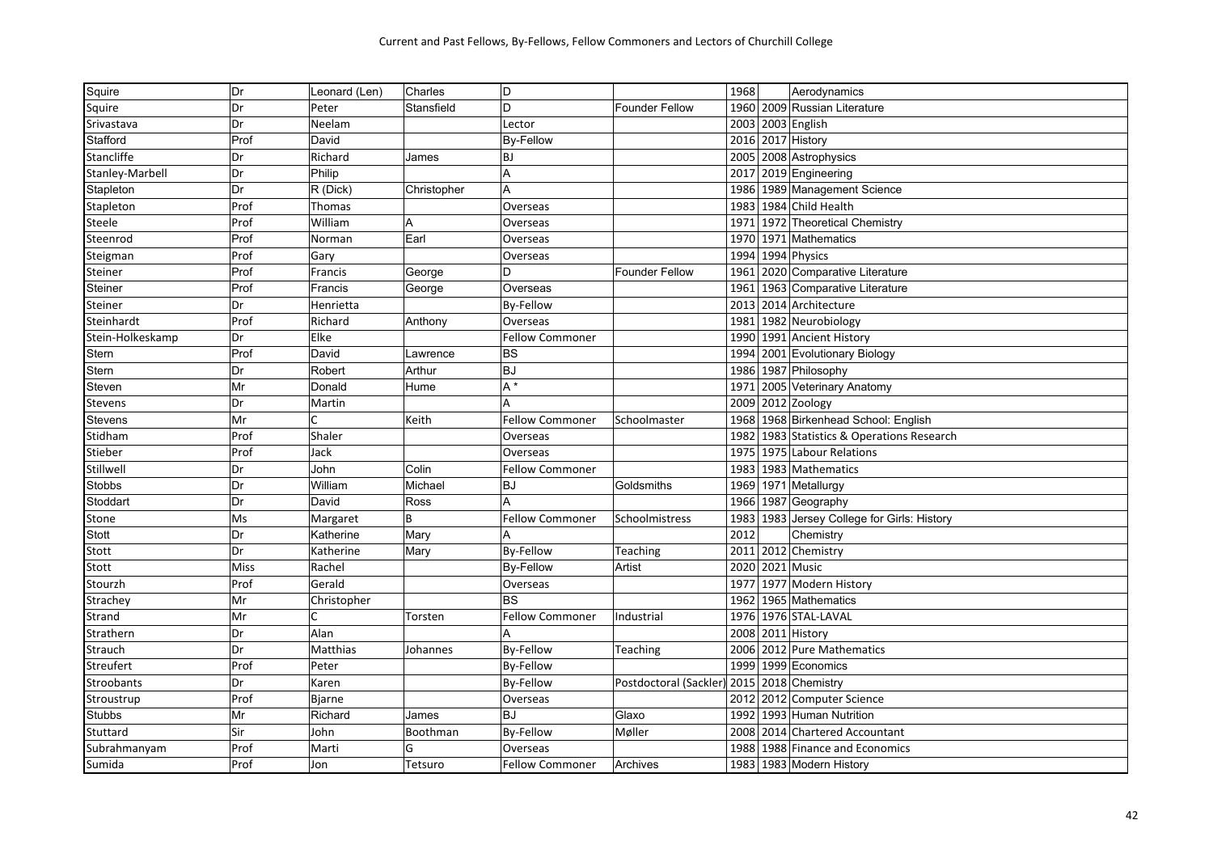# Current and Past Fellows, By-Fellows, Fellow Commoners and Lectors of Churchill College

| | | | | | | | | |
|---|---|---|---|---|---|---|---|---|
| Squire | Dr | Leonard (Len) | Charles | D | | 1968 | | Aerodynamics |
| Squire | Dr | Peter | Stansfield | D | Founder Fellow | 1960 | 2009 | Russian Literature |
| Srivastava | Dr | Neelam | | Lector | | 2003 | 2003 | English |
| Stafford | Prof | David | | By-Fellow | | 2016 | 2017 | History |
| Stancliffe | Dr | Richard | James | BJ | | 2005 | 2008 | Astrophysics |
| Stanley-Marbell | Dr | Philip | | A | | 2017 | 2019 | Engineering |
| Stapleton | Dr | R (Dick) | Christopher | A | | 1986 | 1989 | Management Science |
| Stapleton | Prof | Thomas | | Overseas | | 1983 | 1984 | Child Health |
| Steele | Prof | William | A | Overseas | | 1971 | 1972 | Theoretical Chemistry |
| Steenrod | Prof | Norman | Earl | Overseas | | 1970 | 1971 | Mathematics |
| Steigman | Prof | Gary | | Overseas | | 1994 | 1994 | Physics |
| Steiner | Prof | Francis | George | D | Founder Fellow | 1961 | 2020 | Comparative Literature |
| Steiner | Prof | Francis | George | Overseas | | 1961 | 1963 | Comparative Literature |
| Steiner | Dr | Henrietta | | By-Fellow | | 2013 | 2014 | Architecture |
| Steinhardt | Prof | Richard | Anthony | Overseas | | 1981 | 1982 | Neurobiology |
| Stein-Holkeskamp | Dr | Elke | | Fellow Commoner | | 1990 | 1991 | Ancient History |
| Stern | Prof | David | Lawrence | BS | | 1994 | 2001 | Evolutionary Biology |
| Stern | Dr | Robert | Arthur | BJ | | 1986 | 1987 | Philosophy |
| Steven | Mr | Donald | Hume | A * | | 1971 | 2005 | Veterinary Anatomy |
| Stevens | Dr | Martin | | A | | 2009 | 2012 | Zoology |
| Stevens | Mr | C | Keith | Fellow Commoner | Schoolmaster | 1968 | 1968 | Birkenhead School: English |
| Stidham | Prof | Shaler | | Overseas | | 1982 | 1983 | Statistics & Operations Research |
| Stieber | Prof | Jack | | Overseas | | 1975 | 1975 | Labour Relations |
| Stillwell | Dr | John | Colin | Fellow Commoner | | 1983 | 1983 | Mathematics |
| Stobbs | Dr | William | Michael | BJ | Goldsmiths | 1969 | 1971 | Metallurgy |
| Stoddart | Dr | David | Ross | A | | 1966 | 1987 | Geography |
| Stone | Ms | Margaret | B | Fellow Commoner | Schoolmistress | 1983 | 1983 | Jersey College for Girls: History |
| Stott | Dr | Katherine | Mary | A | | 2012 | | Chemistry |
| Stott | Dr | Katherine | Mary | By-Fellow | Teaching | 2011 | 2012 | Chemistry |
| Stott | Miss | Rachel | | By-Fellow | Artist | 2020 | 2021 | Music |
| Stourzh | Prof | Gerald | | Overseas | | 1977 | 1977 | Modern History |
| Strachey | Mr | Christopher | | BS | | 1962 | 1965 | Mathematics |
| Strand | Mr | C | Torsten | Fellow Commoner | Industrial | 1976 | 1976 | STAL-LAVAL |
| Strathern | Dr | Alan | | A | | 2008 | 2011 | History |
| Strauch | Dr | Matthias | Johannes | By-Fellow | Teaching | 2006 | 2012 | Pure Mathematics |
| Streufert | Prof | Peter | | By-Fellow | | 1999 | 1999 | Economics |
| Stroobants | Dr | Karen | | By-Fellow | Postdoctoral (Sackler) | 2015 | 2018 | Chemistry |
| Stroustrup | Prof | Bjarne | | Overseas | | 2012 | 2012 | Computer Science |
| Stubbs | Mr | Richard | James | BJ | Glaxo | 1992 | 1993 | Human Nutrition |
| Stuttard | Sir | John | Boothman | By-Fellow | Møller | 2008 | 2014 | Chartered Accountant |
| Subrahmanyam | Prof | Marti | G | Overseas | | 1988 | 1988 | Finance and Economics |
| Sumida | Prof | Jon | Tetsuro | Fellow Commoner | Archives | 1983 | 1983 | Modern History |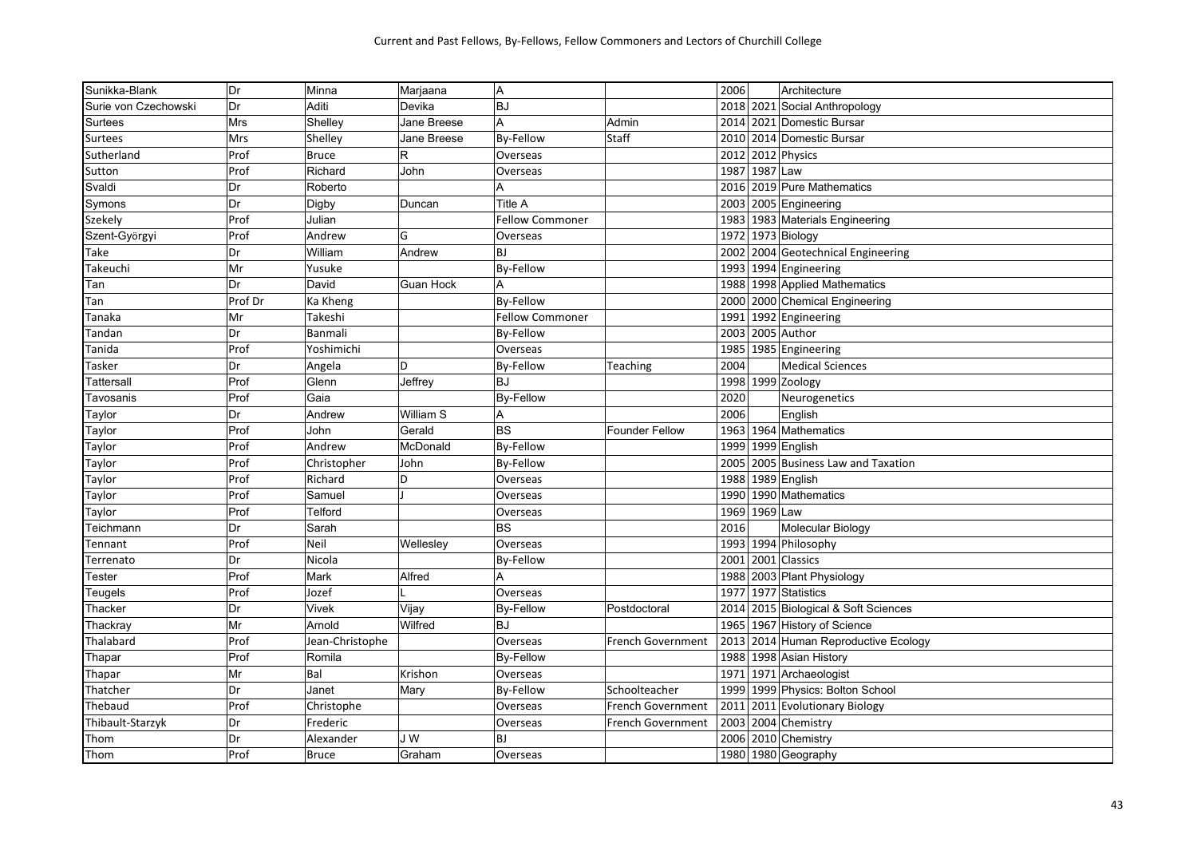| | | | | | | | | |
|---|---|---|---|---|---|---|---|---|
| Sunikka-Blank | Dr | Minna | Marjaana | A | | 2006 | | Architecture |
| Surie von Czechowski | Dr | Aditi | Devika | BJ | | 2018 | 2021 | Social Anthropology |
| Surtees | Mrs | Shelley | Jane Breese | A | Admin | 2014 | 2021 | Domestic Bursar |
| Surtees | Mrs | Shelley | Jane Breese | By-Fellow | Staff | 2010 | 2014 | Domestic Bursar |
| Sutherland | Prof | Bruce | R | Overseas | | 2012 | 2012 | Physics |
| Sutton | Prof | Richard | John | Overseas | | 1987 | 1987 | Law |
| Svaldi | Dr | Roberto | | A | | 2016 | 2019 | Pure Mathematics |
| Symons | Dr | Digby | Duncan | Title A | | 2003 | 2005 | Engineering |
| Szekely | Prof | Julian | | Fellow Commoner | | 1983 | 1983 | Materials Engineering |
| Szent-Györgyi | Prof | Andrew | G | Overseas | | 1972 | 1973 | Biology |
| Take | Dr | William | Andrew | BJ | | 2002 | 2004 | Geotechnical Engineering |
| Takeuchi | Mr | Yusuke | | By-Fellow | | 1993 | 1994 | Engineering |
| Tan | Dr | David | Guan Hock | A | | 1988 | 1998 | Applied Mathematics |
| Tan | Prof Dr | Ka Kheng | | By-Fellow | | 2000 | 2000 | Chemical Engineering |
| Tanaka | Mr | Takeshi | | Fellow Commoner | | 1991 | 1992 | Engineering |
| Tandan | Dr | Banmali | | By-Fellow | | 2003 | 2005 | Author |
| Tanida | Prof | Yoshimichi | | Overseas | | 1985 | 1985 | Engineering |
| Tasker | Dr | Angela | D | By-Fellow | Teaching | 2004 | | Medical Sciences |
| Tattersall | Prof | Glenn | Jeffrey | BJ | | 1998 | 1999 | Zoology |
| Tavosanis | Prof | Gaia | | By-Fellow | | 2020 | | Neurogenetics |
| Taylor | Dr | Andrew | William S | A | | 2006 | | English |
| Taylor | Prof | John | Gerald | BS | Founder Fellow | 1963 | 1964 | Mathematics |
| Taylor | Prof | Andrew | McDonald | By-Fellow | | 1999 | 1999 | English |
| Taylor | Prof | Christopher | John | By-Fellow | | 2005 | 2005 | Business Law and Taxation |
| Taylor | Prof | Richard | D | Overseas | | 1988 | 1989 | English |
| Taylor | Prof | Samuel | J | Overseas | | 1990 | 1990 | Mathematics |
| Taylor | Prof | Telford | | Overseas | | 1969 | 1969 | Law |
| Teichmann | Dr | Sarah | | BS | | 2016 | | Molecular Biology |
| Tennant | Prof | Neil | Wellesley | Overseas | | 1993 | 1994 | Philosophy |
| Terrenato | Dr | Nicola | | By-Fellow | | 2001 | 2001 | Classics |
| Tester | Prof | Mark | Alfred | A | | 1988 | 2003 | Plant Physiology |
| Teugels | Prof | Jozef | L | Overseas | | 1977 | 1977 | Statistics |
| Thacker | Dr | Vivek | Vijay | By-Fellow | Postdoctoral | 2014 | 2015 | Biological & Soft Sciences |
| Thackray | Mr | Arnold | Wilfred | BJ | | 1965 | 1967 | History of Science |
| Thalabard | Prof | Jean-Christophe | | Overseas | French Government | 2013 | 2014 | Human Reproductive Ecology |
| Thapar | Prof | Romila | | By-Fellow | | 1988 | 1998 | Asian History |
| Thapar | Mr | Bal | Krishon | Overseas | | 1971 | 1971 | Archaeologist |
| Thatcher | Dr | Janet | Mary | By-Fellow | Schoolteacher | 1999 | 1999 | Physics: Bolton School |
| Thebaud | Prof | Christophe | | Overseas | French Government | 2011 | 2011 | Evolutionary Biology |
| Thibault-Starzyk | Dr | Frederic | | Overseas | French Government | 2003 | 2004 | Chemistry |
| Thom | Dr | Alexander | J W | BJ | | 2006 | 2010 | Chemistry |
| Thom | Prof | Bruce | Graham | Overseas | | 1980 | 1980 | Geography |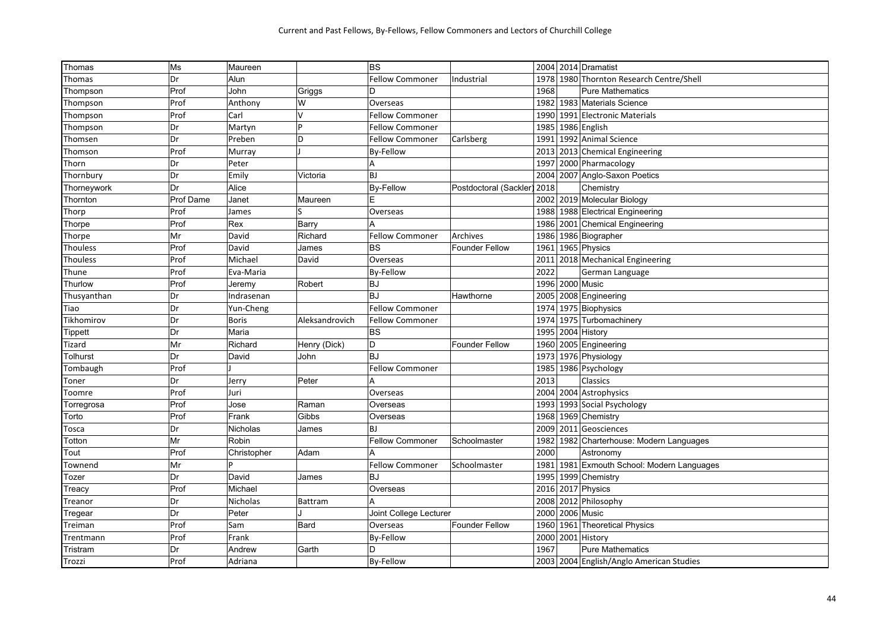| | | | | | | | | |
|---|---|---|---|---|---|---|---|---|
| Thomas | Ms | Maureen | | BS | | 2004 | 2014 | Dramatist |
| Thomas | Dr | Alun | | Fellow Commoner | Industrial | 1978 | 1980 | Thornton Research Centre/Shell |
| Thompson | Prof | John | Griggs | D | | 1968 | | Pure Mathematics |
| Thompson | Prof | Anthony | W | Overseas | | 1982 | 1983 | Materials Science |
| Thompson | Prof | Carl | V | Fellow Commoner | | 1990 | 1991 | Electronic Materials |
| Thompson | Dr | Martyn | P | Fellow Commoner | | 1985 | 1986 | English |
| Thomsen | Dr | Preben | D | Fellow Commoner | Carlsberg | 1991 | 1992 | Animal Science |
| Thomson | Prof | Murray | J | By-Fellow | | 2013 | 2013 | Chemical Engineering |
| Thorn | Dr | Peter | | A | | 1997 | 2000 | Pharmacology |
| Thornbury | Dr | Emily | Victoria | BJ | | 2004 | 2007 | Anglo-Saxon Poetics |
| Thorneywork | Dr | Alice | | By-Fellow | Postdoctoral (Sackler) | 2018 | | Chemistry |
| Thornton | Prof Dame | Janet | Maureen | E | | 2002 | 2019 | Molecular Biology |
| Thorp | Prof | James | S | Overseas | | 1988 | 1988 | Electrical Engineering |
| Thorpe | Prof | Rex | Barry | A | | 1986 | 2001 | Chemical Engineering |
| Thorpe | Mr | David | Richard | Fellow Commoner | Archives | 1986 | 1986 | Biographer |
| Thouless | Prof | David | James | BS | Founder Fellow | 1961 | 1965 | Physics |
| Thouless | Prof | Michael | David | Overseas | | 2011 | 2018 | Mechanical Engineering |
| Thune | Prof | Eva-Maria | | By-Fellow | | 2022 | | German Language |
| Thurlow | Prof | Jeremy | Robert | BJ | | 1996 | 2000 | Music |
| Thusyanthan | Dr | Indrasenan | | BJ | Hawthorne | 2005 | 2008 | Engineering |
| Tiao | Dr | Yun-Cheng | | Fellow Commoner | | 1974 | 1975 | Biophysics |
| Tikhomirov | Dr | Boris | Aleksandrovich | Fellow Commoner | | 1974 | 1975 | Turbomachinery |
| Tippett | Dr | Maria | | BS | | 1995 | 2004 | History |
| Tizard | Mr | Richard | Henry (Dick) | D | Founder Fellow | 1960 | 2005 | Engineering |
| Tolhurst | Dr | David | John | BJ | | 1973 | 1976 | Physiology |
| Tombaugh | Prof | J | | Fellow Commoner | | 1985 | 1986 | Psychology |
| Toner | Dr | Jerry | Peter | A | | 2013 | | Classics |
| Toomre | Prof | Juri | | Overseas | | 2004 | 2004 | Astrophysics |
| Torregrosa | Prof | Jose | Raman | Overseas | | 1993 | 1993 | Social Psychology |
| Torto | Prof | Frank | Gibbs | Overseas | | 1968 | 1969 | Chemistry |
| Tosca | Dr | Nicholas | James | BJ | | 2009 | 2011 | Geosciences |
| Totton | Mr | Robin | | Fellow Commoner | Schoolmaster | 1982 | 1982 | Charterhouse: Modern Languages |
| Tout | Prof | Christopher | Adam | A | | 2000 | | Astronomy |
| Townend | Mr | P | | Fellow Commoner | Schoolmaster | 1981 | 1981 | Exmouth School: Modern Languages |
| Tozer | Dr | David | James | BJ | | 1995 | 1999 | Chemistry |
| Treacy | Prof | Michael | | Overseas | | 2016 | 2017 | Physics |
| Treanor | Dr | Nicholas | Battram | A | | 2008 | 2012 | Philosophy |
| Tregear | Dr | Peter | J | Joint College Lecturer | | 2000 | 2006 | Music |
| Treiman | Prof | Sam | Bard | Overseas | Founder Fellow | 1960 | 1961 | Theoretical Physics |
| Trentmann | Prof | Frank | | By-Fellow | | 2000 | 2001 | History |
| Tristram | Dr | Andrew | Garth | D | | 1967 | | Pure Mathematics |
| Trozzi | Prof | Adriana | | By-Fellow | | 2003 | 2004 | English/Anglo American Studies |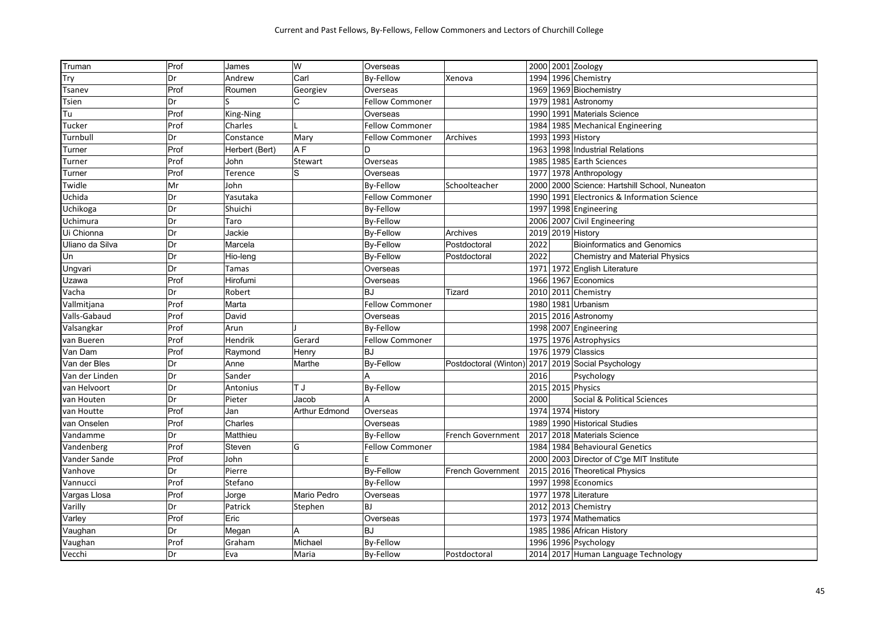# Current and Past Fellows, By-Fellows, Fellow Commoners and Lectors of Churchill College

| | | | | | | | | |
|---|---|---|---|---|---|---|---|---|
| Truman | Prof | James | W | Overseas | | 2000 | 2001 | Zoology |
| Try | Dr | Andrew | Carl | By-Fellow | Xenova | 1994 | 1996 | Chemistry |
| Tsanev | Prof | Roumen | Georgiev | Overseas | | 1969 | 1969 | Biochemistry |
| Tsien | Dr | S | C | Fellow Commoner | | 1979 | 1981 | Astronomy |
| Tu | Prof | King-Ning | | Overseas | | 1990 | 1991 | Materials Science |
| Tucker | Prof | Charles | L | Fellow Commoner | | 1984 | 1985 | Mechanical Engineering |
| Turnbull | Dr | Constance | Mary | Fellow Commoner | Archives | 1993 | 1993 | History |
| Turner | Prof | Herbert (Bert) | A F | D | | 1963 | 1998 | Industrial Relations |
| Turner | Prof | John | Stewart | Overseas | | 1985 | 1985 | Earth Sciences |
| Turner | Prof | Terence | S | Overseas | | 1977 | 1978 | Anthropology |
| Twidle | Mr | John | | By-Fellow | Schoolteacher | 2000 | 2000 | Science: Hartshill School, Nuneaton |
| Uchida | Dr | Yasutaka | | Fellow Commoner | | 1990 | 1991 | Electronics & Information Science |
| Uchikoga | Dr | Shuichi | | By-Fellow | | 1997 | 1998 | Engineering |
| Uchimura | Dr | Taro | | By-Fellow | | 2006 | 2007 | Civil Engineering |
| Ui Chionna | Dr | Jackie | | By-Fellow | Archives | 2019 | 2019 | History |
| Uliano da Silva | Dr | Marcela | | By-Fellow | Postdoctoral | 2022 | | Bioinformatics and Genomics |
| Un | Dr | Hio-leng | | By-Fellow | Postdoctoral | 2022 | | Chemistry and Material Physics |
| Ungvari | Dr | Tamas | | Overseas | | 1971 | 1972 | English Literature |
| Uzawa | Prof | Hirofumi | | Overseas | | 1966 | 1967 | Economics |
| Vacha | Dr | Robert | | BJ | Tizard | 2010 | 2011 | Chemistry |
| Vallmitjana | Prof | Marta | | Fellow Commoner | | 1980 | 1981 | Urbanism |
| Valls-Gabaud | Prof | David | | Overseas | | 2015 | 2016 | Astronomy |
| Valsangkar | Prof | Arun | J | By-Fellow | | 1998 | 2007 | Engineering |
| van Bueren | Prof | Hendrik | Gerard | Fellow Commoner | | 1975 | 1976 | Astrophysics |
| Van Dam | Prof | Raymond | Henry | BJ | | 1976 | 1979 | Classics |
| Van der Bles | Dr | Anne | Marthe | By-Fellow | Postdoctoral (Winton) | 2017 | 2019 | Social Psychology |
| Van der Linden | Dr | Sander | | A | | 2016 | | Psychology |
| van Helvoort | Dr | Antonius | T J | By-Fellow | | 2015 | 2015 | Physics |
| van Houten | Dr | Pieter | Jacob | A | | 2000 | | Social & Political Sciences |
| van Houtte | Prof | Jan | Arthur Edmond | Overseas | | 1974 | 1974 | History |
| van Onselen | Prof | Charles | | Overseas | | 1989 | 1990 | Historical Studies |
| Vandamme | Dr | Matthieu | | By-Fellow | French Government | 2017 | 2018 | Materials Science |
| Vandenberg | Prof | Steven | G | Fellow Commoner | | 1984 | 1984 | Behavioural Genetics |
| Vander Sande | Prof | John | | E | | 2000 | 2003 | Director of C'ge MIT Institute |
| Vanhove | Dr | Pierre | | By-Fellow | French Government | 2015 | 2016 | Theoretical Physics |
| Vannucci | Prof | Stefano | | By-Fellow | | 1997 | 1998 | Economics |
| Vargas Llosa | Prof | Jorge | Mario Pedro | Overseas | | 1977 | 1978 | Literature |
| Varilly | Dr | Patrick | Stephen | BJ | | 2012 | 2013 | Chemistry |
| Varley | Prof | Eric | | Overseas | | 1973 | 1974 | Mathematics |
| Vaughan | Dr | Megan | A | BJ | | 1985 | 1986 | African History |
| Vaughan | Prof | Graham | Michael | By-Fellow | | 1996 | 1996 | Psychology |
| Vecchi | Dr | Eva | Maria | By-Fellow | Postdoctoral | 2014 | 2017 | Human Language Technology |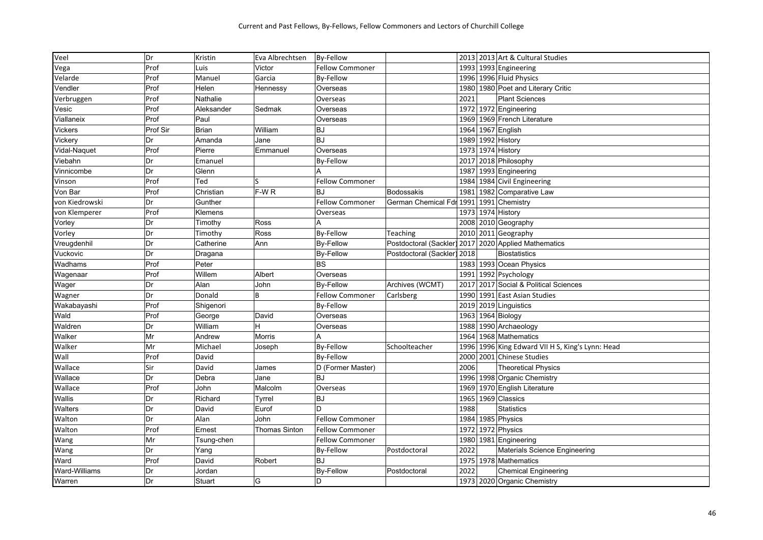| | | | | | | | | |
|---|---|---|---|---|---|---|---|---|
| Veel | Dr | Kristin | Eva Albrechtsen | By-Fellow | | 2013 | 2013 | Art & Cultural Studies |
| Vega | Prof | Luis | Victor | Fellow Commoner | | 1993 | 1993 | Engineering |
| Velarde | Prof | Manuel | Garcia | By-Fellow | | 1996 | 1996 | Fluid Physics |
| Vendler | Prof | Helen | Hennessy | Overseas | | 1980 | 1980 | Poet and Literary Critic |
| Verbruggen | Prof | Nathalie | | Overseas | | 2021 | | Plant Sciences |
| Vesic | Prof | Aleksander | Sedmak | Overseas | | 1972 | 1972 | Engineering |
| Viallaneix | Prof | Paul | | Overseas | | 1969 | 1969 | French Literature |
| Vickers | Prof Sir | Brian | William | BJ | | 1964 | 1967 | English |
| Vickery | Dr | Amanda | Jane | BJ | | 1989 | 1992 | History |
| Vidal-Naquet | Prof | Pierre | Emmanuel | Overseas | | 1973 | 1974 | History |
| Viebahn | Dr | Emanuel | | By-Fellow | | 2017 | 2018 | Philosophy |
| Vinnicombe | Dr | Glenn | | A | | 1987 | 1993 | Engineering |
| Vinson | Prof | Ted | S | Fellow Commoner | | 1984 | 1984 | Civil Engineering |
| Von Bar | Prof | Christian | F-W R | BJ | Bodossakis | 1981 | 1982 | Comparative Law |
| von Kiedrowski | Dr | Gunther | | Fellow Commoner | German Chemical Fdr | 1991 | 1991 | Chemistry |
| von Klemperer | Prof | Klemens | | Overseas | | 1973 | 1974 | History |
| Vorley | Dr | Timothy | Ross | A | | 2008 | 2010 | Geography |
| Vorley | Dr | Timothy | Ross | By-Fellow | Teaching | 2010 | 2011 | Geography |
| Vreugdenhil | Dr | Catherine | Ann | By-Fellow | Postdoctoral (Sackler) | 2017 | 2020 | Applied Mathematics |
| Vuckovic | Dr | Dragana | | By-Fellow | Postdoctoral (Sackler) | 2018 | | Biostatistics |
| Wadhams | Prof | Peter | | BS | | 1983 | 1993 | Ocean Physics |
| Wagenaar | Prof | Willem | Albert | Overseas | | 1991 | 1992 | Psychology |
| Wager | Dr | Alan | John | By-Fellow | Archives (WCMT) | 2017 | 2017 | Social & Political Sciences |
| Wagner | Dr | Donald | B | Fellow Commoner | Carlsberg | 1990 | 1991 | East Asian Studies |
| Wakabayashi | Prof | Shigenori | | By-Fellow | | 2019 | 2019 | Linguistics |
| Wald | Prof | George | David | Overseas | | 1963 | 1964 | Biology |
| Waldren | Dr | William | H | Overseas | | 1988 | 1990 | Archaeology |
| Walker | Mr | Andrew | Morris | A | | 1964 | 1968 | Mathematics |
| Walker | Mr | Michael | Joseph | By-Fellow | Schoolteacher | 1996 | 1996 | King Edward VII H S, King's Lynn: Head |
| Wall | Prof | David | | By-Fellow | | 2000 | 2001 | Chinese Studies |
| Wallace | Sir | David | James | D (Former Master) | | 2006 | | Theoretical Physics |
| Wallace | Dr | Debra | Jane | BJ | | 1996 | 1998 | Organic Chemistry |
| Wallace | Prof | John | Malcolm | Overseas | | 1969 | 1970 | English Literature |
| Wallis | Dr | Richard | Tyrrel | BJ | | 1965 | 1969 | Classics |
| Walters | Dr | David | Eurof | D | | 1988 | | Statistics |
| Walton | Dr | Alan | John | Fellow Commoner | | 1984 | 1985 | Physics |
| Walton | Prof | Ernest | Thomas Sinton | Fellow Commoner | | 1972 | 1972 | Physics |
| Wang | Mr | Tsung-chen | | Fellow Commoner | | 1980 | 1981 | Engineering |
| Wang | Dr | Yang | | By-Fellow | Postdoctoral | 2022 | | Materials Science Engineering |
| Ward | Prof | David | Robert | BJ | | 1975 | 1978 | Mathematics |
| Ward-Williams | Dr | Jordan | | By-Fellow | Postdoctoral | 2022 | | Chemical Engineering |
| Warren | Dr | Stuart | G | D | | 1973 | 2020 | Organic Chemistry |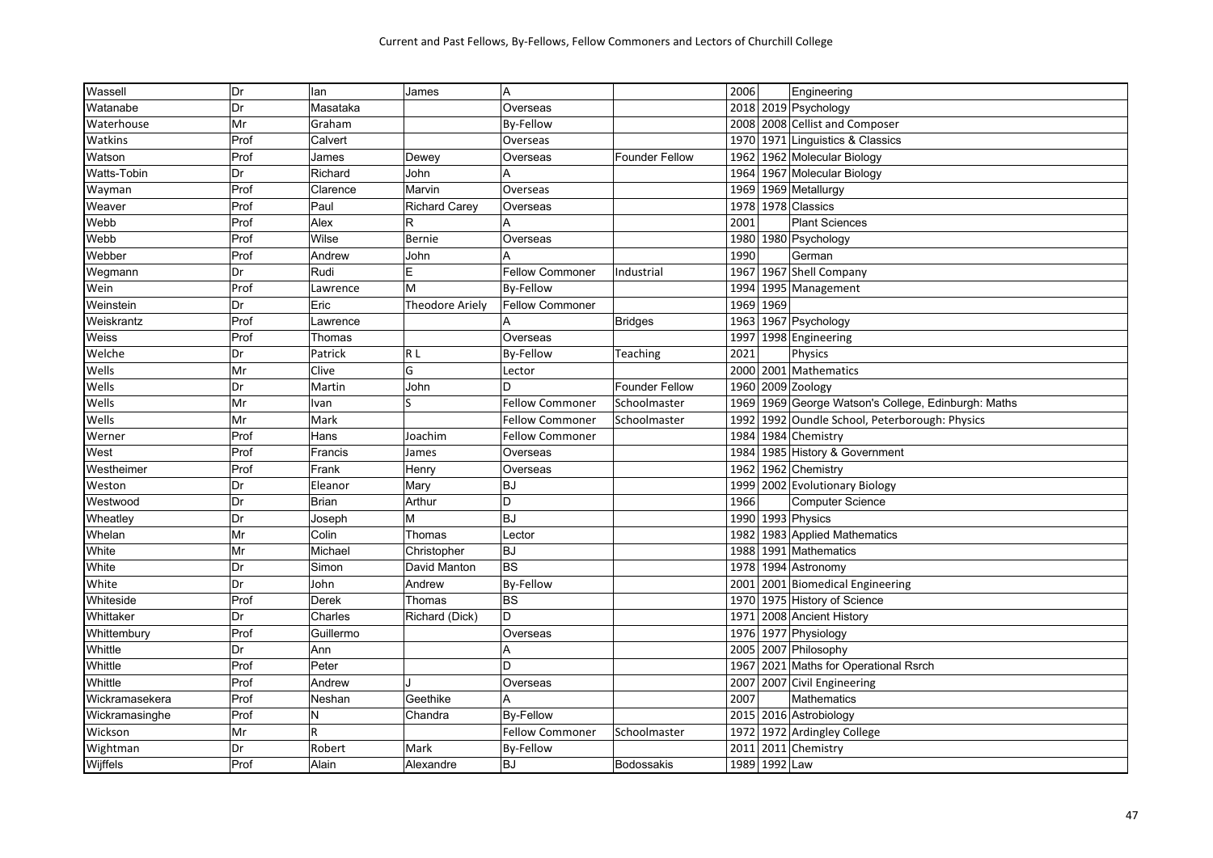# Current and Past Fellows, By-Fellows, Fellow Commoners and Lectors of Churchill College

| | | | | | | | | |
|---|---|---|---|---|---|---|---|---|
| Wassell | Dr | Ian | James | A | | 2006 | | Engineering |
| Watanabe | Dr | Masataka | | Overseas | | 2018 | 2019 | Psychology |
| Waterhouse | Mr | Graham | | By-Fellow | | 2008 | 2008 | Cellist and Composer |
| Watkins | Prof | Calvert | | Overseas | | 1970 | 1971 | Linguistics & Classics |
| Watson | Prof | James | Dewey | Overseas | Founder Fellow | 1962 | 1962 | Molecular Biology |
| Watts-Tobin | Dr | Richard | John | A | | 1964 | 1967 | Molecular Biology |
| Wayman | Prof | Clarence | Marvin | Overseas | | 1969 | 1969 | Metallurgy |
| Weaver | Prof | Paul | Richard Carey | Overseas | | 1978 | 1978 | Classics |
| Webb | Prof | Alex | R | A | | 2001 | | Plant Sciences |
| Webb | Prof | Wilse | Bernie | Overseas | | 1980 | 1980 | Psychology |
| Webber | Prof | Andrew | John | A | | 1990 | | German |
| Wegmann | Dr | Rudi | E | Fellow Commoner | Industrial | 1967 | 1967 | Shell Company |
| Wein | Prof | Lawrence | M | By-Fellow | | 1994 | 1995 | Management |
| Weinstein | Dr | Eric | Theodore Ariely | Fellow Commoner | | 1969 | 1969 | |
| Weiskrantz | Prof | Lawrence | | A | Bridges | 1963 | 1967 | Psychology |
| Weiss | Prof | Thomas | | Overseas | | 1997 | 1998 | Engineering |
| Welche | Dr | Patrick | R L | By-Fellow | Teaching | 2021 | | Physics |
| Wells | Mr | Clive | G | Lector | | 2000 | 2001 | Mathematics |
| Wells | Dr | Martin | John | D | Founder Fellow | 1960 | 2009 | Zoology |
| Wells | Mr | Ivan | S | Fellow Commoner | Schoolmaster | 1969 | 1969 | George Watson's College, Edinburgh: Maths |
| Wells | Mr | Mark | | Fellow Commoner | Schoolmaster | 1992 | 1992 | Oundle School, Peterborough: Physics |
| Werner | Prof | Hans | Joachim | Fellow Commoner | | 1984 | 1984 | Chemistry |
| West | Prof | Francis | James | Overseas | | 1984 | 1985 | History & Government |
| Westheimer | Prof | Frank | Henry | Overseas | | 1962 | 1962 | Chemistry |
| Weston | Dr | Eleanor | Mary | BJ | | 1999 | 2002 | Evolutionary Biology |
| Westwood | Dr | Brian | Arthur | D | | 1966 | | Computer Science |
| Wheatley | Dr | Joseph | M | BJ | | 1990 | 1993 | Physics |
| Whelan | Mr | Colin | Thomas | Lector | | 1982 | 1983 | Applied Mathematics |
| White | Mr | Michael | Christopher | BJ | | 1988 | 1991 | Mathematics |
| White | Dr | Simon | David Manton | BS | | 1978 | 1994 | Astronomy |
| White | Dr | John | Andrew | By-Fellow | | 2001 | 2001 | Biomedical Engineering |
| Whiteside | Prof | Derek | Thomas | BS | | 1970 | 1975 | History of Science |
| Whittaker | Dr | Charles | Richard (Dick) | D | | 1971 | 2008 | Ancient History |
| Whittembury | Prof | Guillermo | | Overseas | | 1976 | 1977 | Physiology |
| Whittle | Dr | Ann | | A | | 2005 | 2007 | Philosophy |
| Whittle | Prof | Peter | | D | | 1967 | 2021 | Maths for Operational Rsrch |
| Whittle | Prof | Andrew | J | Overseas | | 2007 | 2007 | Civil Engineering |
| Wickramasekera | Prof | Neshan | Geethike | A | | 2007 | | Mathematics |
| Wickramasinghe | Prof | N | Chandra | By-Fellow | | 2015 | 2016 | Astrobiology |
| Wickson | Mr | R | | Fellow Commoner | Schoolmaster | 1972 | 1972 | Ardingley College |
| Wightman | Dr | Robert | Mark | By-Fellow | | 2011 | 2011 | Chemistry |
| Wijffels | Prof | Alain | Alexandre | BJ | Bodossakis | 1989 | 1992 | Law |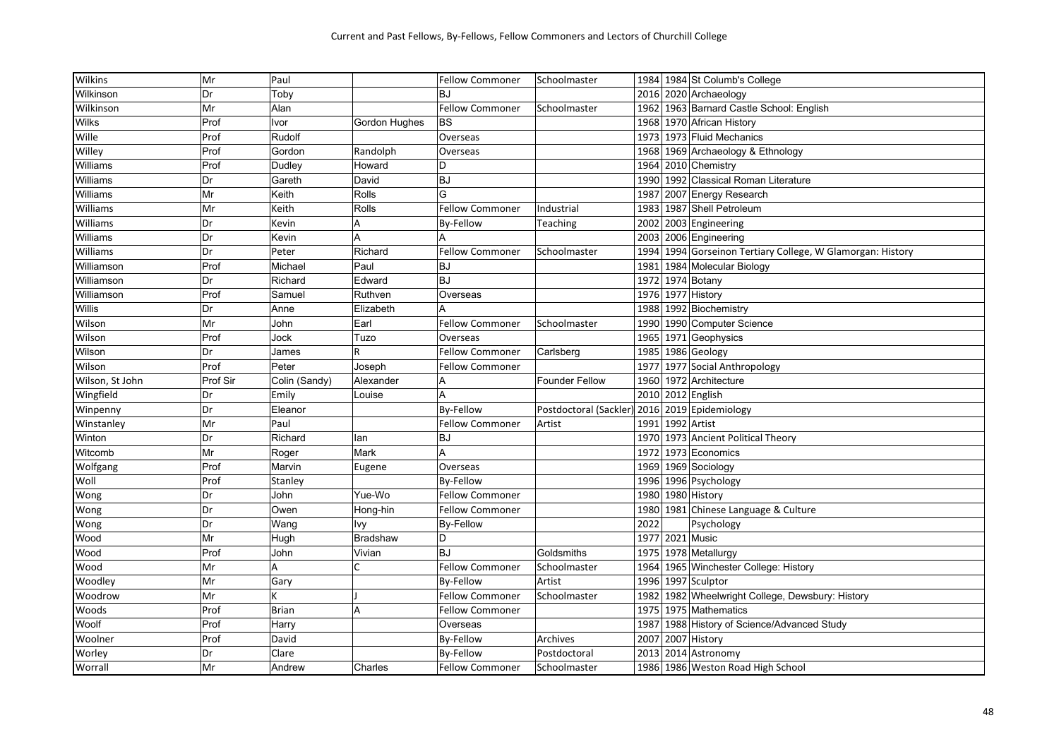| | | | | | | | | |
|---|---|---|---|---|---|---|---|---|
| Wilkins | Mr | Paul | | Fellow Commoner | Schoolmaster | 1984 | 1984 | St Columb's College |
| Wilkinson | Dr | Toby | | BJ | | 2016 | 2020 | Archaeology |
| Wilkinson | Mr | Alan | | Fellow Commoner | Schoolmaster | 1962 | 1963 | Barnard Castle School: English |
| Wilks | Prof | Ivor | Gordon Hughes | BS | | 1968 | 1970 | African History |
| Wille | Prof | Rudolf | | Overseas | | 1973 | 1973 | Fluid Mechanics |
| Willey | Prof | Gordon | Randolph | Overseas | | 1968 | 1969 | Archaeology & Ethnology |
| Williams | Prof | Dudley | Howard | D | | 1964 | 2010 | Chemistry |
| Williams | Dr | Gareth | David | BJ | | 1990 | 1992 | Classical Roman Literature |
| Williams | Mr | Keith | Rolls | G | | 1987 | 2007 | Energy Research |
| Williams | Mr | Keith | Rolls | Fellow Commoner | Industrial | 1983 | 1987 | Shell Petroleum |
| Williams | Dr | Kevin | A | By-Fellow | Teaching | 2002 | 2003 | Engineering |
| Williams | Dr | Kevin | A | A | | 2003 | 2006 | Engineering |
| Williams | Dr | Peter | Richard | Fellow Commoner | Schoolmaster | 1994 | 1994 | Gorseinon Tertiary College, W Glamorgan: History |
| Williamson | Prof | Michael | Paul | BJ | | 1981 | 1984 | Molecular Biology |
| Williamson | Dr | Richard | Edward | BJ | | 1972 | 1974 | Botany |
| Williamson | Prof | Samuel | Ruthven | Overseas | | 1976 | 1977 | History |
| Willis | Dr | Anne | Elizabeth | A | | 1988 | 1992 | Biochemistry |
| Wilson | Mr | John | Earl | Fellow Commoner | Schoolmaster | 1990 | 1990 | Computer Science |
| Wilson | Prof | Jock | Tuzo | Overseas | | 1965 | 1971 | Geophysics |
| Wilson | Dr | James | R | Fellow Commoner | Carlsberg | 1985 | 1986 | Geology |
| Wilson | Prof | Peter | Joseph | Fellow Commoner | | 1977 | 1977 | Social Anthropology |
| Wilson, St John | Prof Sir | Colin (Sandy) | Alexander | A | Founder Fellow | 1960 | 1972 | Architecture |
| Wingfield | Dr | Emily | Louise | A | | 2010 | 2012 | English |
| Winpenny | Dr | Eleanor | | By-Fellow | Postdoctoral (Sackler) | 2016 | 2019 | Epidemiology |
| Winstanley | Mr | Paul | | Fellow Commoner | Artist | 1991 | 1992 | Artist |
| Winton | Dr | Richard | Ian | BJ | | 1970 | 1973 | Ancient Political Theory |
| Witcomb | Mr | Roger | Mark | A | | 1972 | 1973 | Economics |
| Wolfgang | Prof | Marvin | Eugene | Overseas | | 1969 | 1969 | Sociology |
| Woll | Prof | Stanley | | By-Fellow | | 1996 | 1996 | Psychology |
| Wong | Dr | John | Yue-Wo | Fellow Commoner | | 1980 | 1980 | History |
| Wong | Dr | Owen | Hong-hin | Fellow Commoner | | 1980 | 1981 | Chinese Language & Culture |
| Wong | Dr | Wang | Ivy | By-Fellow | | 2022 | | Psychology |
| Wood | Mr | Hugh | Bradshaw | D | | 1977 | 2021 | Music |
| Wood | Prof | John | Vivian | BJ | Goldsmiths | 1975 | 1978 | Metallurgy |
| Wood | Mr | A | C | Fellow Commoner | Schoolmaster | 1964 | 1965 | Winchester College: History |
| Woodley | Mr | Gary | | By-Fellow | Artist | 1996 | 1997 | Sculptor |
| Woodrow | Mr | K | J | Fellow Commoner | Schoolmaster | 1982 | 1982 | Wheelwright College, Dewsbury: History |
| Woods | Prof | Brian | A | Fellow Commoner | | 1975 | 1975 | Mathematics |
| Woolf | Prof | Harry | | Overseas | | 1987 | 1988 | History of Science/Advanced Study |
| Woolner | Prof | David | | By-Fellow | Archives | 2007 | 2007 | History |
| Worley | Dr | Clare | | By-Fellow | Postdoctoral | 2013 | 2014 | Astronomy |
| Worrall | Mr | Andrew | Charles | Fellow Commoner | Schoolmaster | 1986 | 1986 | Weston Road High School |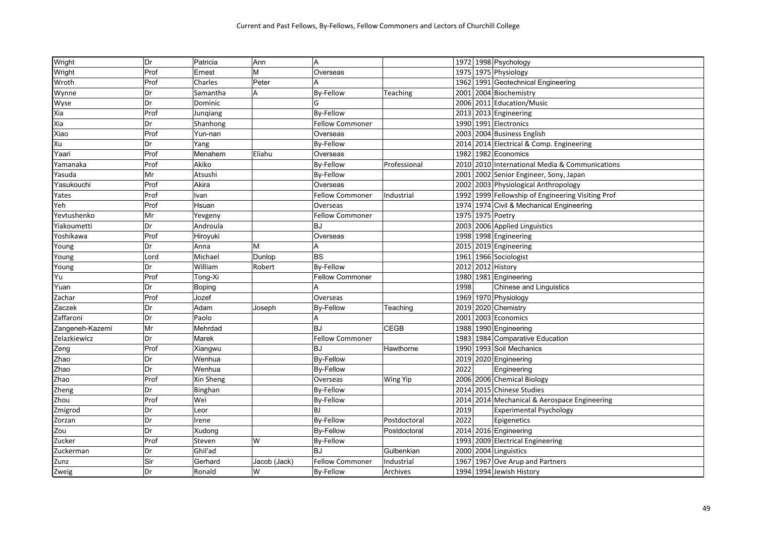| | | | | | | | | |
|---|---|---|---|---|---|---|---|---|
| Wright | Dr | Patricia | Ann | A | | 1972 | 1998 | Psychology |
| Wright | Prof | Ernest | M | Overseas | | 1975 | 1975 | Physiology |
| Wroth | Prof | Charles | Peter | A | | 1962 | 1991 | Geotechnical Engineering |
| Wynne | Dr | Samantha | A | By-Fellow | Teaching | 2001 | 2004 | Biochemistry |
| Wyse | Dr | Dominic | | G | | 2006 | 2011 | Education/Music |
| Xia | Prof | Junqiang | | By-Fellow | | 2013 | 2013 | Engineering |
| Xia | Dr | Shanhong | | Fellow Commoner | | 1990 | 1991 | Electronics |
| Xiao | Prof | Yun-nan | | Overseas | | 2003 | 2004 | Business English |
| Xu | Dr | Yang | | By-Fellow | | 2014 | 2014 | Electrical & Comp. Engineering |
| Yaari | Prof | Menahem | Eliahu | Overseas | | 1982 | 1982 | Economics |
| Yamanaka | Prof | Akiko | | By-Fellow | Professional | 2010 | 2010 | International Media & Communications |
| Yasuda | Mr | Atsushi | | By-Fellow | | 2001 | 2002 | Senior Engineer, Sony, Japan |
| Yasukouchi | Prof | Akira | | Overseas | | 2002 | 2003 | Physiological Anthropology |
| Yates | Prof | Ivan | | Fellow Commoner | Industrial | 1992 | 1999 | Fellowship of Engineering Visiting Prof |
| Yeh | Prof | Hsuan | | Overseas | | 1974 | 1974 | Civil & Mechanical Engineering |
| Yevtushenko | Mr | Yevgeny | | Fellow Commoner | | 1975 | 1975 | Poetry |
| Yiakoumetti | Dr | Androula | | BJ | | 2003 | 2006 | Applied Linguistics |
| Yoshikawa | Prof | Hiroyuki | | Overseas | | 1998 | 1998 | Engineering |
| Young | Dr | Anna | M | A | | 2015 | 2019 | Engineering |
| Young | Lord | Michael | Dunlop | BS | | 1961 | 1966 | Sociologist |
| Young | Dr | William | Robert | By-Fellow | | 2012 | 2012 | History |
| Yu | Prof | Tong-Xi | | Fellow Commoner | | 1980 | 1981 | Engineering |
| Yuan | Dr | Boping | | A | | 1998 | | Chinese and Linguistics |
| Zachar | Prof | Jozef | | Overseas | | 1969 | 1970 | Physiology |
| Zaczek | Dr | Adam | Joseph | By-Fellow | Teaching | 2019 | 2020 | Chemistry |
| Zaffaroni | Dr | Paolo | | A | | 2001 | 2003 | Economics |
| Zangeneh-Kazemi | Mr | Mehrdad | | BJ | CEGB | 1988 | 1990 | Engineering |
| Zelazkiewicz | Dr | Marek | | Fellow Commoner | | 1983 | 1984 | Comparative Education |
| Zeng | Prof | Xiangwu | | BJ | Hawthorne | 1990 | 1993 | Soil Mechanics |
| Zhao | Dr | Wenhua | | By-Fellow | | 2019 | 2020 | Engineering |
| Zhao | Dr | Wenhua | | By-Fellow | | 2022 | | Engineering |
| Zhao | Prof | Xin Sheng | | Overseas | Wing Yip | 2006 | 2006 | Chemical Biology |
| Zheng | Dr | Binghan | | By-Fellow | | 2014 | 2015 | Chinese Studies |
| Zhou | Prof | Wei | | By-Fellow | | 2014 | 2014 | Mechanical & Aerospace Engineering |
| Zmigrod | Dr | Leor | | BJ | | 2019 | | Experimental Psychology |
| Zorzan | Dr | Irene | | By-Fellow | Postdoctoral | 2022 | | Epigenetics |
| Zou | Dr | Xudong | | By-Fellow | Postdoctoral | 2014 | 2016 | Engineering |
| Zucker | Prof | Steven | W | By-Fellow | | 1993 | 2009 | Electrical Engineering |
| Zuckerman | Dr | Ghil'ad | | BJ | Gulbenkian | 2000 | 2004 | Linguistics |
| Zunz | Sir | Gerhard | Jacob (Jack) | Fellow Commoner | Industrial | 1967 | 1967 | Ove Arup and Partners |
| Zweig | Dr | Ronald | W | By-Fellow | Archives | 1994 | 1994 | Jewish History |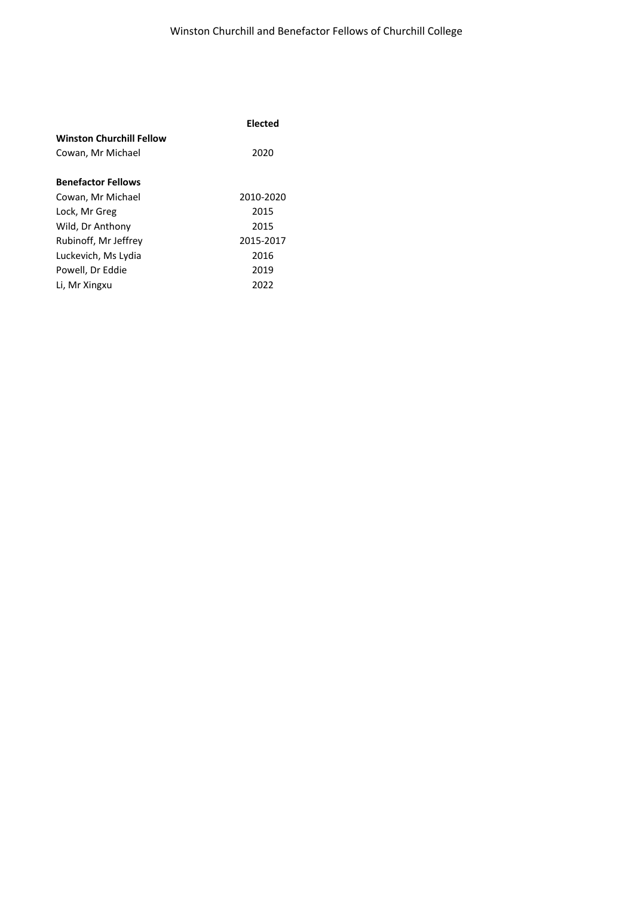# Winston Churchill and Benefactor Fellows of Churchill College

| | Elected |
|---|---|
| **Winston Churchill Fellow** | |
| Cowan, Mr Michael | 2020 |
| | |
| **Benefactor Fellows** | |
| Cowan, Mr Michael | 2010-2020 |
| Lock, Mr Greg | 2015 |
| Wild, Dr Anthony | 2015 |
| Rubinoff, Mr Jeffrey | 2015-2017 |
| Luckevich, Ms Lydia | 2016 |
| Powell, Dr Eddie | 2019 |
| Li, Mr Xingxu | 2022 |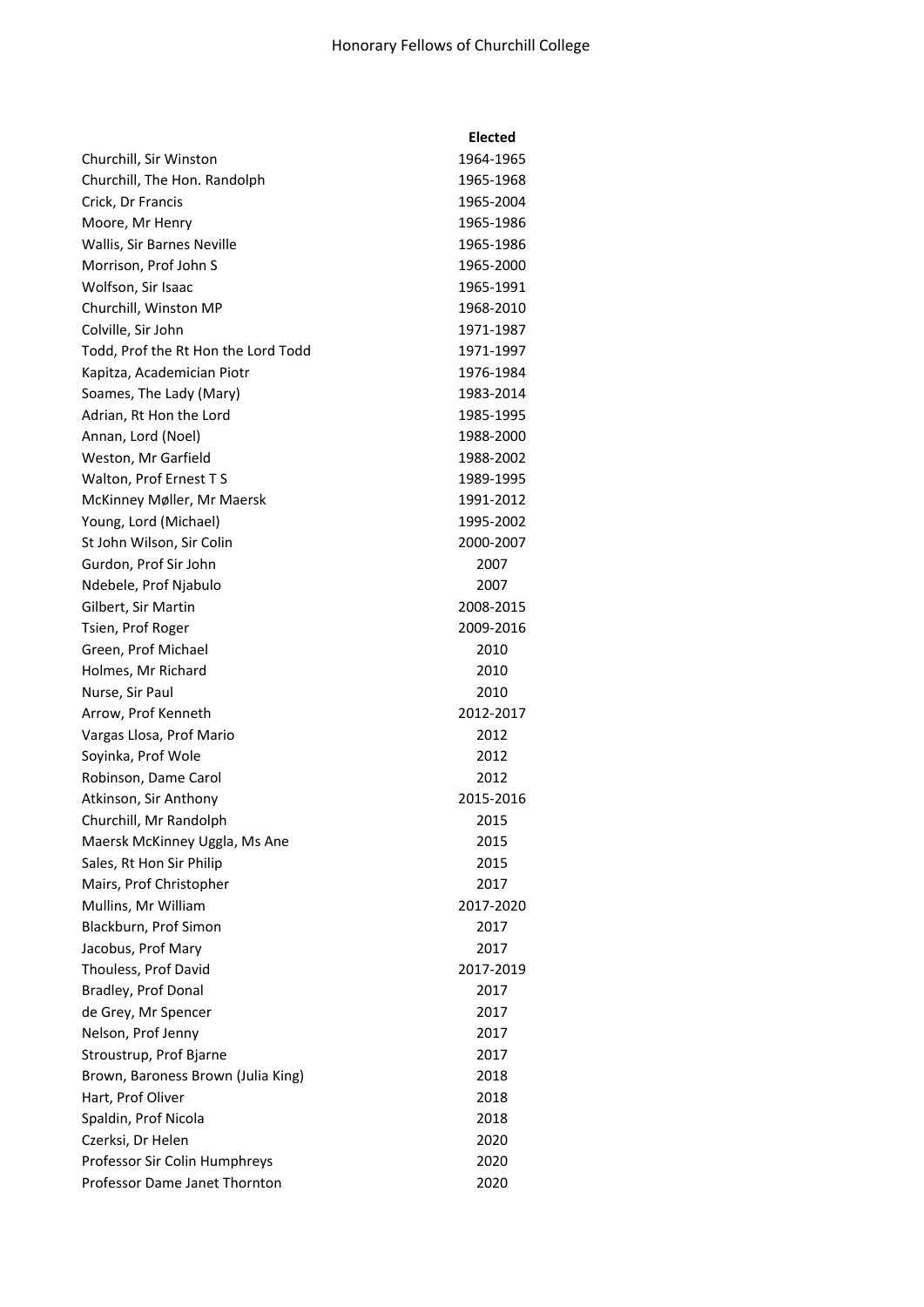# Honorary Fellows of Churchill College

| | Elected |
|---|---|
| Churchill, Sir Winston | 1964-1965 |
| Churchill, The Hon. Randolph | 1965-1968 |
| Crick, Dr Francis | 1965-2004 |
| Moore, Mr Henry | 1965-1986 |
| Wallis, Sir Barnes Neville | 1965-1986 |
| Morrison, Prof John S | 1965-2000 |
| Wolfson, Sir Isaac | 1965-1991 |
| Churchill, Winston MP | 1968-2010 |
| Colville, Sir John | 1971-1987 |
| Todd, Prof the Rt Hon the Lord Todd | 1971-1997 |
| Kapitza, Academician Piotr | 1976-1984 |
| Soames, The Lady (Mary) | 1983-2014 |
| Adrian, Rt Hon the Lord | 1985-1995 |
| Annan, Lord (Noel) | 1988-2000 |
| Weston, Mr Garfield | 1988-2002 |
| Walton, Prof Ernest T S | 1989-1995 |
| McKinney Møller, Mr Maersk | 1991-2012 |
| Young, Lord (Michael) | 1995-2002 |
| St John Wilson, Sir Colin | 2000-2007 |
| Gurdon, Prof Sir John | 2007 |
| Ndebele, Prof Njabulo | 2007 |
| Gilbert, Sir Martin | 2008-2015 |
| Tsien, Prof Roger | 2009-2016 |
| Green, Prof Michael | 2010 |
| Holmes, Mr Richard | 2010 |
| Nurse, Sir Paul | 2010 |
| Arrow, Prof Kenneth | 2012-2017 |
| Vargas Llosa, Prof Mario | 2012 |
| Soyinka, Prof Wole | 2012 |
| Robinson, Dame Carol | 2012 |
| Atkinson, Sir Anthony | 2015-2016 |
| Churchill, Mr Randolph | 2015 |
| Maersk McKinney Uggla, Ms Ane | 2015 |
| Sales, Rt Hon Sir Philip | 2015 |
| Mairs, Prof Christopher | 2017 |
| Mullins, Mr William | 2017-2020 |
| Blackburn, Prof Simon | 2017 |
| Jacobus, Prof Mary | 2017 |
| Thouless, Prof David | 2017-2019 |
| Bradley, Prof Donal | 2017 |
| de Grey, Mr Spencer | 2017 |
| Nelson, Prof Jenny | 2017 |
| Stroustrup, Prof Bjarne | 2017 |
| Brown, Baroness Brown (Julia King) | 2018 |
| Hart, Prof Oliver | 2018 |
| Spaldin, Prof Nicola | 2018 |
| Czerksi, Dr Helen | 2020 |
| Professor Sir Colin Humphreys | 2020 |
| Professor Dame Janet Thornton | 2020 |